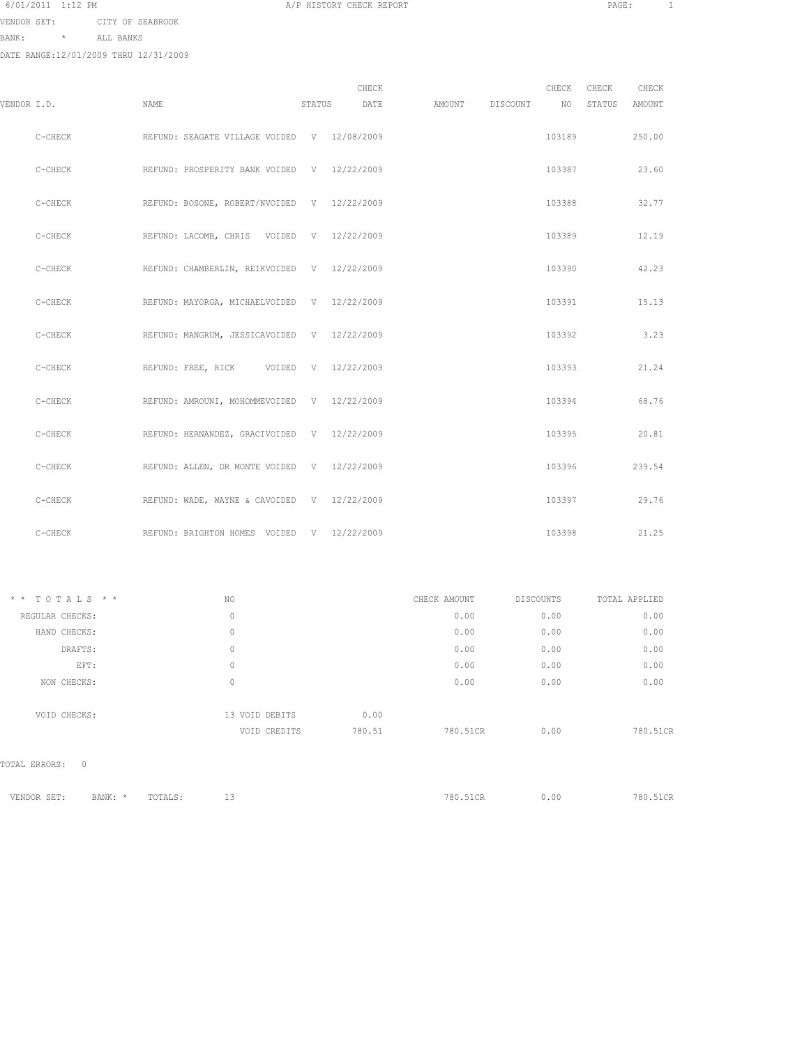6/01/2011 1:12 PM

A/P HISTORY CHECK REPORT

VENDOR SET: CITY OF SEABROOK

BANK: * ALL BANKS

DATE RANGE:12/01/2009 THRU 12/31/2009

| VENDOR I.D. | NAME | STATUS | CHECK DATE | AMOUNT | DISCOUNT | CHECK NO | CHECK STATUS | CHECK AMOUNT |
|---|---|---|---|---|---|---|---|---|
| C-CHECK | REFUND: SEAGATE VILLAGE VOIDED | V | 12/08/2009 | | | 103189 | | 250.00 |
| C-CHECK | REFUND: PROSPERITY BANK VOIDED | V | 12/22/2009 | | | 103387 | | 23.60 |
| C-CHECK | REFUND: BOSONE, ROBERT/NVOIDED | V | 12/22/2009 | | | 103388 | | 32.77 |
| C-CHECK | REFUND: LACOMB, CHRIS VOIDED | V | 12/22/2009 | | | 103389 | | 12.19 |
| C-CHECK | REFUND: CHAMBERLIN, REIKVOIDED | V | 12/22/2009 | | | 103390 | | 42.23 |
| C-CHECK | REFUND: MAYORGA, MICHAELVOIDED | V | 12/22/2009 | | | 103391 | | 15.13 |
| C-CHECK | REFUND: MANGRUM, JESSICAVOIDED | V | 12/22/2009 | | | 103392 | | 3.23 |
| C-CHECK | REFUND: FREE, RICK VOIDED | V | 12/22/2009 | | | 103393 | | 21.24 |
| C-CHECK | REFUND: AMROUNI, MOHOMMEVOIDED | V | 12/22/2009 | | | 103394 | | 68.76 |
| C-CHECK | REFUND: HERNANDEZ, GRACIVOIDED | V | 12/22/2009 | | | 103395 | | 20.81 |
| C-CHECK | REFUND: ALLEN, DR MONTE VOIDED | V | 12/22/2009 | | | 103396 | | 239.54 |
| C-CHECK | REFUND: WADE, WAYNE & CAVOIDED | V | 12/22/2009 | | | 103397 | | 29.76 |
| C-CHECK | REFUND: BRIGHTON HOMES VOIDED | V | 12/22/2009 | | | 103398 | | 21.25 |

| * * T O T A L S * * | NO | | | CHECK AMOUNT | DISCOUNTS | TOTAL APPLIED |
|---|---|---|---|---|---|---|
| REGULAR CHECKS: | 0 | | | 0.00 | 0.00 | 0.00 |
| HAND CHECKS: | 0 | | | 0.00 | 0.00 | 0.00 |
| DRAFTS: | 0 | | | 0.00 | 0.00 | 0.00 |
| EFT: | 0 | | | 0.00 | 0.00 | 0.00 |
| NON CHECKS: | 0 | | | 0.00 | 0.00 | 0.00 |
| VOID CHECKS: | 13 | VOID DEBITS | 0.00 | | | |
| | | VOID CREDITS | 780.51 | 780.51CR | 0.00 | 780.51CR |

TOTAL ERRORS: 0

| VENDOR SET: | BANK: * | TOTALS: | 13 | 780.51CR | 0.00 | 780.51CR |
|---|---|---|---|---|---|---|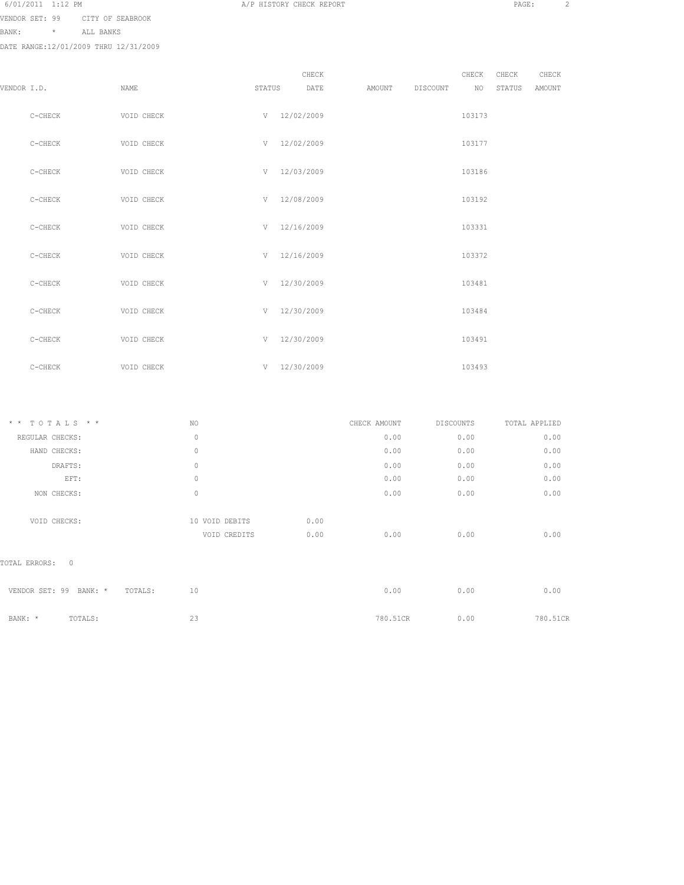6/01/2011 1:12 PM — A/P HISTORY CHECK REPORT

VENDOR SET: 99 CITY OF SEABROOK
BANK: * ALL BANKS
DATE RANGE:12/01/2009 THRU 12/31/2009

| VENDOR I.D. | NAME | STATUS | CHECK DATE | AMOUNT | DISCOUNT | CHECK NO | CHECK STATUS | CHECK AMOUNT |
|---|---|---|---|---|---|---|---|---|
| C-CHECK | VOID CHECK | V | 12/02/2009 | | | 103173 | | |
| C-CHECK | VOID CHECK | V | 12/02/2009 | | | 103177 | | |
| C-CHECK | VOID CHECK | V | 12/03/2009 | | | 103186 | | |
| C-CHECK | VOID CHECK | V | 12/08/2009 | | | 103192 | | |
| C-CHECK | VOID CHECK | V | 12/16/2009 | | | 103331 | | |
| C-CHECK | VOID CHECK | V | 12/16/2009 | | | 103372 | | |
| C-CHECK | VOID CHECK | V | 12/30/2009 | | | 103481 | | |
| C-CHECK | VOID CHECK | V | 12/30/2009 | | | 103484 | | |
| C-CHECK | VOID CHECK | V | 12/30/2009 | | | 103491 | | |
| C-CHECK | VOID CHECK | V | 12/30/2009 | | | 103493 | | |

| * * T O T A L S * * | NO | | | CHECK AMOUNT | DISCOUNTS | TOTAL APPLIED |
|---|---|---|---|---|---|---|
| REGULAR CHECKS: | 0 | | | 0.00 | 0.00 | 0.00 |
| HAND CHECKS: | 0 | | | 0.00 | 0.00 | 0.00 |
| DRAFTS: | 0 | | | 0.00 | 0.00 | 0.00 |
| EFT: | 0 | | | 0.00 | 0.00 | 0.00 |
| NON CHECKS: | 0 | | | 0.00 | 0.00 | 0.00 |
| VOID CHECKS: | 10 | VOID DEBITS | 0.00 | | | |
| | | VOID CREDITS | 0.00 | 0.00 | 0.00 | 0.00 |

TOTAL ERRORS: 0

| | NO | CHECK AMOUNT | DISCOUNTS | TOTAL APPLIED |
|---|---|---|---|---|
| VENDOR SET: 99 BANK: * TOTALS: | 10 | 0.00 | 0.00 | 0.00 |
| BANK: * TOTALS: | 23 | 780.51CR | 0.00 | 780.51CR |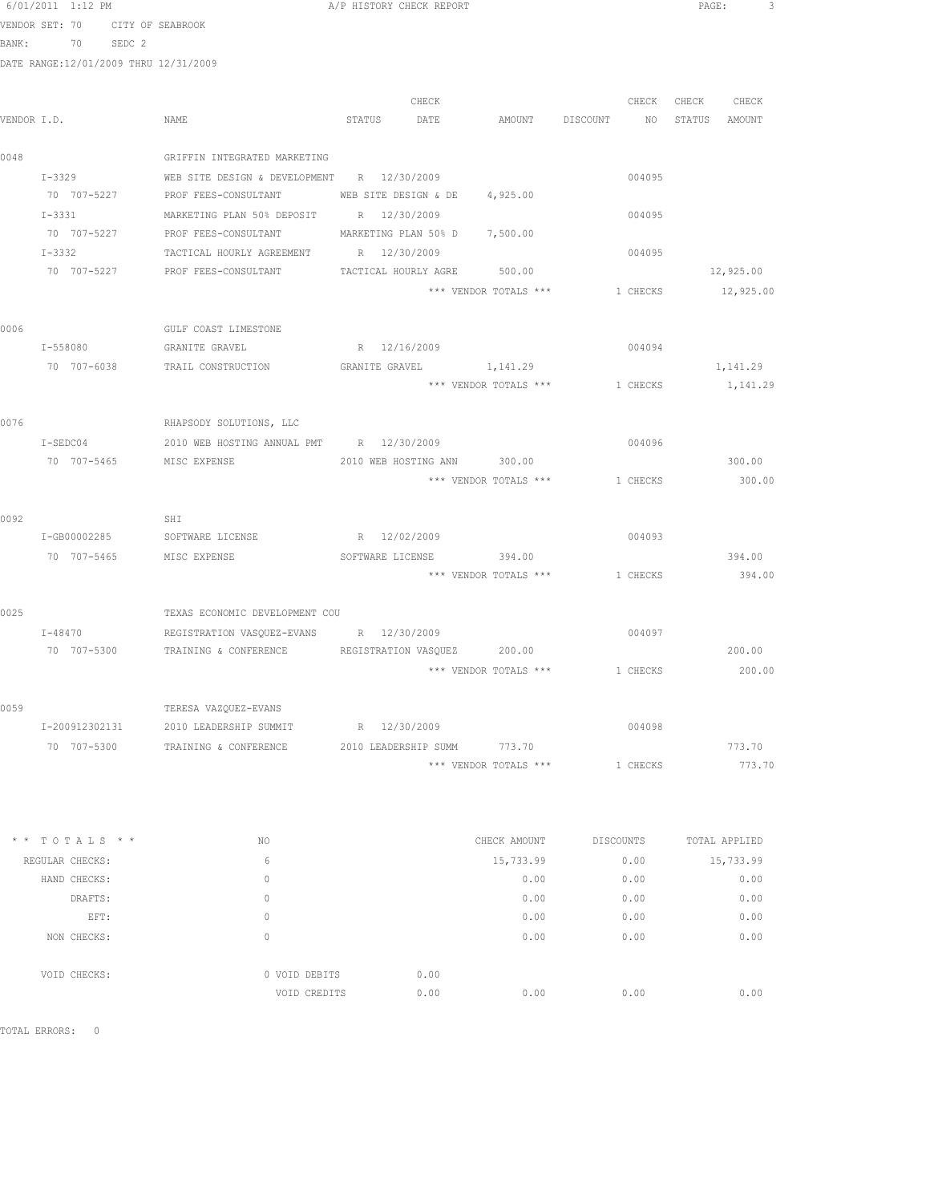6/01/2011 1:12 PM A/P HISTORY CHECK REPORT

VENDOR SET: 70 CITY OF SEABROOK
BANK: 70 SEDC 2
DATE RANGE:12/01/2009 THRU 12/31/2009

| VENDOR I.D. | NAME | STATUS | CHECK DATE | AMOUNT | DISCOUNT | CHECK NO | CHECK STATUS | CHECK AMOUNT |
|---|---|---|---|---|---|---|---|---|
| 0048 | GRIFFIN INTEGRATED MARKETING | | | | | | | |
| I-3329 | WEB SITE DESIGN & DEVELOPMENT | R | 12/30/2009 | | | 004095 | | |
| 70 707-5227 | PROF FEES-CONSULTANT | WEB SITE DESIGN & DE | | 4,925.00 | | | | |
| I-3331 | MARKETING PLAN 50% DEPOSIT | R | 12/30/2009 | | | 004095 | | |
| 70 707-5227 | PROF FEES-CONSULTANT | MARKETING PLAN 50% D | | 7,500.00 | | | | |
| I-3332 | TACTICAL HOURLY AGREEMENT | R | 12/30/2009 | | | 004095 | | |
| 70 707-5227 | PROF FEES-CONSULTANT | TACTICAL HOURLY AGRE | | 500.00 | | | | 12,925.00 |
| | | | | *** VENDOR TOTALS *** | | 1 CHECKS | | 12,925.00 |
| 0006 | GULF COAST LIMESTONE | | | | | | | |
| I-558080 | GRANITE GRAVEL | R | 12/16/2009 | | | 004094 | | |
| 70 707-6038 | TRAIL CONSTRUCTION | GRANITE GRAVEL | | 1,141.29 | | | | 1,141.29 |
| | | | | *** VENDOR TOTALS *** | | 1 CHECKS | | 1,141.29 |
| 0076 | RHAPSODY SOLUTIONS, LLC | | | | | | | |
| I-SEDC04 | 2010 WEB HOSTING ANNUAL PMT | R | 12/30/2009 | | | 004096 | | |
| 70 707-5465 | MISC EXPENSE | 2010 WEB HOSTING ANN | | 300.00 | | | | 300.00 |
| | | | | *** VENDOR TOTALS *** | | 1 CHECKS | | 300.00 |
| 0092 | SHI | | | | | | | |
| I-GB00002285 | SOFTWARE LICENSE | R | 12/02/2009 | | | 004093 | | |
| 70 707-5465 | MISC EXPENSE | SOFTWARE LICENSE | | 394.00 | | | | 394.00 |
| | | | | *** VENDOR TOTALS *** | | 1 CHECKS | | 394.00 |
| 0025 | TEXAS ECONOMIC DEVELOPMENT COU | | | | | | | |
| I-48470 | REGISTRATION VASQUEZ-EVANS | R | 12/30/2009 | | | 004097 | | |
| 70 707-5300 | TRAINING & CONFERENCE | REGISTRATION VASQUEZ | | 200.00 | | | | 200.00 |
| | | | | *** VENDOR TOTALS *** | | 1 CHECKS | | 200.00 |
| 0059 | TERESA VAZQUEZ-EVANS | | | | | | | |
| I-200912302131 | 2010 LEADERSHIP SUMMIT | R | 12/30/2009 | | | 004098 | | |
| 70 707-5300 | TRAINING & CONFERENCE | 2010 LEADERSHIP SUMM | | 773.70 | | | | 773.70 |
| | | | | *** VENDOR TOTALS *** | | 1 CHECKS | | 773.70 |

| * * TOTALS * * | NO | | CHECK AMOUNT | DISCOUNTS | TOTAL APPLIED |
|---|---|---|---|---|---|
| REGULAR CHECKS: | 6 | | 15,733.99 | 0.00 | 15,733.99 |
| HAND CHECKS: | 0 | | 0.00 | 0.00 | 0.00 |
| DRAFTS: | 0 | | 0.00 | 0.00 | 0.00 |
| EFT: | 0 | | 0.00 | 0.00 | 0.00 |
| NON CHECKS: | 0 | | 0.00 | 0.00 | 0.00 |
| VOID CHECKS: | 0 VOID DEBITS | 0.00 | | | |
| | VOID CREDITS | 0.00 | 0.00 | 0.00 | 0.00 |

TOTAL ERRORS: 0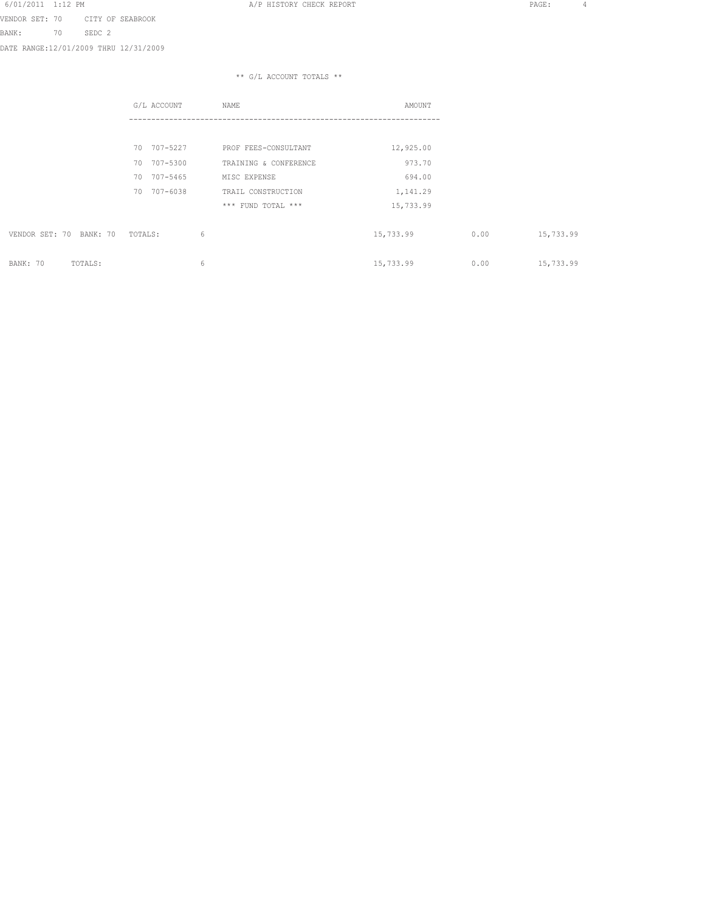VENDOR SET: 70 CITY OF SEABROOK
BANK: 70 SEDC 2
DATE RANGE:12/01/2009 THRU 12/31/2009

** G/L ACCOUNT TOTALS **

| G/L ACCOUNT | NAME | AMOUNT |
|---|---|---|
| 70 707-5227 | PROF FEES-CONSULTANT | 12,925.00 |
| 70 707-5300 | TRAINING & CONFERENCE | 973.70 |
| 70 707-5465 | MISC EXPENSE | 694.00 |
| 70 707-6038 | TRAIL CONSTRUCTION | 1,141.29 |
| | *** FUND TOTAL *** | 15,733.99 |

| | | | | |
|---|---|---|---|---|
| VENDOR SET: 70 BANK: 70 TOTALS: | 6 | 15,733.99 | 0.00 | 15,733.99 |
| BANK: 70 TOTALS: | 6 | 15,733.99 | 0.00 | 15,733.99 |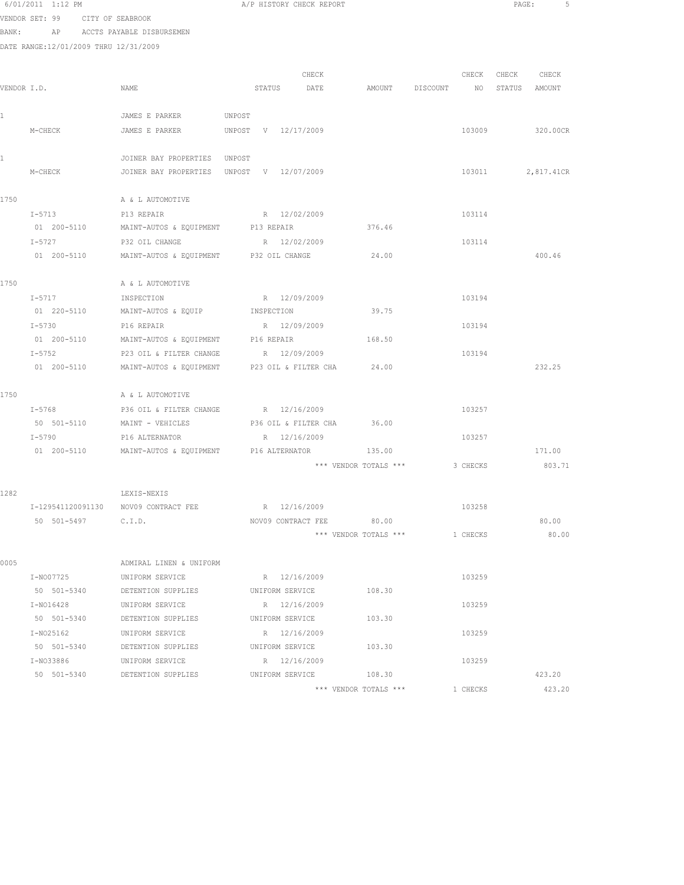6/01/2011 1:12 PM A/P HISTORY CHECK REPORT

VENDOR SET: 99 CITY OF SEABROOK
BANK: AP ACCTS PAYABLE DISBURSEMEN
DATE RANGE:12/01/2009 THRU 12/31/2009

| VENDOR I.D. | NAME | STATUS | CHECK DATE | AMOUNT | DISCOUNT | CHECK NO | CHECK STATUS | CHECK AMOUNT |
|---|---|---|---|---|---|---|---|---|
| 1 | JAMES E PARKER | UNPOST | | | | | | |
| M-CHECK | JAMES E PARKER | UNPOST V | 12/17/2009 | | | 103009 | | 320.00CR |
| 1 | JOINER BAY PROPERTIES | UNPOST | | | | | | |
| M-CHECK | JOINER BAY PROPERTIES | UNPOST V | 12/07/2009 | | | 103011 | | 2,817.41CR |
| 1750 | A & L AUTOMOTIVE | | | | | | | |
| I-5713 | P13 REPAIR | R | 12/02/2009 | | | 103114 | | |
| 01 200-5110 | MAINT-AUTOS & EQUIPMENT | P13 REPAIR | | 376.46 | | | | |
| I-5727 | P32 OIL CHANGE | R | 12/02/2009 | | | 103114 | | |
| 01 200-5110 | MAINT-AUTOS & EQUIPMENT | P32 OIL CHANGE | | 24.00 | | | | 400.46 |
| 1750 | A & L AUTOMOTIVE | | | | | | | |
| I-5717 | INSPECTION | R | 12/09/2009 | | | 103194 | | |
| 01 220-5110 | MAINT-AUTOS & EQUIP | INSPECTION | | 39.75 | | | | |
| I-5730 | P16 REPAIR | R | 12/09/2009 | | | 103194 | | |
| 01 200-5110 | MAINT-AUTOS & EQUIPMENT | P16 REPAIR | | 168.50 | | | | |
| I-5752 | P23 OIL & FILTER CHANGE | R | 12/09/2009 | | | 103194 | | |
| 01 200-5110 | MAINT-AUTOS & EQUIPMENT | P23 OIL & FILTER CHA | | 24.00 | | | | 232.25 |
| 1750 | A & L AUTOMOTIVE | | | | | | | |
| I-5768 | P36 OIL & FILTER CHANGE | R | 12/16/2009 | | | 103257 | | |
| 50 501-5110 | MAINT - VEHICLES | P36 OIL & FILTER CHA | | 36.00 | | | | |
| I-5790 | P16 ALTERNATOR | R | 12/16/2009 | | | 103257 | | |
| 01 200-5110 | MAINT-AUTOS & EQUIPMENT | P16 ALTERNATOR | | 135.00 | | | | 171.00 |
| | | | | *** VENDOR TOTALS *** | | 3 CHECKS | | 803.71 |
| 1282 | LEXIS-NEXIS | | | | | | | |
| I-129541120091130 | NOV09 CONTRACT FEE | R | 12/16/2009 | | | 103258 | | |
| 50 501-5497 | C.I.D. | NOV09 CONTRACT FEE | | 80.00 | | | | 80.00 |
| | | | | *** VENDOR TOTALS *** | | 1 CHECKS | | 80.00 |
| 0005 | ADMIRAL LINEN & UNIFORM | | | | | | | |
| I-NO07725 | UNIFORM SERVICE | R | 12/16/2009 | | | 103259 | | |
| 50 501-5340 | DETENTION SUPPLIES | UNIFORM SERVICE | | 108.30 | | | | |
| I-NO16428 | UNIFORM SERVICE | R | 12/16/2009 | | | 103259 | | |
| 50 501-5340 | DETENTION SUPPLIES | UNIFORM SERVICE | | 103.30 | | | | |
| I-NO25162 | UNIFORM SERVICE | R | 12/16/2009 | | | 103259 | | |
| 50 501-5340 | DETENTION SUPPLIES | UNIFORM SERVICE | | 103.30 | | | | |
| I-NO33886 | UNIFORM SERVICE | R | 12/16/2009 | | | 103259 | | |
| 50 501-5340 | DETENTION SUPPLIES | UNIFORM SERVICE | | 108.30 | | | | 423.20 |
| | | | | *** VENDOR TOTALS *** | | 1 CHECKS | | 423.20 |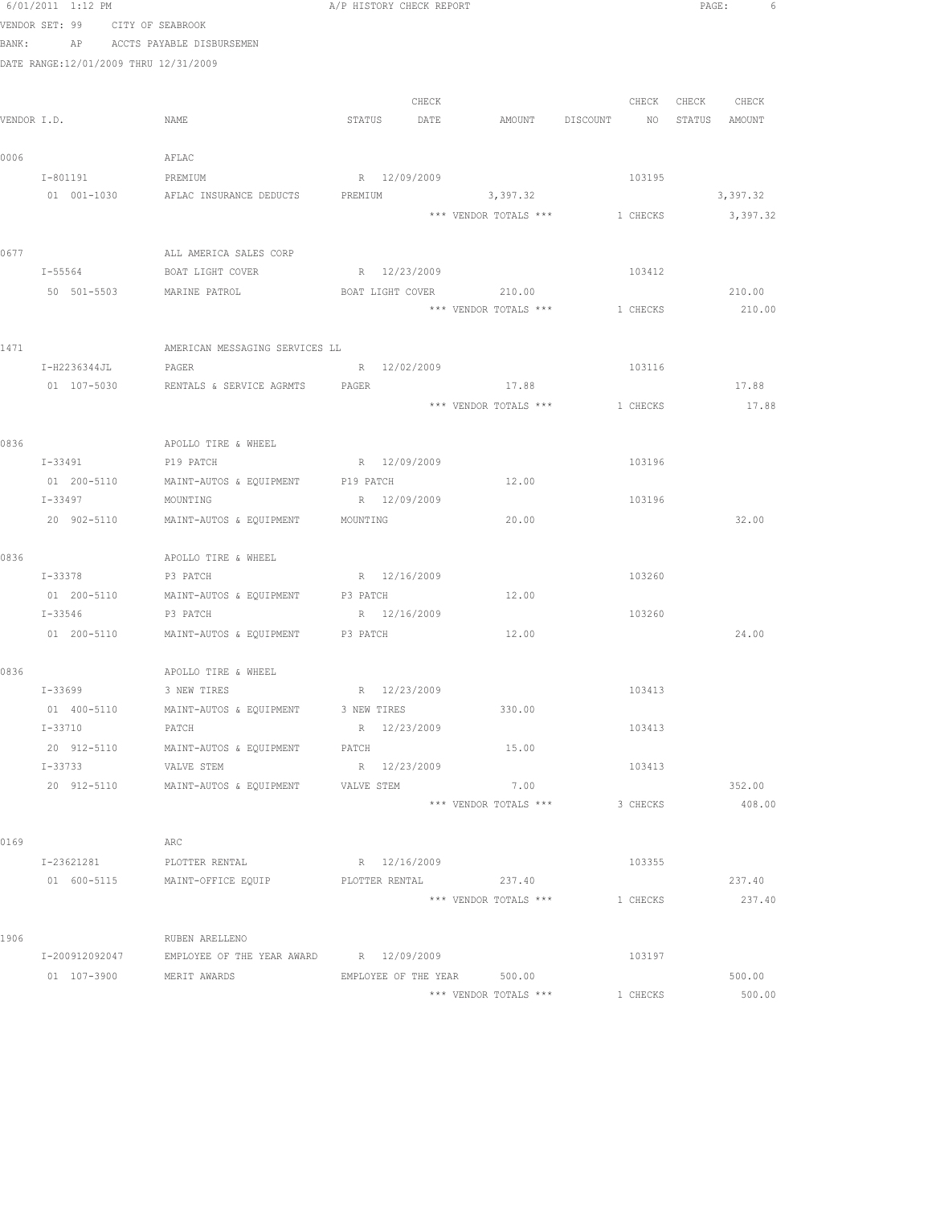6/01/2011 1:12 PM A/P HISTORY CHECK REPORT

VENDOR SET: 99 CITY OF SEABROOK
BANK: AP ACCTS PAYABLE DISBURSEMEN
DATE RANGE:12/01/2009 THRU 12/31/2009

| VENDOR I.D. | NAME | STATUS | CHECK DATE | AMOUNT | DISCOUNT | CHECK NO | CHECK STATUS | CHECK AMOUNT |
|---|---|---|---|---|---|---|---|---|
| 0006 | AFLAC | | | | | | | |
| I-801191 | PREMIUM | R | 12/09/2009 | | | 103195 | | |
| 01 001-1030 | AFLAC INSURANCE DEDUCTS | PREMIUM | | 3,397.32 | | | | 3,397.32 |
| | | | | *** VENDOR TOTALS *** | | 1 CHECKS | | 3,397.32 |
| 0677 | ALL AMERICA SALES CORP | | | | | | | |
| I-55564 | BOAT LIGHT COVER | R | 12/23/2009 | | | 103412 | | |
| 50 501-5503 | MARINE PATROL | BOAT LIGHT COVER | | 210.00 | | | | 210.00 |
| | | | | *** VENDOR TOTALS *** | | 1 CHECKS | | 210.00 |
| 1471 | AMERICAN MESSAGING SERVICES LL | | | | | | | |
| I-H2236344JL | PAGER | R | 12/02/2009 | | | 103116 | | |
| 01 107-5030 | RENTALS & SERVICE AGRMTS | PAGER | | 17.88 | | | | 17.88 |
| | | | | *** VENDOR TOTALS *** | | 1 CHECKS | | 17.88 |
| 0836 | APOLLO TIRE & WHEEL | | | | | | | |
| I-33491 | P19 PATCH | R | 12/09/2009 | | | 103196 | | |
| 01 200-5110 | MAINT-AUTOS & EQUIPMENT | P19 PATCH | | 12.00 | | | | |
| I-33497 | MOUNTING | R | 12/09/2009 | | | 103196 | | |
| 20 902-5110 | MAINT-AUTOS & EQUIPMENT | MOUNTING | | 20.00 | | | | 32.00 |
| 0836 | APOLLO TIRE & WHEEL | | | | | | | |
| I-33378 | P3 PATCH | R | 12/16/2009 | | | 103260 | | |
| 01 200-5110 | MAINT-AUTOS & EQUIPMENT | P3 PATCH | | 12.00 | | | | |
| I-33546 | P3 PATCH | R | 12/16/2009 | | | 103260 | | |
| 01 200-5110 | MAINT-AUTOS & EQUIPMENT | P3 PATCH | | 12.00 | | | | 24.00 |
| 0836 | APOLLO TIRE & WHEEL | | | | | | | |
| I-33699 | 3 NEW TIRES | R | 12/23/2009 | | | 103413 | | |
| 01 400-5110 | MAINT-AUTOS & EQUIPMENT | 3 NEW TIRES | | 330.00 | | | | |
| I-33710 | PATCH | R | 12/23/2009 | | | 103413 | | |
| 20 912-5110 | MAINT-AUTOS & EQUIPMENT | PATCH | | 15.00 | | | | |
| I-33733 | VALVE STEM | R | 12/23/2009 | | | 103413 | | |
| 20 912-5110 | MAINT-AUTOS & EQUIPMENT | VALVE STEM | | 7.00 | | | | 352.00 |
| | | | | *** VENDOR TOTALS *** | | 3 CHECKS | | 408.00 |
| 0169 | ARC | | | | | | | |
| I-23621281 | PLOTTER RENTAL | R | 12/16/2009 | | | 103355 | | |
| 01 600-5115 | MAINT-OFFICE EQUIP | PLOTTER RENTAL | | 237.40 | | | | 237.40 |
| | | | | *** VENDOR TOTALS *** | | 1 CHECKS | | 237.40 |
| 1906 | RUBEN ARELLENO | | | | | | | |
| I-200912092047 | EMPLOYEE OF THE YEAR AWARD | R | 12/09/2009 | | | 103197 | | |
| 01 107-3900 | MERIT AWARDS | EMPLOYEE OF THE YEAR | | 500.00 | | | | 500.00 |
| | | | | *** VENDOR TOTALS *** | | 1 CHECKS | | 500.00 |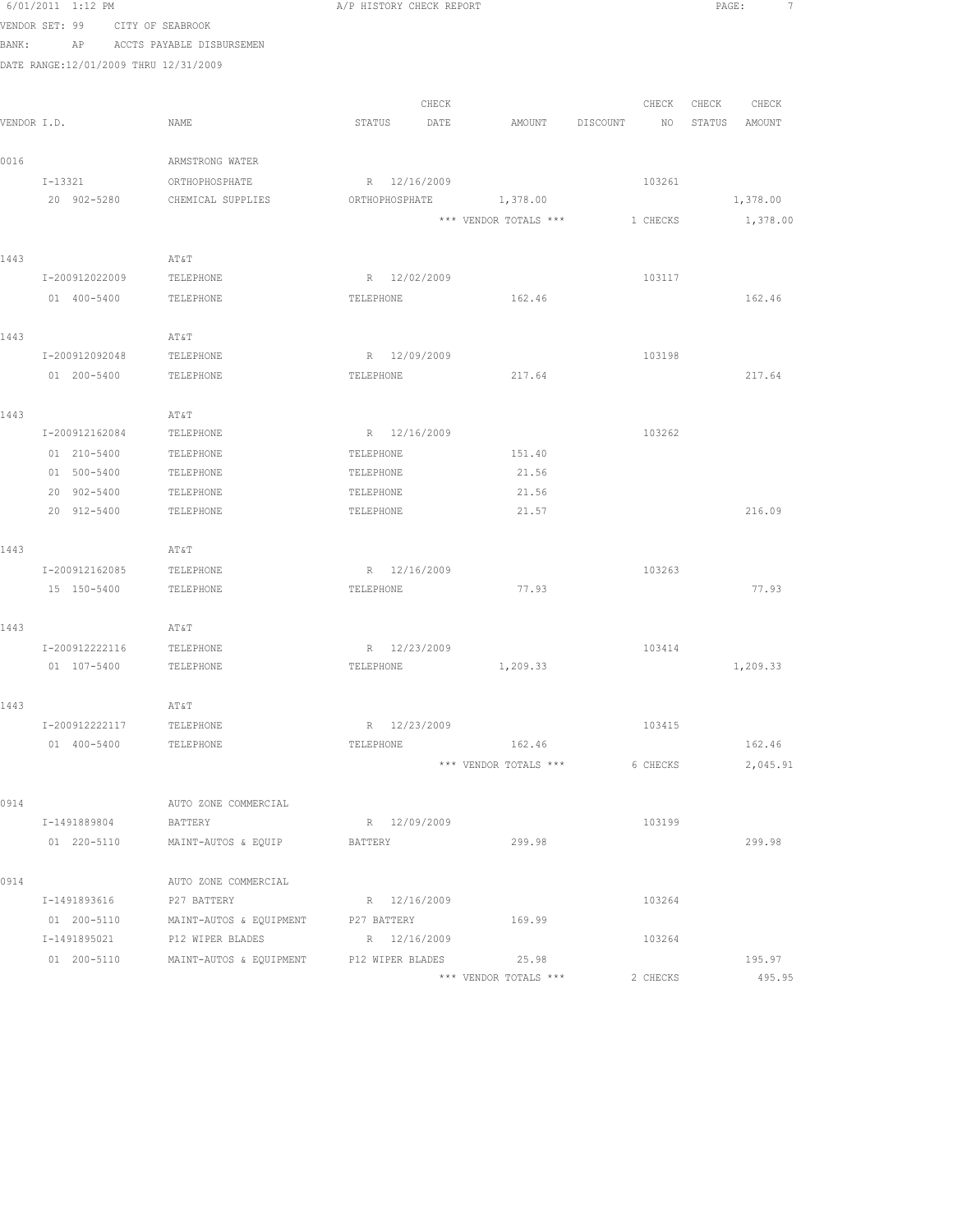6/01/2011 1:12 PM A/P HISTORY CHECK REPORT

VENDOR SET: 99 CITY OF SEABROOK
BANK: AP ACCTS PAYABLE DISBURSEMEN
DATE RANGE:12/01/2009 THRU 12/31/2009

| VENDOR I.D. | NAME | STATUS | CHECK DATE | AMOUNT | DISCOUNT | CHECK NO | CHECK STATUS | CHECK AMOUNT |
|---|---|---|---|---|---|---|---|---|
| 0016 | ARMSTRONG WATER | | | | | | | |
| I-13321 | ORTHOPHOSPHATE | R | 12/16/2009 | | | 103261 | | |
| 20 902-5280 | CHEMICAL SUPPLIES | ORTHOPHOSPHATE | | 1,378.00 | | | | 1,378.00 |
| | | | | *** VENDOR TOTALS *** | | 1 CHECKS | | 1,378.00 |
| 1443 | AT&T | | | | | | | |
| I-200912022009 | TELEPHONE | R | 12/02/2009 | | | 103117 | | |
| 01 400-5400 | TELEPHONE | TELEPHONE | | 162.46 | | | | 162.46 |
| 1443 | AT&T | | | | | | | |
| I-200912092048 | TELEPHONE | R | 12/09/2009 | | | 103198 | | |
| 01 200-5400 | TELEPHONE | TELEPHONE | | 217.64 | | | | 217.64 |
| 1443 | AT&T | | | | | | | |
| I-200912162084 | TELEPHONE | R | 12/16/2009 | | | 103262 | | |
| 01 210-5400 | TELEPHONE | TELEPHONE | | 151.40 | | | | |
| 01 500-5400 | TELEPHONE | TELEPHONE | | 21.56 | | | | |
| 20 902-5400 | TELEPHONE | TELEPHONE | | 21.56 | | | | |
| 20 912-5400 | TELEPHONE | TELEPHONE | | 21.57 | | | | 216.09 |
| 1443 | AT&T | | | | | | | |
| I-200912162085 | TELEPHONE | R | 12/16/2009 | | | 103263 | | |
| 15 150-5400 | TELEPHONE | TELEPHONE | | 77.93 | | | | 77.93 |
| 1443 | AT&T | | | | | | | |
| I-200912222116 | TELEPHONE | R | 12/23/2009 | | | 103414 | | |
| 01 107-5400 | TELEPHONE | TELEPHONE | | 1,209.33 | | | | 1,209.33 |
| 1443 | AT&T | | | | | | | |
| I-200912222117 | TELEPHONE | R | 12/23/2009 | | | 103415 | | |
| 01 400-5400 | TELEPHONE | TELEPHONE | | 162.46 | | | | 162.46 |
| | | | | *** VENDOR TOTALS *** | | 6 CHECKS | | 2,045.91 |
| 0914 | AUTO ZONE COMMERCIAL | | | | | | | |
| I-1491889804 | BATTERY | R | 12/09/2009 | | | 103199 | | |
| 01 220-5110 | MAINT-AUTOS & EQUIP | BATTERY | | 299.98 | | | | 299.98 |
| 0914 | AUTO ZONE COMMERCIAL | | | | | | | |
| I-1491893616 | P27 BATTERY | R | 12/16/2009 | | | 103264 | | |
| 01 200-5110 | MAINT-AUTOS & EQUIPMENT | P27 BATTERY | | 169.99 | | | | |
| I-1491895021 | P12 WIPER BLADES | R | 12/16/2009 | | | 103264 | | |
| 01 200-5110 | MAINT-AUTOS & EQUIPMENT | P12 WIPER BLADES | | 25.98 | | | | 195.97 |
| | | | | *** VENDOR TOTALS *** | | 2 CHECKS | | 495.95 |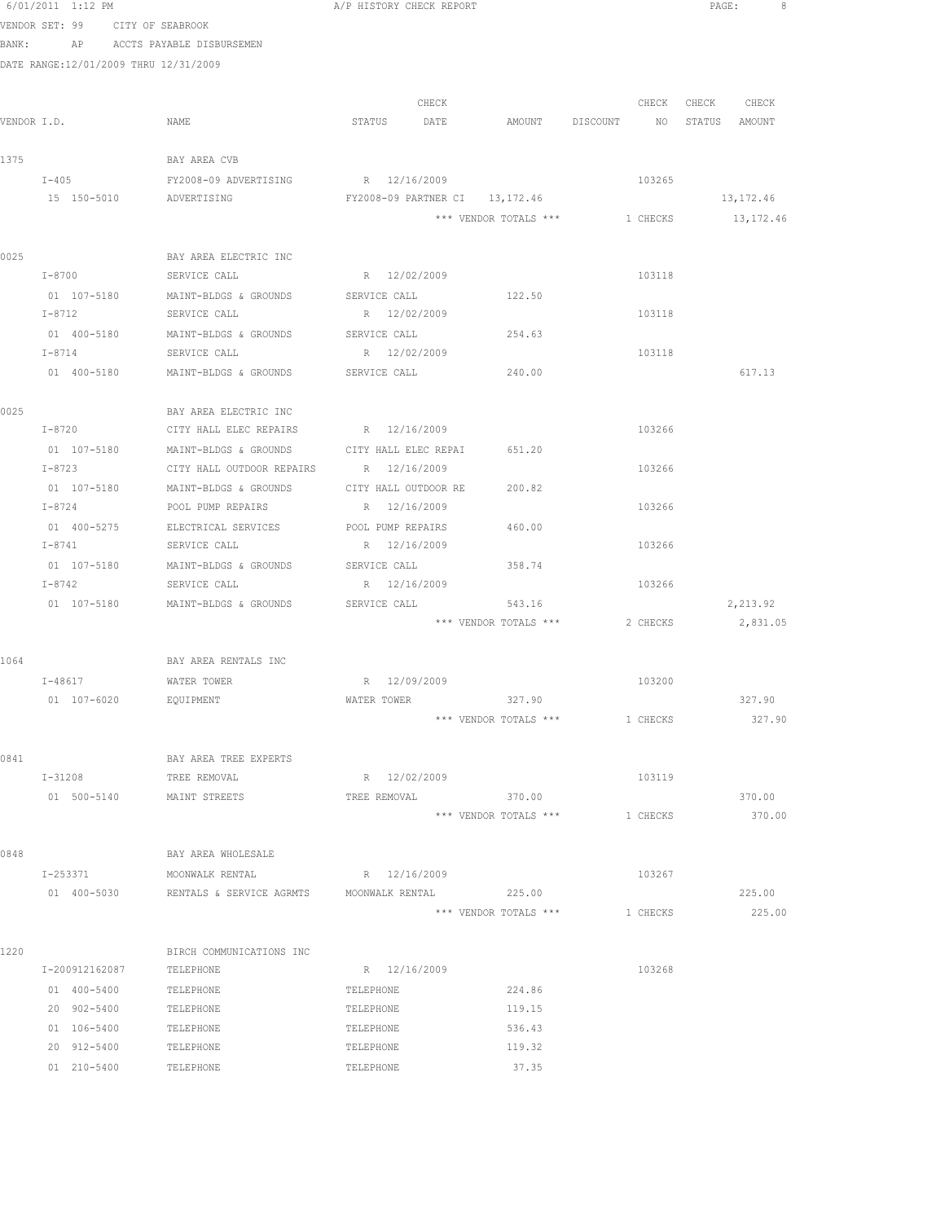6/01/2011 1:12 PM A/P HISTORY CHECK REPORT

VENDOR SET: 99 CITY OF SEABROOK

BANK: AP ACCTS PAYABLE DISBURSEMEN

DATE RANGE:12/01/2009 THRU 12/31/2009

| VENDOR I.D. | NAME | STATUS | CHECK DATE | AMOUNT | DISCOUNT | CHECK NO | CHECK STATUS | CHECK AMOUNT |
|---|---|---|---|---|---|---|---|---|
| 1375 | BAY AREA CVB | | | | | | | |
| I-405 | FY2008-09 ADVERTISING | R | 12/16/2009 | | | 103265 | | |
| 15 150-5010 | ADVERTISING | FY2008-09 PARTNER CI | | 13,172.46 | | | | 13,172.46 |
| | | | | *** VENDOR TOTALS *** | | 1 CHECKS | | 13,172.46 |
| 0025 | BAY AREA ELECTRIC INC | | | | | | | |
| I-8700 | SERVICE CALL | R | 12/02/2009 | | | 103118 | | |
| 01 107-5180 | MAINT-BLDGS & GROUNDS | SERVICE CALL | | 122.50 | | | | |
| I-8712 | SERVICE CALL | R | 12/02/2009 | | | 103118 | | |
| 01 400-5180 | MAINT-BLDGS & GROUNDS | SERVICE CALL | | 254.63 | | | | |
| I-8714 | SERVICE CALL | R | 12/02/2009 | | | 103118 | | |
| 01 400-5180 | MAINT-BLDGS & GROUNDS | SERVICE CALL | | 240.00 | | | | 617.13 |
| 0025 | BAY AREA ELECTRIC INC | | | | | | | |
| I-8720 | CITY HALL ELEC REPAIRS | R | 12/16/2009 | | | 103266 | | |
| 01 107-5180 | MAINT-BLDGS & GROUNDS | CITY HALL ELEC REPAI | | 651.20 | | | | |
| I-8723 | CITY HALL OUTDOOR REPAIRS | R | 12/16/2009 | | | 103266 | | |
| 01 107-5180 | MAINT-BLDGS & GROUNDS | CITY HALL OUTDOOR RE | | 200.82 | | | | |
| I-8724 | POOL PUMP REPAIRS | R | 12/16/2009 | | | 103266 | | |
| 01 400-5275 | ELECTRICAL SERVICES | POOL PUMP REPAIRS | | 460.00 | | | | |
| I-8741 | SERVICE CALL | R | 12/16/2009 | | | 103266 | | |
| 01 107-5180 | MAINT-BLDGS & GROUNDS | SERVICE CALL | | 358.74 | | | | |
| I-8742 | SERVICE CALL | R | 12/16/2009 | | | 103266 | | |
| 01 107-5180 | MAINT-BLDGS & GROUNDS | SERVICE CALL | | 543.16 | | | | 2,213.92 |
| | | | | *** VENDOR TOTALS *** | | 2 CHECKS | | 2,831.05 |
| 1064 | BAY AREA RENTALS INC | | | | | | | |
| I-48617 | WATER TOWER | R | 12/09/2009 | | | 103200 | | |
| 01 107-6020 | EQUIPMENT | WATER TOWER | | 327.90 | | | | 327.90 |
| | | | | *** VENDOR TOTALS *** | | 1 CHECKS | | 327.90 |
| 0841 | BAY AREA TREE EXPERTS | | | | | | | |
| I-31208 | TREE REMOVAL | R | 12/02/2009 | | | 103119 | | |
| 01 500-5140 | MAINT STREETS | TREE REMOVAL | | 370.00 | | | | 370.00 |
| | | | | *** VENDOR TOTALS *** | | 1 CHECKS | | 370.00 |
| 0848 | BAY AREA WHOLESALE | | | | | | | |
| I-253371 | MOONWALK RENTAL | R | 12/16/2009 | | | 103267 | | |
| 01 400-5030 | RENTALS & SERVICE AGRMTS | MOONWALK RENTAL | | 225.00 | | | | 225.00 |
| | | | | *** VENDOR TOTALS *** | | 1 CHECKS | | 225.00 |
| 1220 | BIRCH COMMUNICATIONS INC | | | | | | | |
| I-200912162087 | TELEPHONE | R | 12/16/2009 | | | 103268 | | |
| 01 400-5400 | TELEPHONE | TELEPHONE | | 224.86 | | | | |
| 20 902-5400 | TELEPHONE | TELEPHONE | | 119.15 | | | | |
| 01 106-5400 | TELEPHONE | TELEPHONE | | 536.43 | | | | |
| 20 912-5400 | TELEPHONE | TELEPHONE | | 119.32 | | | | |
| 01 210-5400 | TELEPHONE | TELEPHONE | | 37.35 | | | | |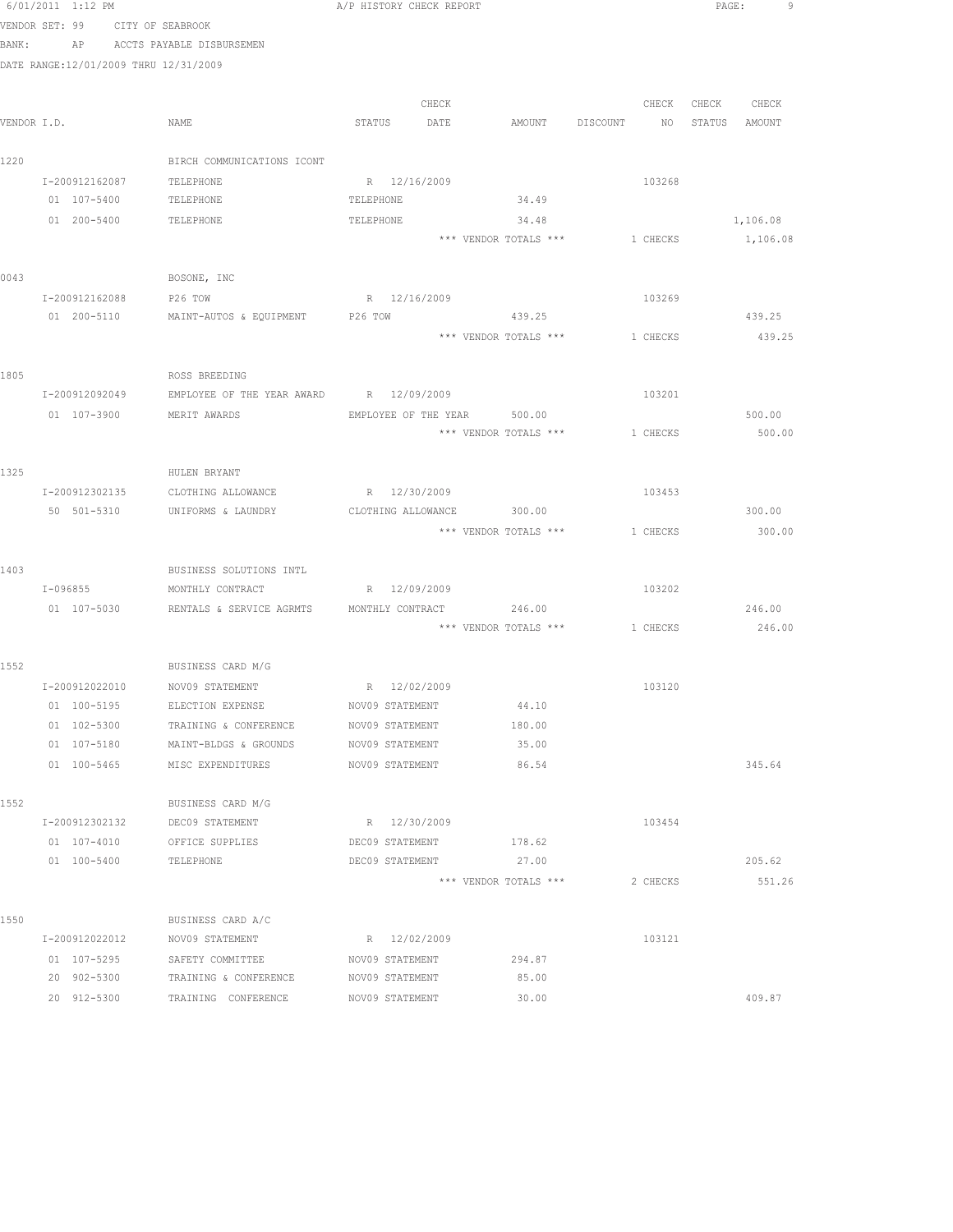VENDOR SET: 99 CITY OF SEABROOK
BANK: AP ACCTS PAYABLE DISBURSEMEN
DATE RANGE:12/01/2009 THRU 12/31/2009

| VENDOR I.D. | NAME | STATUS | CHECK DATE | AMOUNT | DISCOUNT | CHECK NO | CHECK STATUS | CHECK AMOUNT |
|---|---|---|---|---|---|---|---|---|
| 1220 | BIRCH COMMUNICATIONS ICONT | | | | | | | |
| I-200912162087 | TELEPHONE | R | 12/16/2009 | | | 103268 | | |
| 01 107-5400 | TELEPHONE | TELEPHONE | | 34.49 | | | | |
| 01 200-5400 | TELEPHONE | TELEPHONE | | 34.48 | | | | 1,106.08 |
| | | | | *** VENDOR TOTALS *** | | 1 CHECKS | | 1,106.08 |
| 0043 | BOSONE, INC | | | | | | | |
| I-200912162088 | P26 TOW | R | 12/16/2009 | | | 103269 | | |
| 01 200-5110 | MAINT-AUTOS & EQUIPMENT | P26 TOW | | 439.25 | | | | 439.25 |
| | | | | *** VENDOR TOTALS *** | | 1 CHECKS | | 439.25 |
| 1805 | ROSS BREEDING | | | | | | | |
| I-200912092049 | EMPLOYEE OF THE YEAR AWARD | R | 12/09/2009 | | | 103201 | | |
| 01 107-3900 | MERIT AWARDS | EMPLOYEE OF THE YEAR | | 500.00 | | | | 500.00 |
| | | | | *** VENDOR TOTALS *** | | 1 CHECKS | | 500.00 |
| 1325 | HULEN BRYANT | | | | | | | |
| I-200912302135 | CLOTHING ALLOWANCE | R | 12/30/2009 | | | 103453 | | |
| 50 501-5310 | UNIFORMS & LAUNDRY | CLOTHING ALLOWANCE | | 300.00 | | | | 300.00 |
| | | | | *** VENDOR TOTALS *** | | 1 CHECKS | | 300.00 |
| 1403 | BUSINESS SOLUTIONS INTL | | | | | | | |
| I-096855 | MONTHLY CONTRACT | R | 12/09/2009 | | | 103202 | | |
| 01 107-5030 | RENTALS & SERVICE AGRMTS | MONTHLY CONTRACT | | 246.00 | | | | 246.00 |
| | | | | *** VENDOR TOTALS *** | | 1 CHECKS | | 246.00 |
| 1552 | BUSINESS CARD M/G | | | | | | | |
| I-200912022010 | NOV09 STATEMENT | R | 12/02/2009 | | | 103120 | | |
| 01 100-5195 | ELECTION EXPENSE | NOV09 STATEMENT | | 44.10 | | | | |
| 01 102-5300 | TRAINING & CONFERENCE | NOV09 STATEMENT | | 180.00 | | | | |
| 01 107-5180 | MAINT-BLDGS & GROUNDS | NOV09 STATEMENT | | 35.00 | | | | |
| 01 100-5465 | MISC EXPENDITURES | NOV09 STATEMENT | | 86.54 | | | | 345.64 |
| 1552 | BUSINESS CARD M/G | | | | | | | |
| I-200912302132 | DEC09 STATEMENT | R | 12/30/2009 | | | 103454 | | |
| 01 107-4010 | OFFICE SUPPLIES | DEC09 STATEMENT | | 178.62 | | | | |
| 01 100-5400 | TELEPHONE | DEC09 STATEMENT | | 27.00 | | | | 205.62 |
| | | | | *** VENDOR TOTALS *** | | 2 CHECKS | | 551.26 |
| 1550 | BUSINESS CARD A/C | | | | | | | |
| I-200912022012 | NOV09 STATEMENT | R | 12/02/2009 | | | 103121 | | |
| 01 107-5295 | SAFETY COMMITTEE | NOV09 STATEMENT | | 294.87 | | | | |
| 20 902-5300 | TRAINING & CONFERENCE | NOV09 STATEMENT | | 85.00 | | | | |
| 20 912-5300 | TRAINING CONFERENCE | NOV09 STATEMENT | | 30.00 | | | | 409.87 |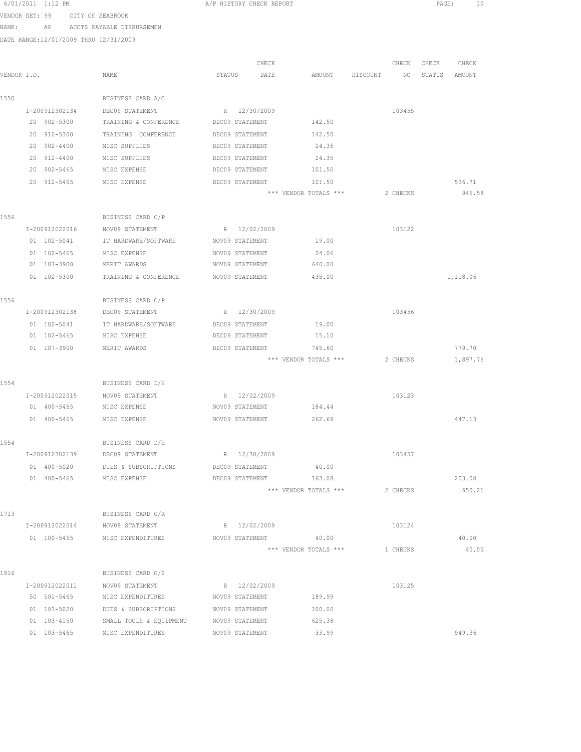A/P HISTORY CHECK REPORT

VENDOR SET: 99 CITY OF SEABROOK
BANK: AP ACCTS PAYABLE DISBURSEMEN
DATE RANGE:12/01/2009 THRU 12/31/2009

| VENDOR I.D. | NAME | STATUS | CHECK DATE | AMOUNT | DISCOUNT | CHECK NO | CHECK STATUS | CHECK AMOUNT |
|---|---|---|---|---|---|---|---|---|
| 1550 | BUSINESS CARD A/C | | | | | | | |
| I-200912302134 | DEC09 STATEMENT | R | 12/30/2009 | | | 103455 | | |
| 20 902-5300 | TRAINING & CONFERENCE | DEC09 STATEMENT | | 142.50 | | | | |
| 20 912-5300 | TRAINING CONFERENCE | DEC09 STATEMENT | | 142.50 | | | | |
| 20 902-4400 | MISC SUPPLIES | DEC09 STATEMENT | | 24.36 | | | | |
| 20 912-4400 | MISC SUPPLIES | DEC09 STATEMENT | | 24.35 | | | | |
| 20 902-5465 | MISC EXPENSE | DEC09 STATEMENT | | 101.50 | | | | |
| 20 912-5465 | MISC EXPENSE | DEC09 STATEMENT | | 101.50 | | | | 536.71 |
| | | | | *** VENDOR TOTALS *** | | 2 CHECKS | | 946.58 |
| 1556 | BUSINESS CARD C/P | | | | | | | |
| I-200912022016 | NOV09 STATEMENT | R | 12/02/2009 | | | 103122 | | |
| 01 102-5041 | IT HARDWARE/SOFTWARE | NOV09 STATEMENT | | 19.00 | | | | |
| 01 102-5465 | MISC EXPENSE | NOV09 STATEMENT | | 24.06 | | | | |
| 01 107-3900 | MERIT AWARDS | NOV09 STATEMENT | | 640.00 | | | | |
| 01 102-5300 | TRAINING & CONFERENCE | NOV09 STATEMENT | | 435.00 | | | | 1,118.06 |
| 1556 | BUSINESS CARD C/P | | | | | | | |
| I-200912302138 | DEC09 STATEMENT | R | 12/30/2009 | | | 103456 | | |
| 01 102-5041 | IT HARDWARE/SOFTWARE | DEC09 STATEMENT | | 19.00 | | | | |
| 01 102-5465 | MISC EXPENSE | DEC09 STATEMENT | | 15.10 | | | | |
| 01 107-3900 | MERIT AWARDS | DEC09 STATEMENT | | 745.60 | | | | 779.70 |
| | | | | *** VENDOR TOTALS *** | | 2 CHECKS | | 1,897.76 |
| 1554 | BUSINESS CARD D/H | | | | | | | |
| I-200912022015 | NOV09 STATEMENT | R | 12/02/2009 | | | 103123 | | |
| 01 400-5465 | MISC EXPENSE | NOV09 STATEMENT | | 184.44 | | | | |
| 01 400-5465 | MISC EXPENSE | NOV09 STATEMENT | | 262.69 | | | | 447.13 |
| 1554 | BUSINESS CARD D/H | | | | | | | |
| I-200912302139 | DEC09 STATEMENT | R | 12/30/2009 | | | 103457 | | |
| 01 400-5020 | DUES & SUBSCRIPTIONS | DEC09 STATEMENT | | 40.00 | | | | |
| 01 400-5465 | MISC EXPENSE | DEC09 STATEMENT | | 163.08 | | | | 203.08 |
| | | | | *** VENDOR TOTALS *** | | 2 CHECKS | | 650.21 |
| 1713 | BUSINESS CARD G/R | | | | | | | |
| I-200912022014 | NOV09 STATEMENT | R | 12/02/2009 | | | 103124 | | |
| 01 100-5465 | MISC EXPENDITURES | NOV09 STATEMENT | | 40.00 | | | | 40.00 |
| | | | | *** VENDOR TOTALS *** | | 1 CHECKS | | 40.00 |
| 1816 | BUSINESS CARD G/S | | | | | | | |
| I-200912022011 | NOV09 STATEMENT | R | 12/02/2009 | | | 103125 | | |
| 50 501-5465 | MISC EXPENDITURES | NOV09 STATEMENT | | 189.99 | | | | |
| 01 103-5020 | DUES & SUBSCRIPTIONS | NOV09 STATEMENT | | 100.00 | | | | |
| 01 103-4150 | SMALL TOOLS & EQUIPMENT | NOV09 STATEMENT | | 625.38 | | | | |
| 01 103-5465 | MISC EXPENDITURES | NOV09 STATEMENT | | 33.99 | | | | 949.36 |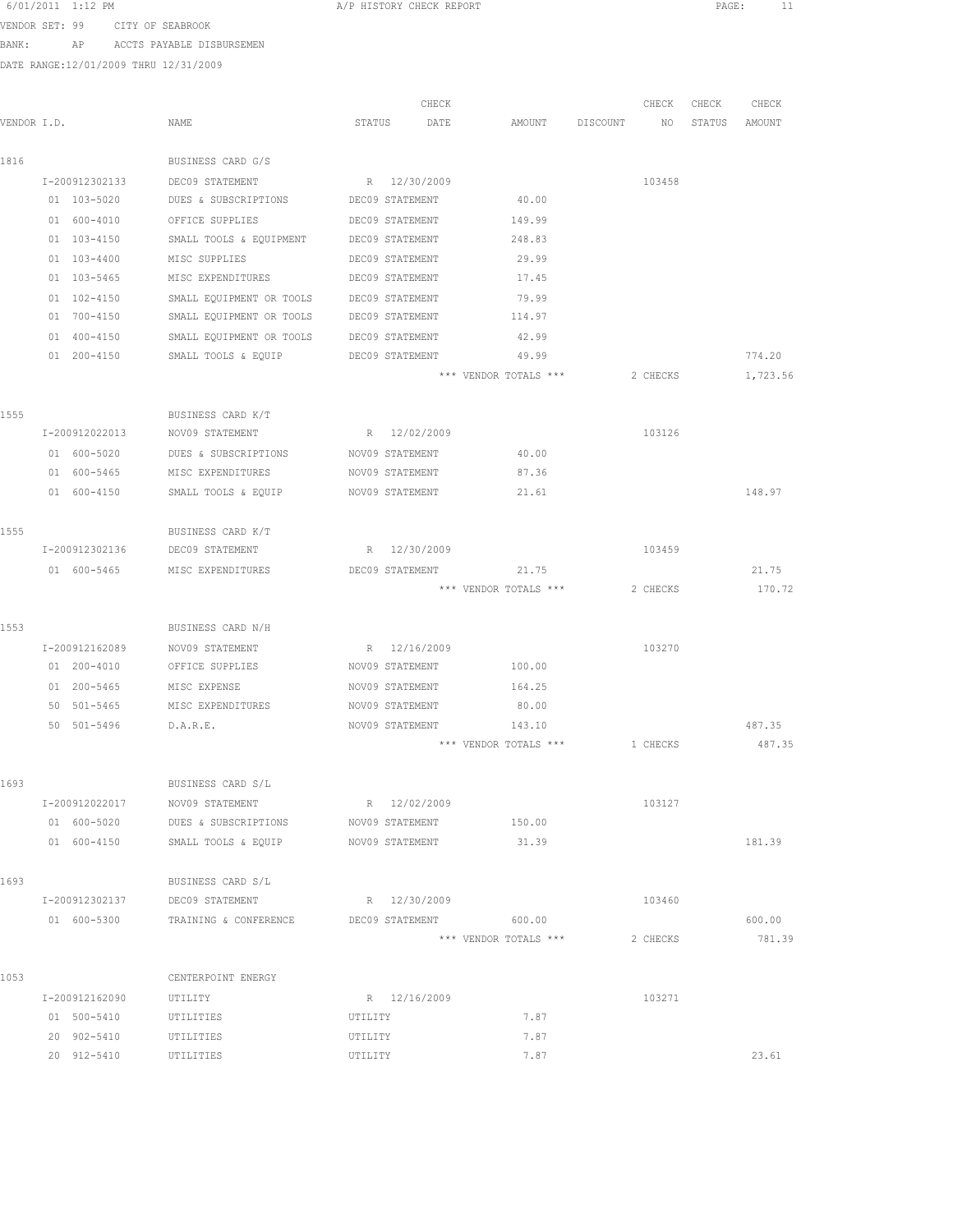6/01/2011 1:12 PM A/P HISTORY CHECK REPORT

VENDOR SET: 99 CITY OF SEABROOK

BANK: AP ACCTS PAYABLE DISBURSEMEN

DATE RANGE:12/01/2009 THRU 12/31/2009

| VENDOR I.D. | NAME | STATUS | CHECK DATE | AMOUNT | DISCOUNT | CHECK NO | CHECK STATUS | CHECK AMOUNT |
|---|---|---|---|---|---|---|---|---|
| 1816 | BUSINESS CARD G/S | | | | | | | |
| I-200912302133 | DEC09 STATEMENT | R | 12/30/2009 | | | 103458 | | |
| 01 103-5020 | DUES & SUBSCRIPTIONS | DEC09 STATEMENT | | 40.00 | | | | |
| 01 600-4010 | OFFICE SUPPLIES | DEC09 STATEMENT | | 149.99 | | | | |
| 01 103-4150 | SMALL TOOLS & EQUIPMENT | DEC09 STATEMENT | | 248.83 | | | | |
| 01 103-4400 | MISC SUPPLIES | DEC09 STATEMENT | | 29.99 | | | | |
| 01 103-5465 | MISC EXPENDITURES | DEC09 STATEMENT | | 17.45 | | | | |
| 01 102-4150 | SMALL EQUIPMENT OR TOOLS | DEC09 STATEMENT | | 79.99 | | | | |
| 01 700-4150 | SMALL EQUIPMENT OR TOOLS | DEC09 STATEMENT | | 114.97 | | | | |
| 01 400-4150 | SMALL EQUIPMENT OR TOOLS | DEC09 STATEMENT | | 42.99 | | | | |
| 01 200-4150 | SMALL TOOLS & EQUIP | DEC09 STATEMENT | | 49.99 | | | | 774.20 |
| | | | | *** VENDOR TOTALS *** | | 2 CHECKS | | 1,723.56 |
| 1555 | BUSINESS CARD K/T | | | | | | | |
| I-200912022013 | NOV09 STATEMENT | R | 12/02/2009 | | | 103126 | | |
| 01 600-5020 | DUES & SUBSCRIPTIONS | NOV09 STATEMENT | | 40.00 | | | | |
| 01 600-5465 | MISC EXPENDITURES | NOV09 STATEMENT | | 87.36 | | | | |
| 01 600-4150 | SMALL TOOLS & EQUIP | NOV09 STATEMENT | | 21.61 | | | | 148.97 |
| 1555 | BUSINESS CARD K/T | | | | | | | |
| I-200912302136 | DEC09 STATEMENT | R | 12/30/2009 | | | 103459 | | |
| 01 600-5465 | MISC EXPENDITURES | DEC09 STATEMENT | | 21.75 | | | | 21.75 |
| | | | | *** VENDOR TOTALS *** | | 2 CHECKS | | 170.72 |
| 1553 | BUSINESS CARD N/H | | | | | | | |
| I-200912162089 | NOV09 STATEMENT | R | 12/16/2009 | | | 103270 | | |
| 01 200-4010 | OFFICE SUPPLIES | NOV09 STATEMENT | | 100.00 | | | | |
| 01 200-5465 | MISC EXPENSE | NOV09 STATEMENT | | 164.25 | | | | |
| 50 501-5465 | MISC EXPENDITURES | NOV09 STATEMENT | | 80.00 | | | | |
| 50 501-5496 | D.A.R.E. | NOV09 STATEMENT | | 143.10 | | | | 487.35 |
| | | | | *** VENDOR TOTALS *** | | 1 CHECKS | | 487.35 |
| 1693 | BUSINESS CARD S/L | | | | | | | |
| I-200912022017 | NOV09 STATEMENT | R | 12/02/2009 | | | 103127 | | |
| 01 600-5020 | DUES & SUBSCRIPTIONS | NOV09 STATEMENT | | 150.00 | | | | |
| 01 600-4150 | SMALL TOOLS & EQUIP | NOV09 STATEMENT | | 31.39 | | | | 181.39 |
| 1693 | BUSINESS CARD S/L | | | | | | | |
| I-200912302137 | DEC09 STATEMENT | R | 12/30/2009 | | | 103460 | | |
| 01 600-5300 | TRAINING & CONFERENCE | DEC09 STATEMENT | | 600.00 | | | | 600.00 |
| | | | | *** VENDOR TOTALS *** | | 2 CHECKS | | 781.39 |
| 1053 | CENTERPOINT ENERGY | | | | | | | |
| I-200912162090 | UTILITY | R | 12/16/2009 | | | 103271 | | |
| 01 500-5410 | UTILITIES | UTILITY | | 7.87 | | | | |
| 20 902-5410 | UTILITIES | UTILITY | | 7.87 | | | | |
| 20 912-5410 | UTILITIES | UTILITY | | 7.87 | | | | 23.61 |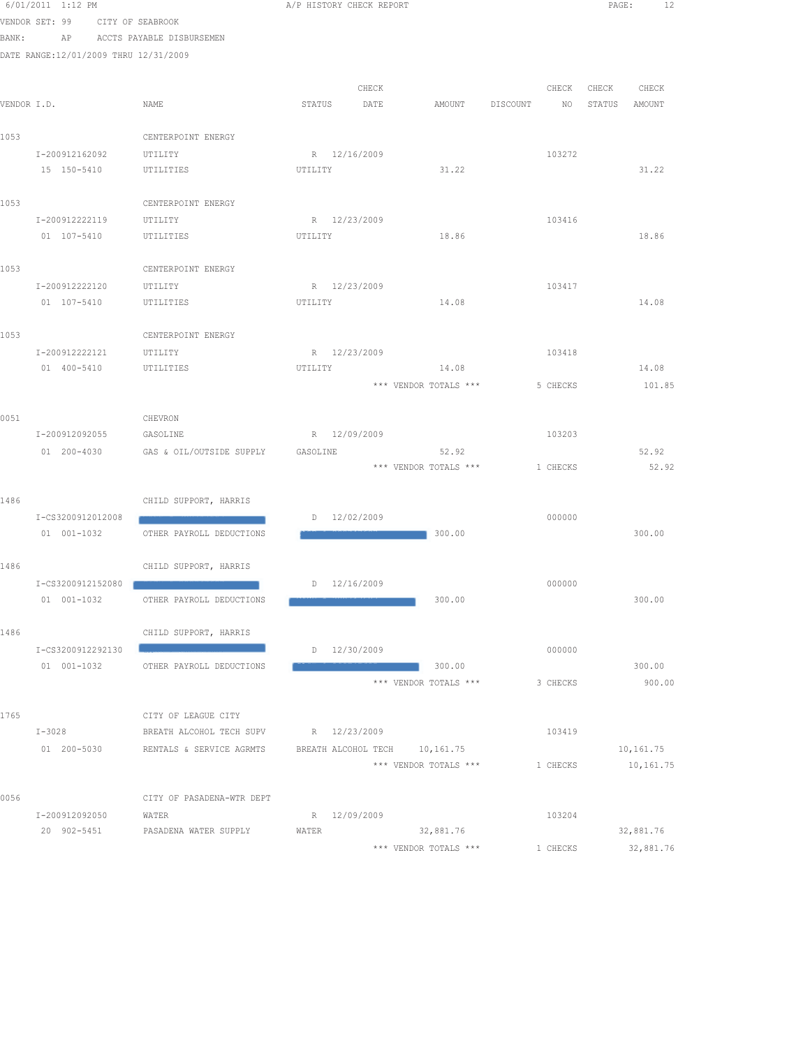6/01/2011 1:12 PM A/P HISTORY CHECK REPORT

VENDOR SET: 99 CITY OF SEABROOK
BANK: AP ACCTS PAYABLE DISBURSEMEN
DATE RANGE:12/01/2009 THRU 12/31/2009

| VENDOR I.D. | NAME | STATUS | CHECK DATE | AMOUNT | DISCOUNT | CHECK NO | CHECK STATUS | CHECK AMOUNT |
|---|---|---|---|---|---|---|---|---|
| 1053 | CENTERPOINT ENERGY | | | | | | | |
| I-200912162092 | UTILITY | R | 12/16/2009 | | | 103272 | | |
| 15 150-5410 | UTILITIES | UTILITY | | 31.22 | | | | 31.22 |
| 1053 | CENTERPOINT ENERGY | | | | | | | |
| I-200912222119 | UTILITY | R | 12/23/2009 | | | 103416 | | |
| 01 107-5410 | UTILITIES | UTILITY | | 18.86 | | | | 18.86 |
| 1053 | CENTERPOINT ENERGY | | | | | | | |
| I-200912222120 | UTILITY | R | 12/23/2009 | | | 103417 | | |
| 01 107-5410 | UTILITIES | UTILITY | | 14.08 | | | | 14.08 |
| 1053 | CENTERPOINT ENERGY | | | | | | | |
| I-200912222121 | UTILITY | R | 12/23/2009 | | | 103418 | | |
| 01 400-5410 | UTILITIES | UTILITY | | 14.08 | | | | 14.08 |
| | | | | *** VENDOR TOTALS *** | | 5 CHECKS | | 101.85 |
| 0051 | CHEVRON | | | | | | | |
| I-200912092055 | GASOLINE | R | 12/09/2009 | | | 103203 | | |
| 01 200-4030 | GAS & OIL/OUTSIDE SUPPLY | GASOLINE | | 52.92 | | | | 52.92 |
| | | | | *** VENDOR TOTALS *** | | 1 CHECKS | | 52.92 |
| 1486 | CHILD SUPPORT, HARRIS | | | | | | | |
| I-CS3200912012008 | [REDACTED] | D | 12/02/2009 | | | 000000 | | |
| 01 001-1032 | OTHER PAYROLL DEDUCTIONS | [REDACTED] | | 300.00 | | | | 300.00 |
| 1486 | CHILD SUPPORT, HARRIS | | | | | | | |
| I-CS3200912152080 | [REDACTED] | D | 12/16/2009 | | | 000000 | | |
| 01 001-1032 | OTHER PAYROLL DEDUCTIONS | [REDACTED] | | 300.00 | | | | 300.00 |
| 1486 | CHILD SUPPORT, HARRIS | | | | | | | |
| I-CS3200912292130 | [REDACTED] | D | 12/30/2009 | | | 000000 | | |
| 01 001-1032 | OTHER PAYROLL DEDUCTIONS | [REDACTED] | | 300.00 | | | | 300.00 |
| | | | | *** VENDOR TOTALS *** | | 3 CHECKS | | 900.00 |
| 1765 | CITY OF LEAGUE CITY | | | | | | | |
| I-3028 | BREATH ALCOHOL TECH SUPV | R | 12/23/2009 | | | 103419 | | |
| 01 200-5030 | RENTALS & SERVICE AGRMTS | BREATH ALCOHOL TECH | | 10,161.75 | | | | 10,161.75 |
| | | | | *** VENDOR TOTALS *** | | 1 CHECKS | | 10,161.75 |
| 0056 | CITY OF PASADENA-WTR DEPT | | | | | | | |
| I-200912092050 | WATER | R | 12/09/2009 | | | 103204 | | |
| 20 902-5451 | PASADENA WATER SUPPLY | WATER | | 32,881.76 | | | | 32,881.76 |
| | | | | *** VENDOR TOTALS *** | | 1 CHECKS | | 32,881.76 |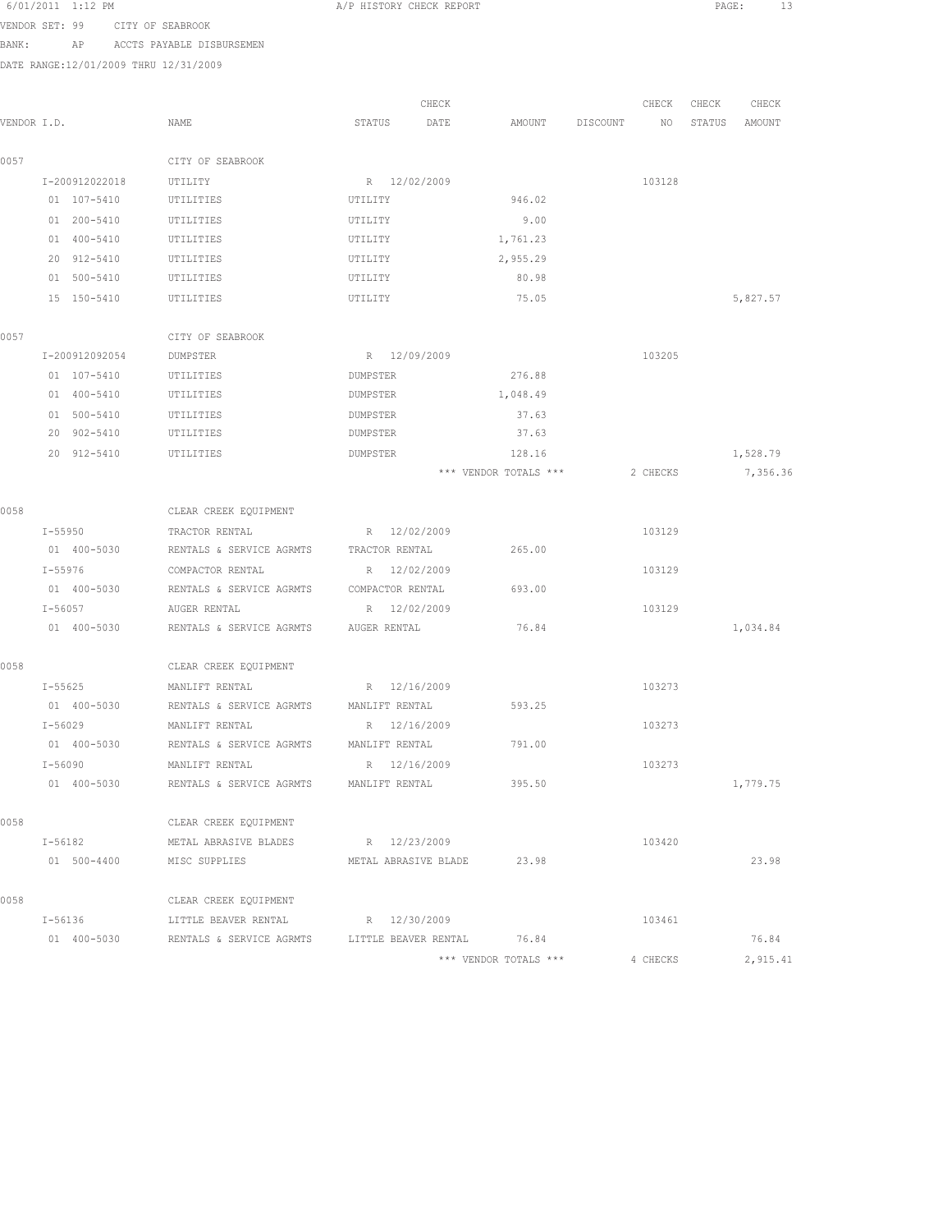6/01/2011 1:12 PM A/P HISTORY CHECK REPORT

VENDOR SET: 99 CITY OF SEABROOK
BANK: AP ACCTS PAYABLE DISBURSEMEN
DATE RANGE:12/01/2009 THRU 12/31/2009

| VENDOR I.D. | NAME | STATUS | CHECK DATE | AMOUNT | DISCOUNT | CHECK NO | CHECK STATUS | CHECK AMOUNT |
|---|---|---|---|---|---|---|---|---|
| 0057 | CITY OF SEABROOK | | | | | | | |
| I-200912022018 | UTILITY | R | 12/02/2009 | | | 103128 | | |
| 01 107-5410 | UTILITIES | UTILITY | | 946.02 | | | | |
| 01 200-5410 | UTILITIES | UTILITY | | 9.00 | | | | |
| 01 400-5410 | UTILITIES | UTILITY | | 1,761.23 | | | | |
| 20 912-5410 | UTILITIES | UTILITY | | 2,955.29 | | | | |
| 01 500-5410 | UTILITIES | UTILITY | | 80.98 | | | | |
| 15 150-5410 | UTILITIES | UTILITY | | 75.05 | | | | 5,827.57 |
| 0057 | CITY OF SEABROOK | | | | | | | |
| I-200912092054 | DUMPSTER | R | 12/09/2009 | | | 103205 | | |
| 01 107-5410 | UTILITIES | DUMPSTER | | 276.88 | | | | |
| 01 400-5410 | UTILITIES | DUMPSTER | | 1,048.49 | | | | |
| 01 500-5410 | UTILITIES | DUMPSTER | | 37.63 | | | | |
| 20 902-5410 | UTILITIES | DUMPSTER | | 37.63 | | | | |
| 20 912-5410 | UTILITIES | DUMPSTER | | 128.16 | | | | 1,528.79 |
| | | | | *** VENDOR TOTALS *** | | 2 CHECKS | | 7,356.36 |
| 0058 | CLEAR CREEK EQUIPMENT | | | | | | | |
| I-55950 | TRACTOR RENTAL | R | 12/02/2009 | | | 103129 | | |
| 01 400-5030 | RENTALS & SERVICE AGRMTS | TRACTOR RENTAL | | 265.00 | | | | |
| I-55976 | COMPACTOR RENTAL | R | 12/02/2009 | | | 103129 | | |
| 01 400-5030 | RENTALS & SERVICE AGRMTS | COMPACTOR RENTAL | | 693.00 | | | | |
| I-56057 | AUGER RENTAL | R | 12/02/2009 | | | 103129 | | |
| 01 400-5030 | RENTALS & SERVICE AGRMTS | AUGER RENTAL | | 76.84 | | | | 1,034.84 |
| 0058 | CLEAR CREEK EQUIPMENT | | | | | | | |
| I-55625 | MANLIFT RENTAL | R | 12/16/2009 | | | 103273 | | |
| 01 400-5030 | RENTALS & SERVICE AGRMTS | MANLIFT RENTAL | | 593.25 | | | | |
| I-56029 | MANLIFT RENTAL | R | 12/16/2009 | | | 103273 | | |
| 01 400-5030 | RENTALS & SERVICE AGRMTS | MANLIFT RENTAL | | 791.00 | | | | |
| I-56090 | MANLIFT RENTAL | R | 12/16/2009 | | | 103273 | | |
| 01 400-5030 | RENTALS & SERVICE AGRMTS | MANLIFT RENTAL | | 395.50 | | | | 1,779.75 |
| 0058 | CLEAR CREEK EQUIPMENT | | | | | | | |
| I-56182 | METAL ABRASIVE BLADES | R | 12/23/2009 | | | 103420 | | |
| 01 500-4400 | MISC SUPPLIES | METAL ABRASIVE BLADE | | 23.98 | | | | 23.98 |
| 0058 | CLEAR CREEK EQUIPMENT | | | | | | | |
| I-56136 | LITTLE BEAVER RENTAL | R | 12/30/2009 | | | 103461 | | |
| 01 400-5030 | RENTALS & SERVICE AGRMTS | LITTLE BEAVER RENTAL | | 76.84 | | | | 76.84 |
| | | | | *** VENDOR TOTALS *** | | 4 CHECKS | | 2,915.41 |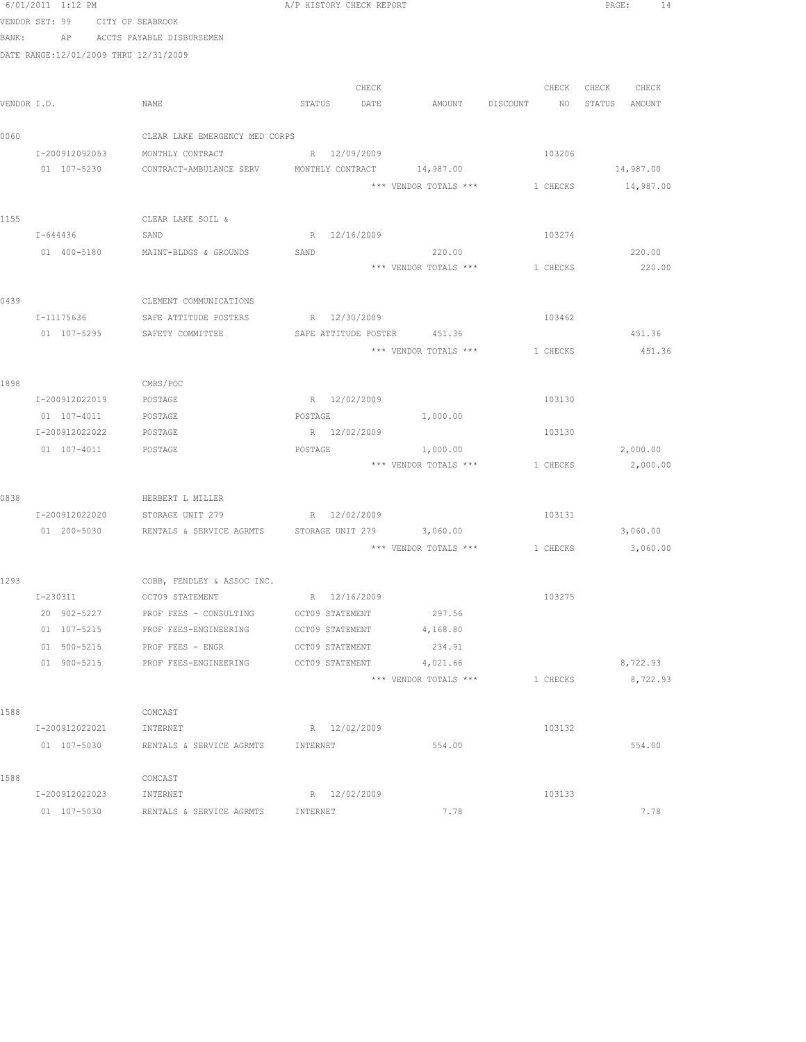6/01/2011 1:12 PM A/P HISTORY CHECK REPORT

VENDOR SET: 99 CITY OF SEABROOK

BANK: AP ACCTS PAYABLE DISBURSEMEN

DATE RANGE:12/01/2009 THRU 12/31/2009

| VENDOR I.D. | NAME | STATUS | CHECK DATE | AMOUNT | DISCOUNT | CHECK NO | CHECK STATUS | CHECK AMOUNT |
|---|---|---|---|---|---|---|---|---|
| 0060 | CLEAR LAKE EMERGENCY MED CORPS | | | | | | | |
| I-200912092053 | MONTHLY CONTRACT | R | 12/09/2009 | | | 103206 | | |
| 01 107-5230 | CONTRACT-AMBULANCE SERV | MONTHLY CONTRACT | | 14,987.00 | | | | 14,987.00 |
| | | | | *** VENDOR TOTALS *** | | 1 CHECKS | | 14,987.00 |
| 1155 | CLEAR LAKE SOIL & | | | | | | | |
| I-644436 | SAND | R | 12/16/2009 | | | 103274 | | |
| 01 400-5180 | MAINT-BLDGS & GROUNDS | SAND | | 220.00 | | | | 220.00 |
| | | | | *** VENDOR TOTALS *** | | 1 CHECKS | | 220.00 |
| 0439 | CLEMENT COMMUNICATIONS | | | | | | | |
| I-11175636 | SAFE ATTITUDE POSTERS | R | 12/30/2009 | | | 103462 | | |
| 01 107-5295 | SAFETY COMMITTEE | SAFE ATTITUDE POSTER | | 451.36 | | | | 451.36 |
| | | | | *** VENDOR TOTALS *** | | 1 CHECKS | | 451.36 |
| 1898 | CMRS/POC | | | | | | | |
| I-200912022019 | POSTAGE | R | 12/02/2009 | | | 103130 | | |
| 01 107-4011 | POSTAGE | POSTAGE | | 1,000.00 | | | | |
| I-200912022022 | POSTAGE | R | 12/02/2009 | | | 103130 | | |
| 01 107-4011 | POSTAGE | POSTAGE | | 1,000.00 | | | | 2,000.00 |
| | | | | *** VENDOR TOTALS *** | | 1 CHECKS | | 2,000.00 |
| 0838 | HERBERT L MILLER | | | | | | | |
| I-200912022020 | STORAGE UNIT 279 | R | 12/02/2009 | | | 103131 | | |
| 01 200-5030 | RENTALS & SERVICE AGRMTS | STORAGE UNIT 279 | | 3,060.00 | | | | 3,060.00 |
| | | | | *** VENDOR TOTALS *** | | 1 CHECKS | | 3,060.00 |
| 1293 | COBB, FENDLEY & ASSOC INC. | | | | | | | |
| I-230311 | OCT09 STATEMENT | R | 12/16/2009 | | | 103275 | | |
| 20 902-5227 | PROF FEES - CONSULTING | OCT09 STATEMENT | | 297.56 | | | | |
| 01 107-5215 | PROF FEES-ENGINEERING | OCT09 STATEMENT | | 4,168.80 | | | | |
| 01 500-5215 | PROF FEES - ENGR | OCT09 STATEMENT | | 234.91 | | | | |
| 01 900-5215 | PROF FEES-ENGINEERING | OCT09 STATEMENT | | 4,021.66 | | | | 8,722.93 |
| | | | | *** VENDOR TOTALS *** | | 1 CHECKS | | 8,722.93 |
| 1588 | COMCAST | | | | | | | |
| I-200912022021 | INTERNET | R | 12/02/2009 | | | 103132 | | |
| 01 107-5030 | RENTALS & SERVICE AGRMTS | INTERNET | | 554.00 | | | | 554.00 |
| 1588 | COMCAST | | | | | | | |
| I-200912022023 | INTERNET | R | 12/02/2009 | | | 103133 | | |
| 01 107-5030 | RENTALS & SERVICE AGRMTS | INTERNET | | 7.78 | | | | 7.78 |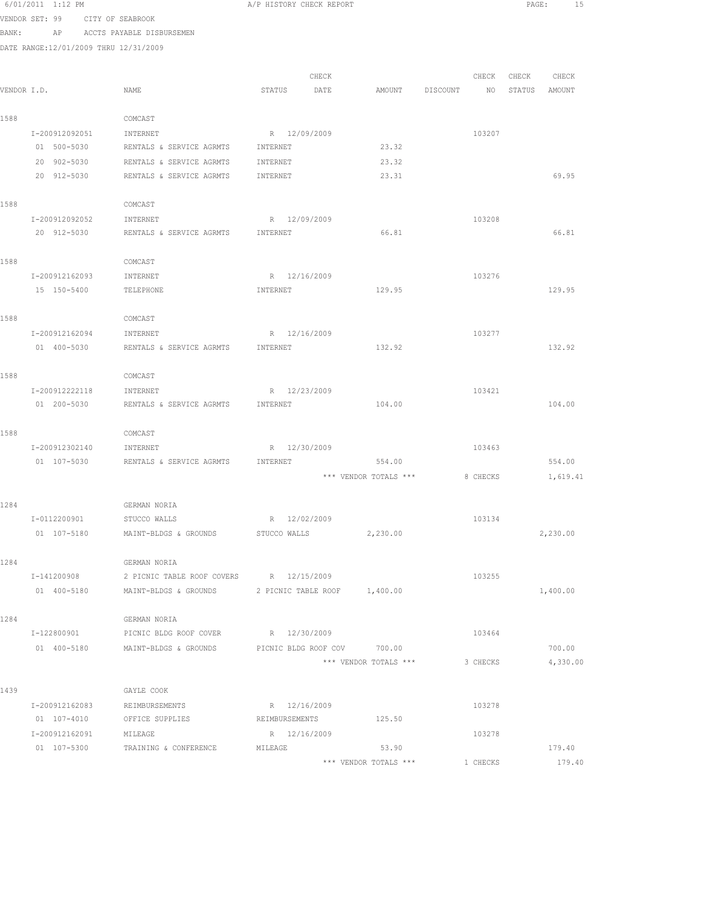6/01/2011 1:12 PM A/P HISTORY CHECK REPORT

VENDOR SET: 99 CITY OF SEABROOK

BANK: AP ACCTS PAYABLE DISBURSEMEN

DATE RANGE:12/01/2009 THRU 12/31/2009

| VENDOR I.D. | NAME | STATUS | CHECK DATE | AMOUNT | DISCOUNT | CHECK NO | CHECK STATUS | CHECK AMOUNT |
|---|---|---|---|---|---|---|---|---|
| 1588 | COMCAST | | | | | | | |
| I-200912092051 | INTERNET | R | 12/09/2009 | | | 103207 | | |
| 01 500-5030 | RENTALS & SERVICE AGRMTS | INTERNET | | 23.32 | | | | |
| 20 902-5030 | RENTALS & SERVICE AGRMTS | INTERNET | | 23.32 | | | | |
| 20 912-5030 | RENTALS & SERVICE AGRMTS | INTERNET | | 23.31 | | | | 69.95 |
| 1588 | COMCAST | | | | | | | |
| I-200912092052 | INTERNET | R | 12/09/2009 | | | 103208 | | |
| 20 912-5030 | RENTALS & SERVICE AGRMTS | INTERNET | | 66.81 | | | | 66.81 |
| 1588 | COMCAST | | | | | | | |
| I-200912162093 | INTERNET | R | 12/16/2009 | | | 103276 | | |
| 15 150-5400 | TELEPHONE | INTERNET | | 129.95 | | | | 129.95 |
| 1588 | COMCAST | | | | | | | |
| I-200912162094 | INTERNET | R | 12/16/2009 | | | 103277 | | |
| 01 400-5030 | RENTALS & SERVICE AGRMTS | INTERNET | | 132.92 | | | | 132.92 |
| 1588 | COMCAST | | | | | | | |
| I-200912222118 | INTERNET | R | 12/23/2009 | | | 103421 | | |
| 01 200-5030 | RENTALS & SERVICE AGRMTS | INTERNET | | 104.00 | | | | 104.00 |
| 1588 | COMCAST | | | | | | | |
| I-200912302140 | INTERNET | R | 12/30/2009 | | | 103463 | | |
| 01 107-5030 | RENTALS & SERVICE AGRMTS | INTERNET | | 554.00 | | | | 554.00 |
| | | | | *** VENDOR TOTALS *** | | 8 CHECKS | | 1,619.41 |
| 1284 | GERMAN NORIA | | | | | | | |
| I-0112200901 | STUCCO WALLS | R | 12/02/2009 | | | 103134 | | |
| 01 107-5180 | MAINT-BLDGS & GROUNDS | STUCCO WALLS | | 2,230.00 | | | | 2,230.00 |
| 1284 | GERMAN NORIA | | | | | | | |
| I-141200908 | 2 PICNIC TABLE ROOF COVERS | R | 12/15/2009 | | | 103255 | | |
| 01 400-5180 | MAINT-BLDGS & GROUNDS | 2 PICNIC TABLE ROOF | | 1,400.00 | | | | 1,400.00 |
| 1284 | GERMAN NORIA | | | | | | | |
| I-122800901 | PICNIC BLDG ROOF COVER | R | 12/30/2009 | | | 103464 | | |
| 01 400-5180 | MAINT-BLDGS & GROUNDS | PICNIC BLDG ROOF COV | | 700.00 | | | | 700.00 |
| | | | | *** VENDOR TOTALS *** | | 3 CHECKS | | 4,330.00 |
| 1439 | GAYLE COOK | | | | | | | |
| I-200912162083 | REIMBURSEMENTS | R | 12/16/2009 | | | 103278 | | |
| 01 107-4010 | OFFICE SUPPLIES | REIMBURSEMENTS | | 125.50 | | | | |
| I-200912162091 | MILEAGE | R | 12/16/2009 | | | 103278 | | |
| 01 107-5300 | TRAINING & CONFERENCE | MILEAGE | | 53.90 | | | | 179.40 |
| | | | | *** VENDOR TOTALS *** | | 1 CHECKS | | 179.40 |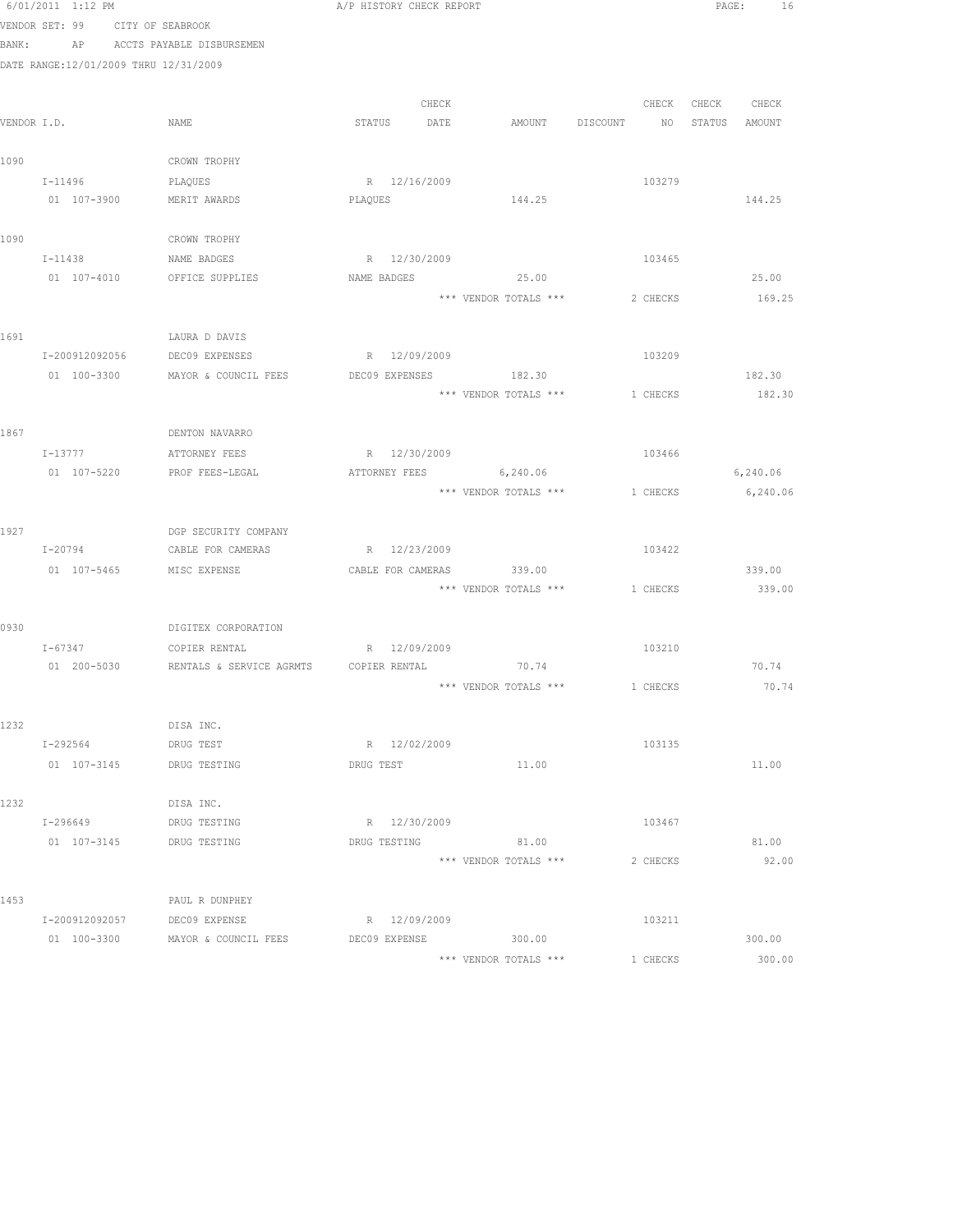A/P HISTORY CHECK REPORT

VENDOR SET: 99 CITY OF SEABROOK
BANK: AP ACCTS PAYABLE DISBURSEMEN
DATE RANGE:12/01/2009 THRU 12/31/2009

| VENDOR I.D. | NAME | STATUS | CHECK DATE | AMOUNT | DISCOUNT | CHECK NO | CHECK STATUS | CHECK AMOUNT |
|---|---|---|---|---|---|---|---|---|
| 1090 | CROWN TROPHY | | | | | | | |
| I-11496 | PLAQUES | R | 12/16/2009 | | | 103279 | | |
| 01 107-3900 | MERIT AWARDS | PLAQUES | | 144.25 | | | | 144.25 |
| 1090 | CROWN TROPHY | | | | | | | |
| I-11438 | NAME BADGES | R | 12/30/2009 | | | 103465 | | |
| 01 107-4010 | OFFICE SUPPLIES | NAME BADGES | | 25.00 | | | | 25.00 |
| | | | | *** VENDOR TOTALS *** | | 2 CHECKS | | 169.25 |
| 1691 | LAURA D DAVIS | | | | | | | |
| I-200912092056 | DEC09 EXPENSES | R | 12/09/2009 | | | 103209 | | |
| 01 100-3300 | MAYOR & COUNCIL FEES | DEC09 EXPENSES | | 182.30 | | | | 182.30 |
| | | | | *** VENDOR TOTALS *** | | 1 CHECKS | | 182.30 |
| 1867 | DENTON NAVARRO | | | | | | | |
| I-13777 | ATTORNEY FEES | R | 12/30/2009 | | | 103466 | | |
| 01 107-5220 | PROF FEES-LEGAL | ATTORNEY FEES | | 6,240.06 | | | | 6,240.06 |
| | | | | *** VENDOR TOTALS *** | | 1 CHECKS | | 6,240.06 |
| 1927 | DGP SECURITY COMPANY | | | | | | | |
| I-20794 | CABLE FOR CAMERAS | R | 12/23/2009 | | | 103422 | | |
| 01 107-5465 | MISC EXPENSE | CABLE FOR CAMERAS | | 339.00 | | | | 339.00 |
| | | | | *** VENDOR TOTALS *** | | 1 CHECKS | | 339.00 |
| 0930 | DIGITEX CORPORATION | | | | | | | |
| I-67347 | COPIER RENTAL | R | 12/09/2009 | | | 103210 | | |
| 01 200-5030 | RENTALS & SERVICE AGRMTS | COPIER RENTAL | | 70.74 | | | | 70.74 |
| | | | | *** VENDOR TOTALS *** | | 1 CHECKS | | 70.74 |
| 1232 | DISA INC. | | | | | | | |
| I-292564 | DRUG TEST | R | 12/02/2009 | | | 103135 | | |
| 01 107-3145 | DRUG TESTING | DRUG TEST | | 11.00 | | | | 11.00 |
| 1232 | DISA INC. | | | | | | | |
| I-296649 | DRUG TESTING | R | 12/30/2009 | | | 103467 | | |
| 01 107-3145 | DRUG TESTING | DRUG TESTING | | 81.00 | | | | 81.00 |
| | | | | *** VENDOR TOTALS *** | | 2 CHECKS | | 92.00 |
| 1453 | PAUL R DUNPHEY | | | | | | | |
| I-200912092057 | DEC09 EXPENSE | R | 12/09/2009 | | | 103211 | | |
| 01 100-3300 | MAYOR & COUNCIL FEES | DEC09 EXPENSE | | 300.00 | | | | 300.00 |
| | | | | *** VENDOR TOTALS *** | | 1 CHECKS | | 300.00 |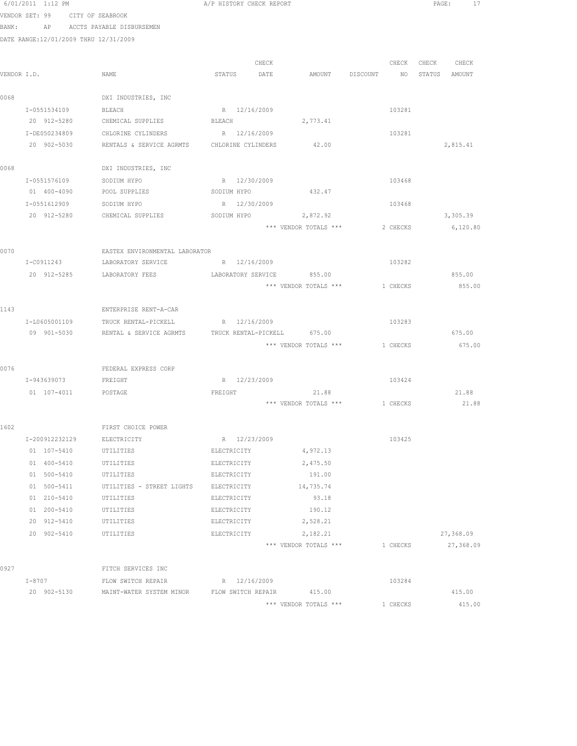6/01/2011 1:12 PM A/P HISTORY CHECK REPORT

VENDOR SET: 99 CITY OF SEABROOK
BANK: AP ACCTS PAYABLE DISBURSEMEN
DATE RANGE:12/01/2009 THRU 12/31/2009

| VENDOR I.D. | NAME | STATUS | CHECK DATE | AMOUNT | DISCOUNT | CHECK NO | CHECK STATUS | CHECK AMOUNT |
|---|---|---|---|---|---|---|---|---|
| 0068 | DXI INDUSTRIES, INC | | | | | | | |
| I-0551534109 | BLEACH | R | 12/16/2009 | | | 103281 | | |
| 20 912-5280 | CHEMICAL SUPPLIES | BLEACH | | 2,773.41 | | | | |
| I-DE050234809 | CHLORINE CYLINDERS | R | 12/16/2009 | | | 103281 | | |
| 20 902-5030 | RENTALS & SERVICE AGRMTS | CHLORINE CYLINDERS | | 42.00 | | | | 2,815.41 |
| 0068 | DXI INDUSTRIES, INC | | | | | | | |
| I-0551576109 | SODIUM HYPO | R | 12/30/2009 | | | 103468 | | |
| 01 400-4090 | POOL SUPPLIES | SODIUM HYPO | | 432.47 | | | | |
| I-0551612909 | SODIUM HYPO | R | 12/30/2009 | | | 103468 | | |
| 20 912-5280 | CHEMICAL SUPPLIES | SODIUM HYPO | | 2,872.92 | | | | 3,305.39 |
| | | | | *** VENDOR TOTALS *** | | 2 CHECKS | | 6,120.80 |
| 0070 | EASTEX ENVIRONMENTAL LABORATOR | | | | | | | |
| I-C0911243 | LABORATORY SERVICE | R | 12/16/2009 | | | 103282 | | |
| 20 912-5285 | LABORATORY FEES | LABORATORY SERVICE | | 855.00 | | | | 855.00 |
| | | | | *** VENDOR TOTALS *** | | 1 CHECKS | | 855.00 |
| 1143 | ENTERPRISE RENT-A-CAR | | | | | | | |
| I-L0605001109 | TRUCK RENTAL-PICKELL | R | 12/16/2009 | | | 103283 | | |
| 09 901-5030 | RENTAL & SERVICE AGRMTS | TRUCK RENTAL-PICKELL | | 675.00 | | | | 675.00 |
| | | | | *** VENDOR TOTALS *** | | 1 CHECKS | | 675.00 |
| 0076 | FEDERAL EXPRESS CORP | | | | | | | |
| I-943639073 | FREIGHT | R | 12/23/2009 | | | 103424 | | |
| 01 107-4011 | POSTAGE | FREIGHT | | 21.88 | | | | 21.88 |
| | | | | *** VENDOR TOTALS *** | | 1 CHECKS | | 21.88 |
| 1602 | FIRST CHOICE POWER | | | | | | | |
| I-200912232129 | ELECTRICITY | R | 12/23/2009 | | | 103425 | | |
| 01 107-5410 | UTILITIES | ELECTRICITY | | 4,972.13 | | | | |
| 01 400-5410 | UTILITIES | ELECTRICITY | | 2,475.50 | | | | |
| 01 500-5410 | UTILITIES | ELECTRICITY | | 191.00 | | | | |
| 01 500-5411 | UTILITIES - STREET LIGHTS | ELECTRICITY | | 14,735.74 | | | | |
| 01 210-5410 | UTILITIES | ELECTRICITY | | 93.18 | | | | |
| 01 200-5410 | UTILITIES | ELECTRICITY | | 190.12 | | | | |
| 20 912-5410 | UTILITIES | ELECTRICITY | | 2,528.21 | | | | |
| 20 902-5410 | UTILITIES | ELECTRICITY | | 2,182.21 | | | | 27,368.09 |
| | | | | *** VENDOR TOTALS *** | | 1 CHECKS | | 27,368.09 |
| 0927 | FITCH SERVICES INC | | | | | | | |
| I-8707 | FLOW SWITCH REPAIR | R | 12/16/2009 | | | 103284 | | |
| 20 902-5130 | MAINT-WATER SYSTEM MINOR | FLOW SWITCH REPAIR | | 415.00 | | | | 415.00 |
| | | | | *** VENDOR TOTALS *** | | 1 CHECKS | | 415.00 |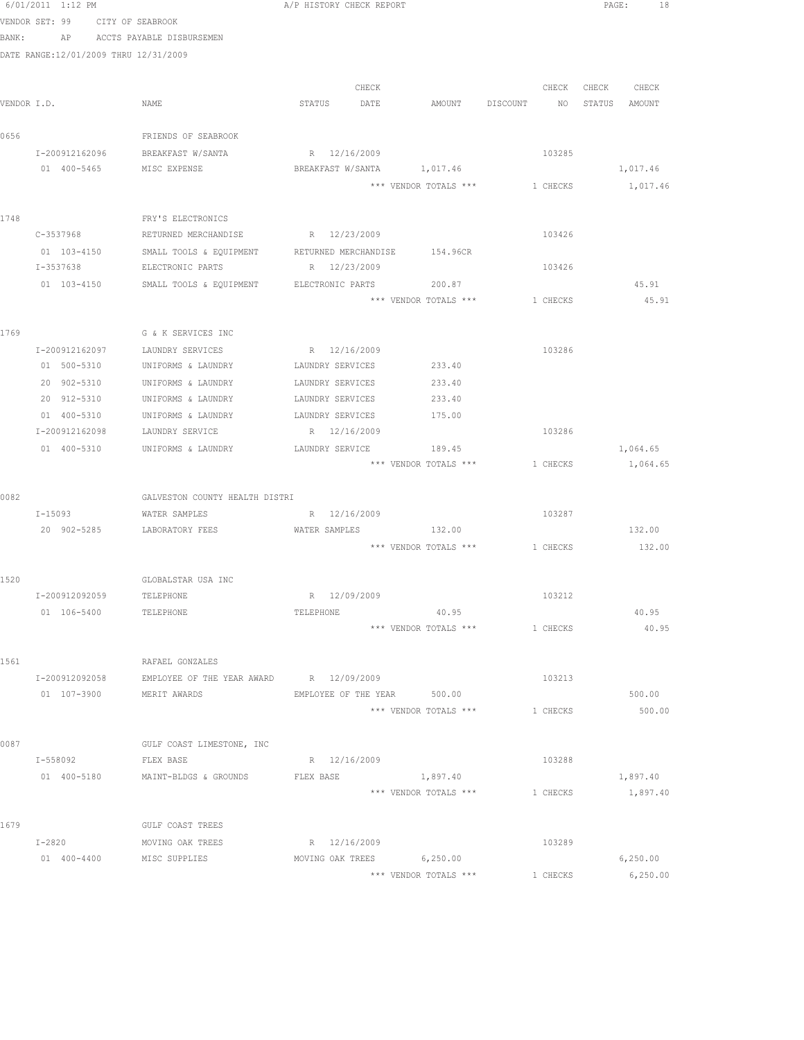6/01/2011 1:12 PM A/P HISTORY CHECK REPORT

VENDOR SET: 99 CITY OF SEABROOK

BANK: AP ACCTS PAYABLE DISBURSEMEN

DATE RANGE:12/01/2009 THRU 12/31/2009

| VENDOR I.D. | NAME | STATUS | CHECK DATE | AMOUNT | DISCOUNT | CHECK NO | CHECK STATUS | CHECK AMOUNT |
|---|---|---|---|---|---|---|---|---|
| 0656 | FRIENDS OF SEABROOK | | | | | | | |
| I-200912162096 | BREAKFAST W/SANTA | R | 12/16/2009 | | | 103285 | | |
| 01 400-5465 | MISC EXPENSE | BREAKFAST W/SANTA | | 1,017.46 | | | | 1,017.46 |
| | | | | *** VENDOR TOTALS *** | | 1 CHECKS | | 1,017.46 |
| 1748 | FRY'S ELECTRONICS | | | | | | | |
| C-3537968 | RETURNED MERCHANDISE | R | 12/23/2009 | | | 103426 | | |
| 01 103-4150 | SMALL TOOLS & EQUIPMENT | RETURNED MERCHANDISE | | 154.96CR | | | | |
| I-3537638 | ELECTRONIC PARTS | R | 12/23/2009 | | | 103426 | | |
| 01 103-4150 | SMALL TOOLS & EQUIPMENT | ELECTRONIC PARTS | | 200.87 | | | | 45.91 |
| | | | | *** VENDOR TOTALS *** | | 1 CHECKS | | 45.91 |
| 1769 | G & K SERVICES INC | | | | | | | |
| I-200912162097 | LAUNDRY SERVICES | R | 12/16/2009 | | | 103286 | | |
| 01 500-5310 | UNIFORMS & LAUNDRY | LAUNDRY SERVICES | | 233.40 | | | | |
| 20 902-5310 | UNIFORMS & LAUNDRY | LAUNDRY SERVICES | | 233.40 | | | | |
| 20 912-5310 | UNIFORMS & LAUNDRY | LAUNDRY SERVICES | | 233.40 | | | | |
| 01 400-5310 | UNIFORMS & LAUNDRY | LAUNDRY SERVICES | | 175.00 | | | | |
| I-200912162098 | LAUNDRY SERVICE | R | 12/16/2009 | | | 103286 | | |
| 01 400-5310 | UNIFORMS & LAUNDRY | LAUNDRY SERVICE | | 189.45 | | | | 1,064.65 |
| | | | | *** VENDOR TOTALS *** | | 1 CHECKS | | 1,064.65 |
| 0082 | GALVESTON COUNTY HEALTH DISTRI | | | | | | | |
| I-15093 | WATER SAMPLES | R | 12/16/2009 | | | 103287 | | |
| 20 902-5285 | LABORATORY FEES | WATER SAMPLES | | 132.00 | | | | 132.00 |
| | | | | *** VENDOR TOTALS *** | | 1 CHECKS | | 132.00 |
| 1520 | GLOBALSTAR USA INC | | | | | | | |
| I-200912092059 | TELEPHONE | R | 12/09/2009 | | | 103212 | | |
| 01 106-5400 | TELEPHONE | TELEPHONE | | 40.95 | | | | 40.95 |
| | | | | *** VENDOR TOTALS *** | | 1 CHECKS | | 40.95 |
| 1561 | RAFAEL GONZALES | | | | | | | |
| I-200912092058 | EMPLOYEE OF THE YEAR AWARD | R | 12/09/2009 | | | 103213 | | |
| 01 107-3900 | MERIT AWARDS | EMPLOYEE OF THE YEAR | | 500.00 | | | | 500.00 |
| | | | | *** VENDOR TOTALS *** | | 1 CHECKS | | 500.00 |
| 0087 | GULF COAST LIMESTONE, INC | | | | | | | |
| I-558092 | FLEX BASE | R | 12/16/2009 | | | 103288 | | |
| 01 400-5180 | MAINT-BLDGS & GROUNDS | FLEX BASE | | 1,897.40 | | | | 1,897.40 |
| | | | | *** VENDOR TOTALS *** | | 1 CHECKS | | 1,897.40 |
| 1679 | GULF COAST TREES | | | | | | | |
| I-2820 | MOVING OAK TREES | R | 12/16/2009 | | | 103289 | | |
| 01 400-4400 | MISC SUPPLIES | MOVING OAK TREES | | 6,250.00 | | | | 6,250.00 |
| | | | | *** VENDOR TOTALS *** | | 1 CHECKS | | 6,250.00 |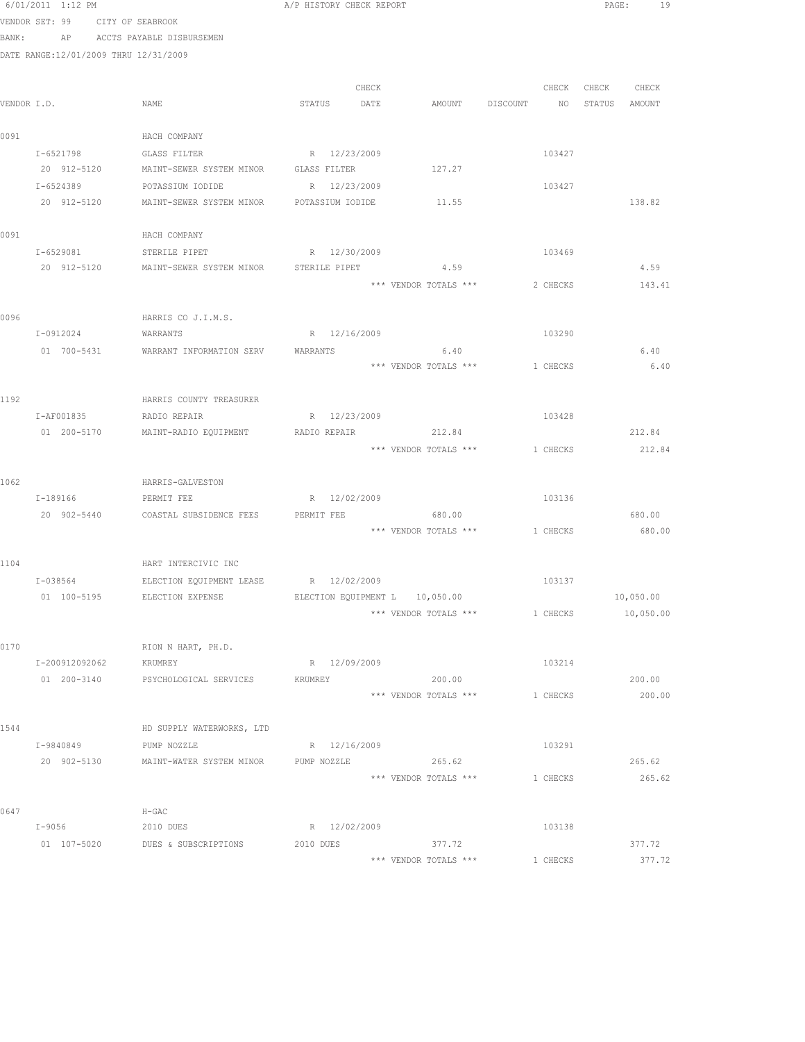6/01/2011 1:12 PM A/P HISTORY CHECK REPORT

VENDOR SET: 99 CITY OF SEABROOK

BANK: AP ACCTS PAYABLE DISBURSEMEN

DATE RANGE:12/01/2009 THRU 12/31/2009

| VENDOR I.D. | NAME | STATUS | CHECK DATE | AMOUNT | DISCOUNT | CHECK NO | CHECK STATUS | CHECK AMOUNT |
|---|---|---|---|---|---|---|---|---|
| 0091 | HACH COMPANY | | | | | | | |
| I-6521798 | GLASS FILTER | R | 12/23/2009 | | | 103427 | | |
| 20 912-5120 | MAINT-SEWER SYSTEM MINOR | GLASS FILTER | | 127.27 | | | | |
| I-6524389 | POTASSIUM IODIDE | R | 12/23/2009 | | | 103427 | | |
| 20 912-5120 | MAINT-SEWER SYSTEM MINOR | POTASSIUM IODIDE | | 11.55 | | | | 138.82 |
| 0091 | HACH COMPANY | | | | | | | |
| I-6529081 | STERILE PIPET | R | 12/30/2009 | | | 103469 | | |
| 20 912-5120 | MAINT-SEWER SYSTEM MINOR | STERILE PIPET | | 4.59 | | | | 4.59 |
| | | | | *** VENDOR TOTALS *** | | 2 CHECKS | | 143.41 |
| 0096 | HARRIS CO J.I.M.S. | | | | | | | |
| I-0912024 | WARRANTS | R | 12/16/2009 | | | 103290 | | |
| 01 700-5431 | WARRANT INFORMATION SERV | WARRANTS | | 6.40 | | | | 6.40 |
| | | | | *** VENDOR TOTALS *** | | 1 CHECKS | | 6.40 |
| 1192 | HARRIS COUNTY TREASURER | | | | | | | |
| I-AF001835 | RADIO REPAIR | R | 12/23/2009 | | | 103428 | | |
| 01 200-5170 | MAINT-RADIO EQUIPMENT | RADIO REPAIR | | 212.84 | | | | 212.84 |
| | | | | *** VENDOR TOTALS *** | | 1 CHECKS | | 212.84 |
| 1062 | HARRIS-GALVESTON | | | | | | | |
| I-189166 | PERMIT FEE | R | 12/02/2009 | | | 103136 | | |
| 20 902-5440 | COASTAL SUBSIDENCE FEES | PERMIT FEE | | 680.00 | | | | 680.00 |
| | | | | *** VENDOR TOTALS *** | | 1 CHECKS | | 680.00 |
| 1104 | HART INTERCIVIC INC | | | | | | | |
| I-038564 | ELECTION EQUIPMENT LEASE | R | 12/02/2009 | | | 103137 | | |
| 01 100-5195 | ELECTION EXPENSE | ELECTION EQUIPMENT L | | 10,050.00 | | | | 10,050.00 |
| | | | | *** VENDOR TOTALS *** | | 1 CHECKS | | 10,050.00 |
| 0170 | RION N HART, PH.D. | | | | | | | |
| I-200912092062 | KRUMREY | R | 12/09/2009 | | | 103214 | | |
| 01 200-3140 | PSYCHOLOGICAL SERVICES | KRUMREY | | 200.00 | | | | 200.00 |
| | | | | *** VENDOR TOTALS *** | | 1 CHECKS | | 200.00 |
| 1544 | HD SUPPLY WATERWORKS, LTD | | | | | | | |
| I-9840849 | PUMP NOZZLE | R | 12/16/2009 | | | 103291 | | |
| 20 902-5130 | MAINT-WATER SYSTEM MINOR | PUMP NOZZLE | | 265.62 | | | | 265.62 |
| | | | | *** VENDOR TOTALS *** | | 1 CHECKS | | 265.62 |
| 0647 | H-GAC | | | | | | | |
| I-9056 | 2010 DUES | R | 12/02/2009 | | | 103138 | | |
| 01 107-5020 | DUES & SUBSCRIPTIONS | 2010 DUES | | 377.72 | | | | 377.72 |
| | | | | *** VENDOR TOTALS *** | | 1 CHECKS | | 377.72 |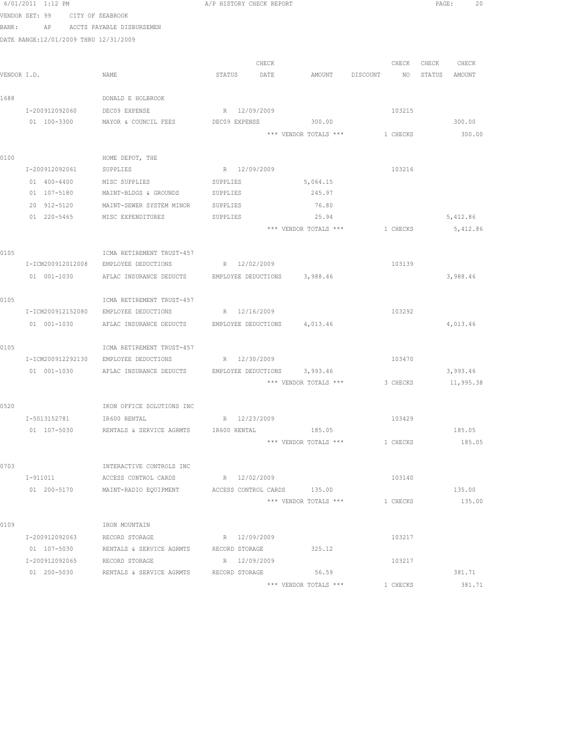6/01/2011 1:12 PM A/P HISTORY CHECK REPORT

VENDOR SET: 99 CITY OF SEABROOK

BANK: AP ACCTS PAYABLE DISBURSEMEN

DATE RANGE:12/01/2009 THRU 12/31/2009

| VENDOR I.D. | NAME | STATUS | CHECK DATE | AMOUNT | DISCOUNT | CHECK NO | CHECK STATUS | CHECK AMOUNT |
|---|---|---|---|---|---|---|---|---|
| 1688 | DONALD E HOLBROOK | | | | | | | |
| I-200912092060 | DEC09 EXPENSE | R | 12/09/2009 | | | 103215 | | |
| 01 100-3300 | MAYOR & COUNCIL FEES | DEC09 EXPENSE | | 300.00 | | | | 300.00 |
| | | | | *** VENDOR TOTALS *** | | 1 CHECKS | | 300.00 |
| 0100 | HOME DEPOT, THE | | | | | | | |
| I-200912092061 | SUPPLIES | R | 12/09/2009 | | | 103216 | | |
| 01 400-4400 | MISC SUPPLIES | SUPPLIES | | 5,064.15 | | | | |
| 01 107-5180 | MAINT-BLDGS & GROUNDS | SUPPLIES | | 245.97 | | | | |
| 20 912-5120 | MAINT-SEWER SYSTEM MINOR | SUPPLIES | | 76.80 | | | | |
| 01 220-5465 | MISC EXPENDITURES | SUPPLIES | | 25.94 | | | | 5,412.86 |
| | | | | *** VENDOR TOTALS *** | | 1 CHECKS | | 5,412.86 |
| 0105 | ICMA RETIREMENT TRUST-457 | | | | | | | |
| I-ICM200912012008 | EMPLOYEE DEDUCTIONS | R | 12/02/2009 | | | 103139 | | |
| 01 001-1030 | AFLAC INSURANCE DEDUCTS | EMPLOYEE DEDUCTIONS | | 3,988.46 | | | | 3,988.46 |
| 0105 | ICMA RETIREMENT TRUST-457 | | | | | | | |
| I-ICM200912152080 | EMPLOYEE DEDUCTIONS | R | 12/16/2009 | | | 103292 | | |
| 01 001-1030 | AFLAC INSURANCE DEDUCTS | EMPLOYEE DEDUCTIONS | | 4,013.46 | | | | 4,013.46 |
| 0105 | ICMA RETIREMENT TRUST-457 | | | | | | | |
| I-ICM200912292130 | EMPLOYEE DEDUCTIONS | R | 12/30/2009 | | | 103470 | | |
| 01 001-1030 | AFLAC INSURANCE DEDUCTS | EMPLOYEE DEDUCTIONS | | 3,993.46 | | | | 3,993.46 |
| | | | | *** VENDOR TOTALS *** | | 3 CHECKS | | 11,995.38 |
| 0520 | IKON OFFICE SOLUTIONS INC | | | | | | | |
| I-5013152781 | IR600 RENTAL | R | 12/23/2009 | | | 103429 | | |
| 01 107-5030 | RENTALS & SERVICE AGRMTS | IR600 RENTAL | | 185.05 | | | | 185.05 |
| | | | | *** VENDOR TOTALS *** | | 1 CHECKS | | 185.05 |
| 0703 | INTERACTIVE CONTROLS INC | | | | | | | |
| I-911011 | ACCESS CONTROL CARDS | R | 12/02/2009 | | | 103140 | | |
| 01 200-5170 | MAINT-RADIO EQUIPMENT | ACCESS CONTROL CARDS | | 135.00 | | | | 135.00 |
| | | | | *** VENDOR TOTALS *** | | 1 CHECKS | | 135.00 |
| 0109 | IRON MOUNTAIN | | | | | | | |
| I-200912092063 | RECORD STORAGE | R | 12/09/2009 | | | 103217 | | |
| 01 107-5030 | RENTALS & SERVICE AGRMTS | RECORD STORAGE | | 325.12 | | | | |
| I-200912092065 | RECORD STORAGE | R | 12/09/2009 | | | 103217 | | |
| 01 200-5030 | RENTALS & SERVICE AGRMTS | RECORD STORAGE | | 56.59 | | | | 381.71 |
| | | | | *** VENDOR TOTALS *** | | 1 CHECKS | | 381.71 |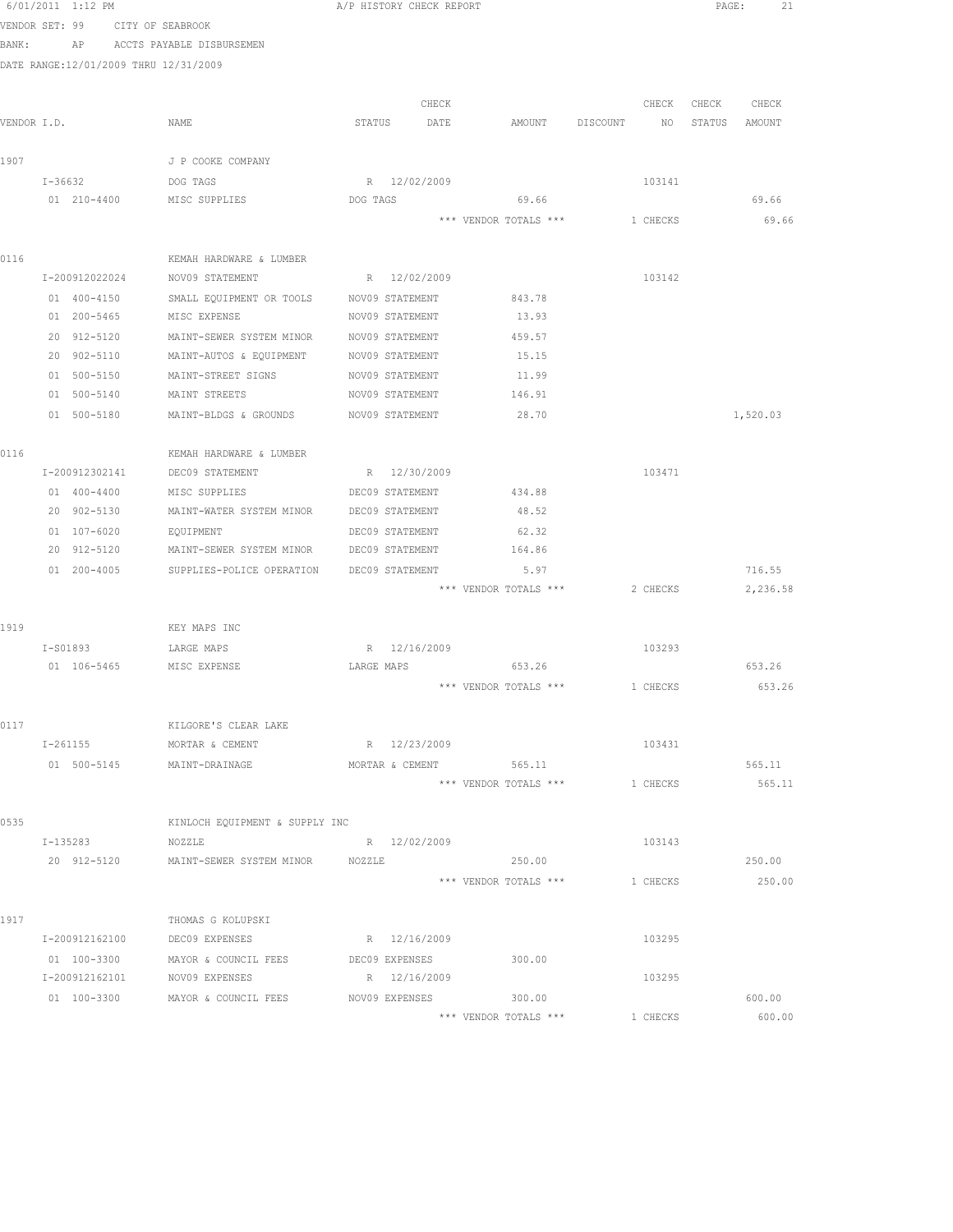6/01/2011 1:12 PM A/P HISTORY CHECK REPORT

VENDOR SET: 99 CITY OF SEABROOK

BANK: AP ACCTS PAYABLE DISBURSEMEN

DATE RANGE:12/01/2009 THRU 12/31/2009

| VENDOR I.D. | NAME | STATUS | CHECK DATE | AMOUNT | DISCOUNT | CHECK NO | CHECK STATUS | CHECK AMOUNT |
|---|---|---|---|---|---|---|---|---|
| 1907 | J P COOKE COMPANY | | | | | | | |
| I-36632 | DOG TAGS | R | 12/02/2009 | | | 103141 | | |
| 01 210-4400 | MISC SUPPLIES | DOG TAGS | | 69.66 | | | | 69.66 |
| | | | | *** VENDOR TOTALS *** | | 1 CHECKS | | 69.66 |
| 0116 | KEMAH HARDWARE & LUMBER | | | | | | | |
| I-200912022024 | NOV09 STATEMENT | R | 12/02/2009 | | | 103142 | | |
| 01 400-4150 | SMALL EQUIPMENT OR TOOLS | NOV09 STATEMENT | | 843.78 | | | | |
| 01 200-5465 | MISC EXPENSE | NOV09 STATEMENT | | 13.93 | | | | |
| 20 912-5120 | MAINT-SEWER SYSTEM MINOR | NOV09 STATEMENT | | 459.57 | | | | |
| 20 902-5110 | MAINT-AUTOS & EQUIPMENT | NOV09 STATEMENT | | 15.15 | | | | |
| 01 500-5150 | MAINT-STREET SIGNS | NOV09 STATEMENT | | 11.99 | | | | |
| 01 500-5140 | MAINT STREETS | NOV09 STATEMENT | | 146.91 | | | | |
| 01 500-5180 | MAINT-BLDGS & GROUNDS | NOV09 STATEMENT | | 28.70 | | | | 1,520.03 |
| 0116 | KEMAH HARDWARE & LUMBER | | | | | | | |
| I-200912302141 | DEC09 STATEMENT | R | 12/30/2009 | | | 103471 | | |
| 01 400-4400 | MISC SUPPLIES | DEC09 STATEMENT | | 434.88 | | | | |
| 20 902-5130 | MAINT-WATER SYSTEM MINOR | DEC09 STATEMENT | | 48.52 | | | | |
| 01 107-6020 | EQUIPMENT | DEC09 STATEMENT | | 62.32 | | | | |
| 20 912-5120 | MAINT-SEWER SYSTEM MINOR | DEC09 STATEMENT | | 164.86 | | | | |
| 01 200-4005 | SUPPLIES-POLICE OPERATION | DEC09 STATEMENT | | 5.97 | | | | 716.55 |
| | | | | *** VENDOR TOTALS *** | | 2 CHECKS | | 2,236.58 |
| 1919 | KEY MAPS INC | | | | | | | |
| I-S01893 | LARGE MAPS | R | 12/16/2009 | | | 103293 | | |
| 01 106-5465 | MISC EXPENSE | LARGE MAPS | | 653.26 | | | | 653.26 |
| | | | | *** VENDOR TOTALS *** | | 1 CHECKS | | 653.26 |
| 0117 | KILGORE'S CLEAR LAKE | | | | | | | |
| I-261155 | MORTAR & CEMENT | R | 12/23/2009 | | | 103431 | | |
| 01 500-5145 | MAINT-DRAINAGE | MORTAR & CEMENT | | 565.11 | | | | 565.11 |
| | | | | *** VENDOR TOTALS *** | | 1 CHECKS | | 565.11 |
| 0535 | KINLOCH EQUIPMENT & SUPPLY INC | | | | | | | |
| I-135283 | NOZZLE | R | 12/02/2009 | | | 103143 | | |
| 20 912-5120 | MAINT-SEWER SYSTEM MINOR | NOZZLE | | 250.00 | | | | 250.00 |
| | | | | *** VENDOR TOTALS *** | | 1 CHECKS | | 250.00 |
| 1917 | THOMAS G KOLUPSKI | | | | | | | |
| I-200912162100 | DEC09 EXPENSES | R | 12/16/2009 | | | 103295 | | |
| 01 100-3300 | MAYOR & COUNCIL FEES | DEC09 EXPENSES | | 300.00 | | | | |
| I-200912162101 | NOV09 EXPENSES | R | 12/16/2009 | | | 103295 | | |
| 01 100-3300 | MAYOR & COUNCIL FEES | NOV09 EXPENSES | | 300.00 | | | | 600.00 |
| | | | | *** VENDOR TOTALS *** | | 1 CHECKS | | 600.00 |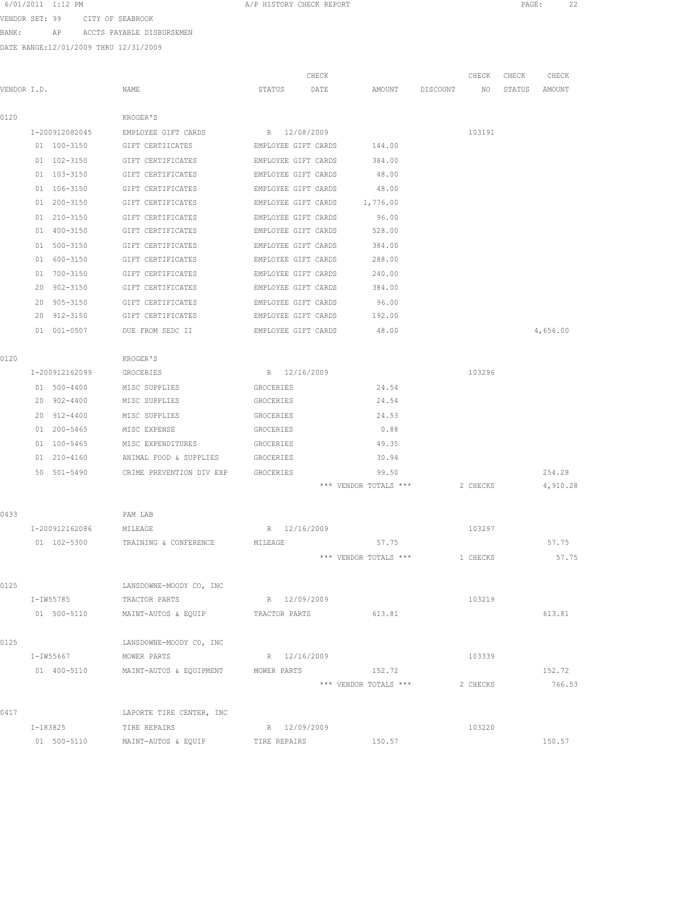6/01/2011 1:12 PM A/P HISTORY CHECK REPORT

VENDOR SET: 99 CITY OF SEABROOK

BANK: AP ACCTS PAYABLE DISBURSEMEN

DATE RANGE:12/01/2009 THRU 12/31/2009

| VENDOR I.D. | NAME | STATUS | CHECK DATE | AMOUNT | DISCOUNT | CHECK NO | CHECK STATUS | CHECK AMOUNT |
|---|---|---|---|---|---|---|---|---|
| 0120 | KROGER'S | | | | | | | |
| I-200912082045 | EMPLOYEE GIFT CARDS | R | 12/08/2009 | | | 103191 | | |
| 01 100-3150 | GIFT CERTIICATES | EMPLOYEE GIFT CARDS | | 144.00 | | | | |
| 01 102-3150 | GIFT CERTIFICATES | EMPLOYEE GIFT CARDS | | 384.00 | | | | |
| 01 103-3150 | GIFT CERTIFICATES | EMPLOYEE GIFT CARDS | | 48.00 | | | | |
| 01 106-3150 | GIFT CERTIFICATES | EMPLOYEE GIFT CARDS | | 48.00 | | | | |
| 01 200-3150 | GIFT CERTIFICATES | EMPLOYEE GIFT CARDS | | 1,776.00 | | | | |
| 01 210-3150 | GIFT CERTIFICATES | EMPLOYEE GIFT CARDS | | 96.00 | | | | |
| 01 400-3150 | GIFT CERTIFICATES | EMPLOYEE GIFT CARDS | | 528.00 | | | | |
| 01 500-3150 | GIFT CERTIFICATES | EMPLOYEE GIFT CARDS | | 384.00 | | | | |
| 01 600-3150 | GIFT CERTIFICATES | EMPLOYEE GIFT CARDS | | 288.00 | | | | |
| 01 700-3150 | GIFT CERTIFICATES | EMPLOYEE GIFT CARDS | | 240.00 | | | | |
| 20 902-3150 | GIFT CERTIFICATES | EMPLOYEE GIFT CARDS | | 384.00 | | | | |
| 20 905-3150 | GIFT CERTIFICATES | EMPLOYEE GIFT CARDS | | 96.00 | | | | |
| 20 912-3150 | GIFT CERTIFICATES | EMPLOYEE GIFT CARDS | | 192.00 | | | | |
| 01 001-0507 | DUE FROM SEDC II | EMPLOYEE GIFT CARDS | | 48.00 | | | | 4,656.00 |
| 0120 | KROGER'S | | | | | | | |
| I-200912162099 | GROCERIES | R | 12/16/2009 | | | 103296 | | |
| 01 500-4400 | MISC SUPPLIES | GROCERIES | | 24.54 | | | | |
| 20 902-4400 | MISC SUPPLIES | GROCERIES | | 24.54 | | | | |
| 20 912-4400 | MISC SUPPLIES | GROCERIES | | 24.53 | | | | |
| 01 200-5465 | MISC EXPENSE | GROCERIES | | 0.88 | | | | |
| 01 100-5465 | MISC EXPENDITURES | GROCERIES | | 49.35 | | | | |
| 01 210-4160 | ANIMAL FOOD & SUPPLIES | GROCERIES | | 30.94 | | | | |
| 50 501-5490 | CRIME PREVENTION DIV EXP | GROCERIES | | 99.50 | | | | 254.28 |
| | | | | *** VENDOR TOTALS *** | | 2 CHECKS | | 4,910.28 |
| 0433 | PAM LAB | | | | | | | |
| I-200912162086 | MILEAGE | R | 12/16/2009 | | | 103297 | | |
| 01 102-5300 | TRAINING & CONFERENCE | MILEAGE | | 57.75 | | | | 57.75 |
| | | | | *** VENDOR TOTALS *** | | 1 CHECKS | | 57.75 |
| 0125 | LANSDOWNE-MOODY CO, INC | | | | | | | |
| I-IW55785 | TRACTOR PARTS | R | 12/09/2009 | | | 103219 | | |
| 01 500-5110 | MAINT-AUTOS & EQUIP | TRACTOR PARTS | | 613.81 | | | | 613.81 |
| 0125 | LANSDOWNE-MOODY CO, INC | | | | | | | |
| I-IW55667 | MOWER PARTS | R | 12/16/2009 | | | 103339 | | |
| 01 400-5110 | MAINT-AUTOS & EQUIPMENT | MOWER PARTS | | 152.72 | | | | 152.72 |
| | | | | *** VENDOR TOTALS *** | | 2 CHECKS | | 766.53 |
| 0417 | LAPORTE TIRE CENTER, INC | | | | | | | |
| I-183825 | TIRE REPAIRS | R | 12/09/2009 | | | 103220 | | |
| 01 500-5110 | MAINT-AUTOS & EQUIP | TIRE REPAIRS | | 150.57 | | | | 150.57 |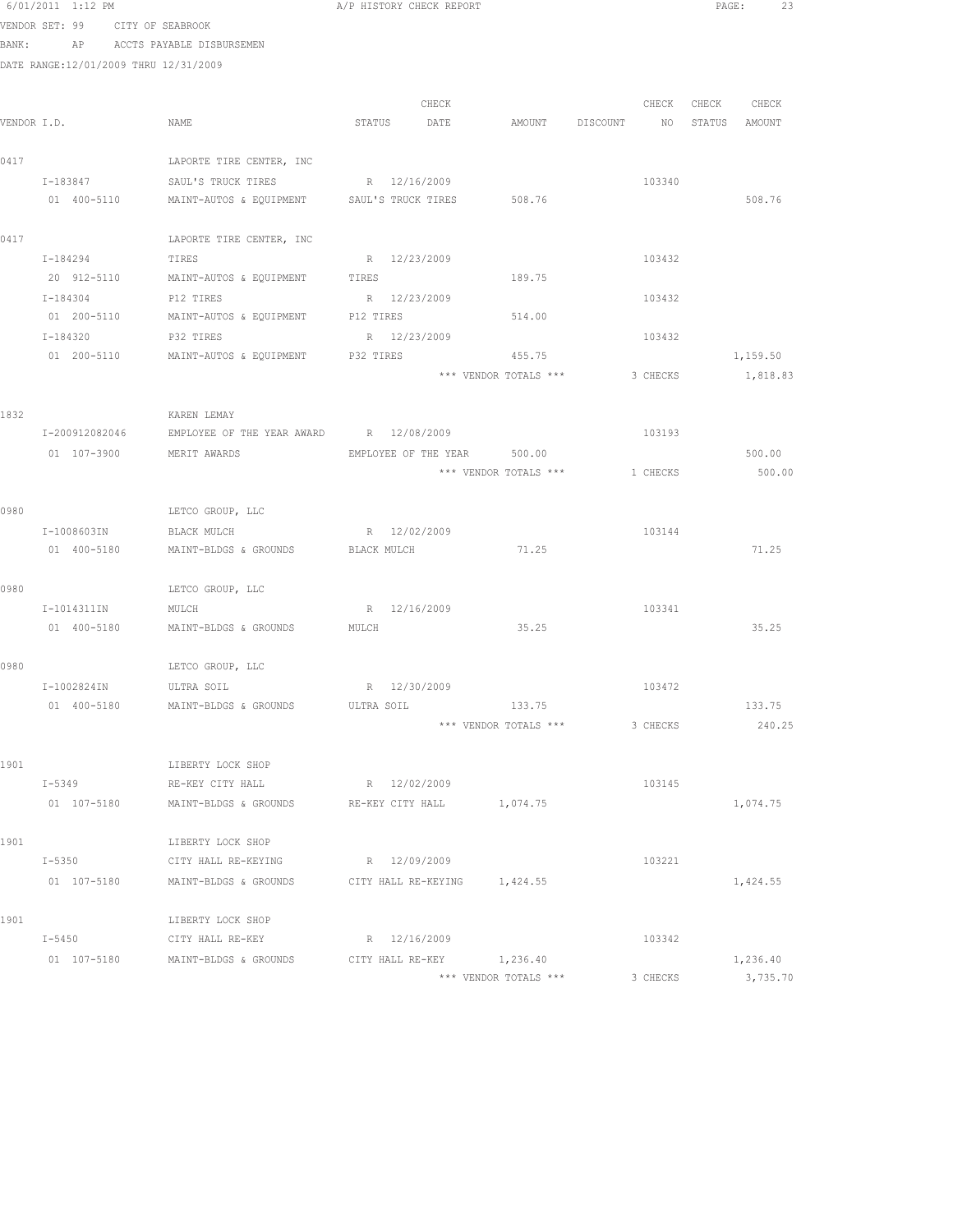6/01/2011 1:12 PM A/P HISTORY CHECK REPORT

VENDOR SET: 99 CITY OF SEABROOK

BANK: AP ACCTS PAYABLE DISBURSEMEN

DATE RANGE:12/01/2009 THRU 12/31/2009

| VENDOR I.D. | NAME | STATUS | CHECK DATE | AMOUNT | DISCOUNT | CHECK NO | CHECK STATUS | CHECK AMOUNT |
|---|---|---|---|---|---|---|---|---|
| 0417 | LAPORTE TIRE CENTER, INC | | | | | | | |
| I-183847 | SAUL'S TRUCK TIRES | R | 12/16/2009 | | | 103340 | | |
| 01 400-5110 | MAINT-AUTOS & EQUIPMENT | SAUL'S TRUCK TIRES | | 508.76 | | | | 508.76 |
| 0417 | LAPORTE TIRE CENTER, INC | | | | | | | |
| I-184294 | TIRES | R | 12/23/2009 | | | 103432 | | |
| 20 912-5110 | MAINT-AUTOS & EQUIPMENT | TIRES | | 189.75 | | | | |
| I-184304 | P12 TIRES | R | 12/23/2009 | | | 103432 | | |
| 01 200-5110 | MAINT-AUTOS & EQUIPMENT | P12 TIRES | | 514.00 | | | | |
| I-184320 | P32 TIRES | R | 12/23/2009 | | | 103432 | | |
| 01 200-5110 | MAINT-AUTOS & EQUIPMENT | P32 TIRES | | 455.75 | | | | 1,159.50 |
| | | | | *** VENDOR TOTALS *** | | 3 CHECKS | | 1,818.83 |
| 1832 | KAREN LEMAY | | | | | | | |
| I-200912082046 | EMPLOYEE OF THE YEAR AWARD | R | 12/08/2009 | | | 103193 | | |
| 01 107-3900 | MERIT AWARDS | EMPLOYEE OF THE YEAR | | 500.00 | | | | 500.00 |
| | | | | *** VENDOR TOTALS *** | | 1 CHECKS | | 500.00 |
| 0980 | LETCO GROUP, LLC | | | | | | | |
| I-1008603IN | BLACK MULCH | R | 12/02/2009 | | | 103144 | | |
| 01 400-5180 | MAINT-BLDGS & GROUNDS | BLACK MULCH | | 71.25 | | | | 71.25 |
| 0980 | LETCO GROUP, LLC | | | | | | | |
| I-1014311IN | MULCH | R | 12/16/2009 | | | 103341 | | |
| 01 400-5180 | MAINT-BLDGS & GROUNDS | MULCH | | 35.25 | | | | 35.25 |
| 0980 | LETCO GROUP, LLC | | | | | | | |
| I-1002824IN | ULTRA SOIL | R | 12/30/2009 | | | 103472 | | |
| 01 400-5180 | MAINT-BLDGS & GROUNDS | ULTRA SOIL | | 133.75 | | | | 133.75 |
| | | | | *** VENDOR TOTALS *** | | 3 CHECKS | | 240.25 |
| 1901 | LIBERTY LOCK SHOP | | | | | | | |
| I-5349 | RE-KEY CITY HALL | R | 12/02/2009 | | | 103145 | | |
| 01 107-5180 | MAINT-BLDGS & GROUNDS | RE-KEY CITY HALL | | 1,074.75 | | | | 1,074.75 |
| 1901 | LIBERTY LOCK SHOP | | | | | | | |
| I-5350 | CITY HALL RE-KEYING | R | 12/09/2009 | | | 103221 | | |
| 01 107-5180 | MAINT-BLDGS & GROUNDS | CITY HALL RE-KEYING | | 1,424.55 | | | | 1,424.55 |
| 1901 | LIBERTY LOCK SHOP | | | | | | | |
| I-5450 | CITY HALL RE-KEY | R | 12/16/2009 | | | 103342 | | |
| 01 107-5180 | MAINT-BLDGS & GROUNDS | CITY HALL RE-KEY | | 1,236.40 | | | | 1,236.40 |
| | | | | *** VENDOR TOTALS *** | | 3 CHECKS | | 3,735.70 |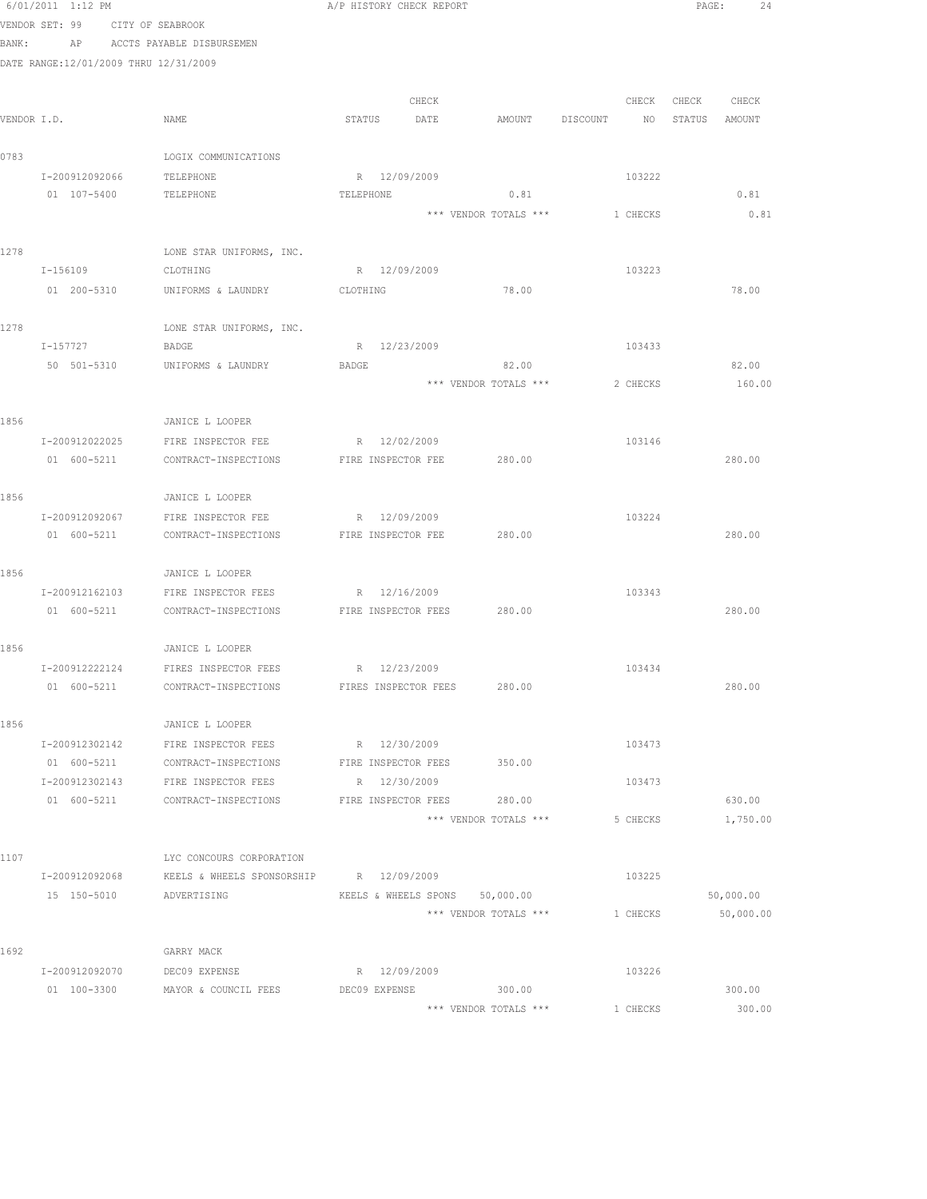6/01/2011 1:12 PM A/P HISTORY CHECK REPORT

VENDOR SET: 99 CITY OF SEABROOK
BANK: AP ACCTS PAYABLE DISBURSEMEN
DATE RANGE:12/01/2009 THRU 12/31/2009

| VENDOR I.D. | NAME | STATUS | CHECK DATE | AMOUNT | DISCOUNT | CHECK NO | CHECK STATUS | CHECK AMOUNT |
|---|---|---|---|---|---|---|---|---|
| 0783 | LOGIX COMMUNICATIONS | | | | | | | |
| I-200912092066 | TELEPHONE | R | 12/09/2009 | | | 103222 | | |
| 01 107-5400 | TELEPHONE | TELEPHONE | | 0.81 | | | | 0.81 |
| | | | | *** VENDOR TOTALS *** | | 1 CHECKS | | 0.81 |
| 1278 | LONE STAR UNIFORMS, INC. | | | | | | | |
| I-156109 | CLOTHING | R | 12/09/2009 | | | 103223 | | |
| 01 200-5310 | UNIFORMS & LAUNDRY | CLOTHING | | 78.00 | | | | 78.00 |
| 1278 | LONE STAR UNIFORMS, INC. | | | | | | | |
| I-157727 | BADGE | R | 12/23/2009 | | | 103433 | | |
| 50 501-5310 | UNIFORMS & LAUNDRY | BADGE | | 82.00 | | | | 82.00 |
| | | | | *** VENDOR TOTALS *** | | 2 CHECKS | | 160.00 |
| 1856 | JANICE L LOOPER | | | | | | | |
| I-200912022025 | FIRE INSPECTOR FEE | R | 12/02/2009 | | | 103146 | | |
| 01 600-5211 | CONTRACT-INSPECTIONS | FIRE INSPECTOR FEE | | 280.00 | | | | 280.00 |
| 1856 | JANICE L LOOPER | | | | | | | |
| I-200912092067 | FIRE INSPECTOR FEE | R | 12/09/2009 | | | 103224 | | |
| 01 600-5211 | CONTRACT-INSPECTIONS | FIRE INSPECTOR FEE | | 280.00 | | | | 280.00 |
| 1856 | JANICE L LOOPER | | | | | | | |
| I-200912162103 | FIRE INSPECTOR FEES | R | 12/16/2009 | | | 103343 | | |
| 01 600-5211 | CONTRACT-INSPECTIONS | FIRE INSPECTOR FEES | | 280.00 | | | | 280.00 |
| 1856 | JANICE L LOOPER | | | | | | | |
| I-200912222124 | FIRES INSPECTOR FEES | R | 12/23/2009 | | | 103434 | | |
| 01 600-5211 | CONTRACT-INSPECTIONS | FIRES INSPECTOR FEES | | 280.00 | | | | 280.00 |
| 1856 | JANICE L LOOPER | | | | | | | |
| I-200912302142 | FIRE INSPECTOR FEES | R | 12/30/2009 | | | 103473 | | |
| 01 600-5211 | CONTRACT-INSPECTIONS | FIRE INSPECTOR FEES | | 350.00 | | | | |
| I-200912302143 | FIRE INSPECTOR FEES | R | 12/30/2009 | | | 103473 | | |
| 01 600-5211 | CONTRACT-INSPECTIONS | FIRE INSPECTOR FEES | | 280.00 | | | | 630.00 |
| | | | | *** VENDOR TOTALS *** | | 5 CHECKS | | 1,750.00 |
| 1107 | LYC CONCOURS CORPORATION | | | | | | | |
| I-200912092068 | KEELS & WHEELS SPONSORSHIP | R | 12/09/2009 | | | 103225 | | |
| 15 150-5010 | ADVERTISING | KEELS & WHEELS SPONS | | 50,000.00 | | | | 50,000.00 |
| | | | | *** VENDOR TOTALS *** | | 1 CHECKS | | 50,000.00 |
| 1692 | GARRY MACK | | | | | | | |
| I-200912092070 | DEC09 EXPENSE | R | 12/09/2009 | | | 103226 | | |
| 01 100-3300 | MAYOR & COUNCIL FEES | DEC09 EXPENSE | | 300.00 | | | | 300.00 |
| | | | | *** VENDOR TOTALS *** | | 1 CHECKS | | 300.00 |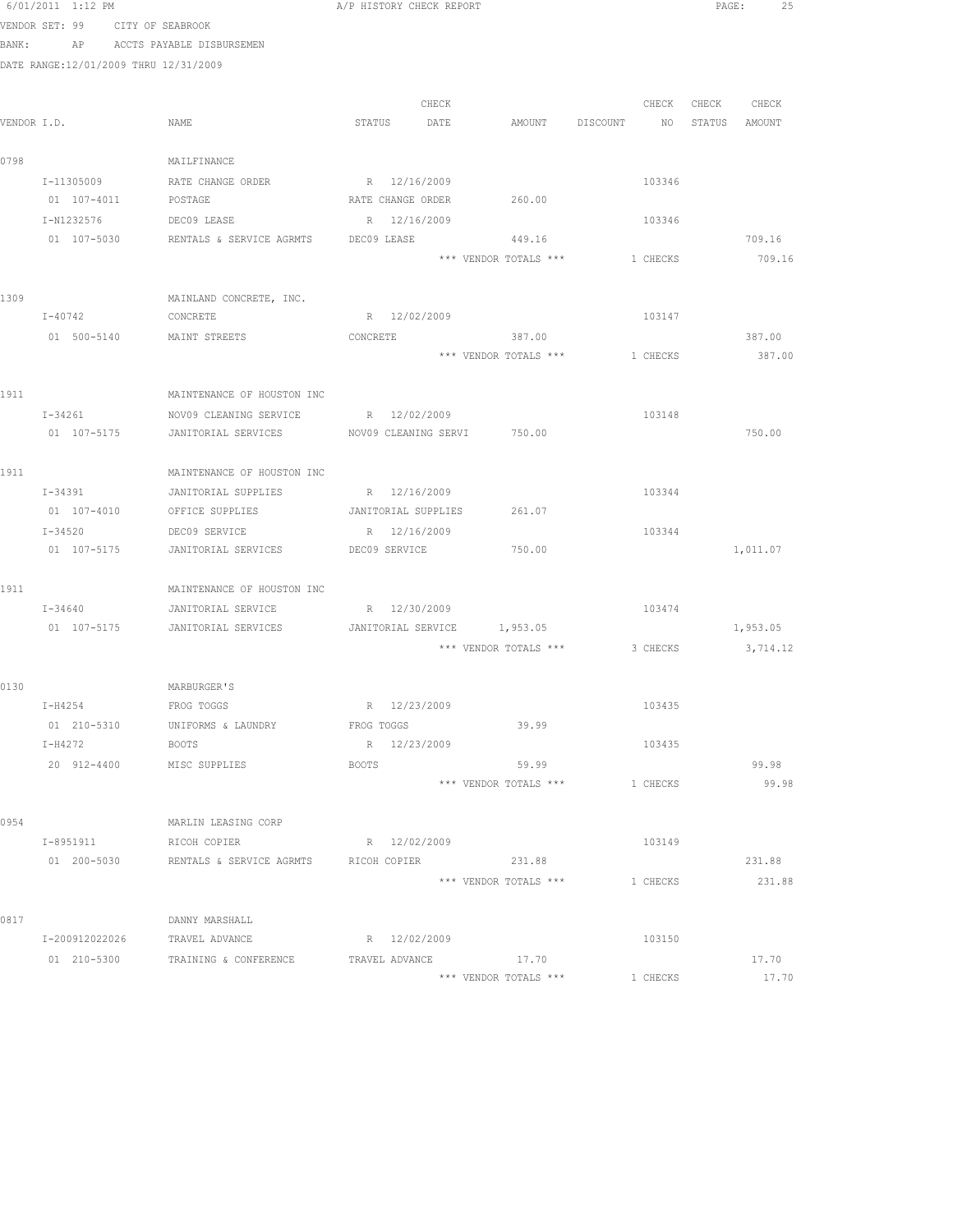6/01/2011 1:12 PM A/P HISTORY CHECK REPORT

VENDOR SET: 99 CITY OF SEABROOK
BANK: AP ACCTS PAYABLE DISBURSEMEN
DATE RANGE:12/01/2009 THRU 12/31/2009

| VENDOR I.D. | NAME | STATUS | CHECK DATE | AMOUNT | DISCOUNT | CHECK NO | CHECK STATUS | CHECK AMOUNT |
|---|---|---|---|---|---|---|---|---|
| 0798 | MAILFINANCE | | | | | | | |
| I-11305009 | RATE CHANGE ORDER | R | 12/16/2009 | | | 103346 | | |
| 01 107-4011 | POSTAGE | RATE CHANGE ORDER | | 260.00 | | | | |
| I-N1232576 | DEC09 LEASE | R | 12/16/2009 | | | 103346 | | |
| 01 107-5030 | RENTALS & SERVICE AGRMTS | DEC09 LEASE | | 449.16 | | | | 709.16 |
| | | | | *** VENDOR TOTALS *** | | 1 CHECKS | | 709.16 |
| 1309 | MAINLAND CONCRETE, INC. | | | | | | | |
| I-40742 | CONCRETE | R | 12/02/2009 | | | 103147 | | |
| 01 500-5140 | MAINT STREETS | CONCRETE | | 387.00 | | | | 387.00 |
| | | | | *** VENDOR TOTALS *** | | 1 CHECKS | | 387.00 |
| 1911 | MAINTENANCE OF HOUSTON INC | | | | | | | |
| I-34261 | NOV09 CLEANING SERVICE | R | 12/02/2009 | | | 103148 | | |
| 01 107-5175 | JANITORIAL SERVICES | NOV09 CLEANING SERVI | | 750.00 | | | | 750.00 |
| 1911 | MAINTENANCE OF HOUSTON INC | | | | | | | |
| I-34391 | JANITORIAL SUPPLIES | R | 12/16/2009 | | | 103344 | | |
| 01 107-4010 | OFFICE SUPPLIES | JANITORIAL SUPPLIES | | 261.07 | | | | |
| I-34520 | DEC09 SERVICE | R | 12/16/2009 | | | 103344 | | |
| 01 107-5175 | JANITORIAL SERVICES | DEC09 SERVICE | | 750.00 | | | | 1,011.07 |
| 1911 | MAINTENANCE OF HOUSTON INC | | | | | | | |
| I-34640 | JANITORIAL SERVICE | R | 12/30/2009 | | | 103474 | | |
| 01 107-5175 | JANITORIAL SERVICES | JANITORIAL SERVICE | | 1,953.05 | | | | 1,953.05 |
| | | | | *** VENDOR TOTALS *** | | 3 CHECKS | | 3,714.12 |
| 0130 | MARBURGER'S | | | | | | | |
| I-H4254 | FROG TOGGS | R | 12/23/2009 | | | 103435 | | |
| 01 210-5310 | UNIFORMS & LAUNDRY | FROG TOGGS | | 39.99 | | | | |
| I-H4272 | BOOTS | R | 12/23/2009 | | | 103435 | | |
| 20 912-4400 | MISC SUPPLIES | BOOTS | | 59.99 | | | | 99.98 |
| | | | | *** VENDOR TOTALS *** | | 1 CHECKS | | 99.98 |
| 0954 | MARLIN LEASING CORP | | | | | | | |
| I-8951911 | RICOH COPIER | R | 12/02/2009 | | | 103149 | | |
| 01 200-5030 | RENTALS & SERVICE AGRMTS | RICOH COPIER | | 231.88 | | | | 231.88 |
| | | | | *** VENDOR TOTALS *** | | 1 CHECKS | | 231.88 |
| 0817 | DANNY MARSHALL | | | | | | | |
| I-200912022026 | TRAVEL ADVANCE | R | 12/02/2009 | | | 103150 | | |
| 01 210-5300 | TRAINING & CONFERENCE | TRAVEL ADVANCE | | 17.70 | | | | 17.70 |
| | | | | *** VENDOR TOTALS *** | | 1 CHECKS | | 17.70 |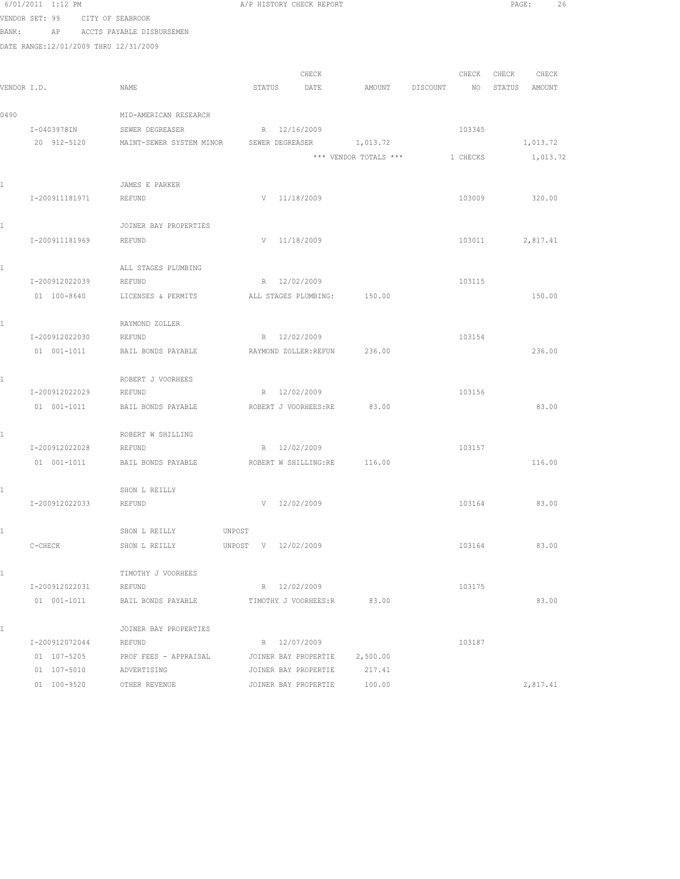6/01/2011 1:12 PM A/P HISTORY CHECK REPORT

VENDOR SET: 99 CITY OF SEABROOK
BANK: AP ACCTS PAYABLE DISBURSEMEN
DATE RANGE:12/01/2009 THRU 12/31/2009

| VENDOR I.D. | NAME | STATUS | CHECK DATE | AMOUNT | DISCOUNT | CHECK NO | CHECK STATUS | CHECK AMOUNT |
|---|---|---|---|---|---|---|---|---|
| 0490 | MID-AMERICAN RESEARCH | | | | | | | |
| I-0403978IN | SEWER DEGREASER | R | 12/16/2009 | | | 103345 | | |
| 20 912-5120 | MAINT-SEWER SYSTEM MINOR | SEWER DEGREASER | | 1,013.72 | | | | 1,013.72 |
| | | | | *** VENDOR TOTALS *** | | 1 CHECKS | | 1,013.72 |
| 1 | JAMES E PARKER | | | | | | | |
| I-200911181971 | REFUND | V | 11/18/2009 | | | 103009 | | 320.00 |
| 1 | JOINER BAY PROPERTIES | | | | | | | |
| I-200911181969 | REFUND | V | 11/18/2009 | | | 103011 | | 2,817.41 |
| 1 | ALL STAGES PLUMBING | | | | | | | |
| I-200912022039 | REFUND | R | 12/02/2009 | | | 103115 | | |
| 01 100-8640 | LICENSES & PERMITS | ALL STAGES PLUMBING: | | 150.00 | | | | 150.00 |
| 1 | RAYMOND ZOLLER | | | | | | | |
| I-200912022030 | REFUND | R | 12/02/2009 | | | 103154 | | |
| 01 001-1011 | BAIL BONDS PAYABLE | RAYMOND ZOLLER:REFUN | | 236.00 | | | | 236.00 |
| 1 | ROBERT J VOORHEES | | | | | | | |
| I-200912022029 | REFUND | R | 12/02/2009 | | | 103156 | | |
| 01 001-1011 | BAIL BONDS PAYABLE | ROBERT J VOORHEES:RE | | 83.00 | | | | 83.00 |
| 1 | ROBERT W SHILLING | | | | | | | |
| I-200912022028 | REFUND | R | 12/02/2009 | | | 103157 | | |
| 01 001-1011 | BAIL BONDS PAYABLE | ROBERT W SHILLING:RE | | 116.00 | | | | 116.00 |
| 1 | SHON L REILLY | | | | | | | |
| I-200912022033 | REFUND | V | 12/02/2009 | | | 103164 | | 83.00 |
| 1 | SHON L REILLY | UNPOST | | | | | | |
| C-CHECK | SHON L REILLY | UNPOST V | 12/02/2009 | | | 103164 | | 83.00 |
| 1 | TIMOTHY J VOORHEES | | | | | | | |
| I-200912022031 | REFUND | R | 12/02/2009 | | | 103175 | | |
| 01 001-1011 | BAIL BONDS PAYABLE | TIMOTHY J VOORHEES:R | | 83.00 | | | | 83.00 |
| 1 | JOINER BAY PROPERTIES | | | | | | | |
| I-200912072044 | REFUND | R | 12/07/2009 | | | 103187 | | |
| 01 107-5205 | PROF FEES - APPRAISAL | JOINER BAY PROPERTIE | | 2,500.00 | | | | |
| 01 107-5010 | ADVERTISING | JOINER BAY PROPERTIE | | 217.41 | | | | |
| 01 100-9520 | OTHER REVENUE | JOINER BAY PROPERTIE | | 100.00 | | | | 2,817.41 |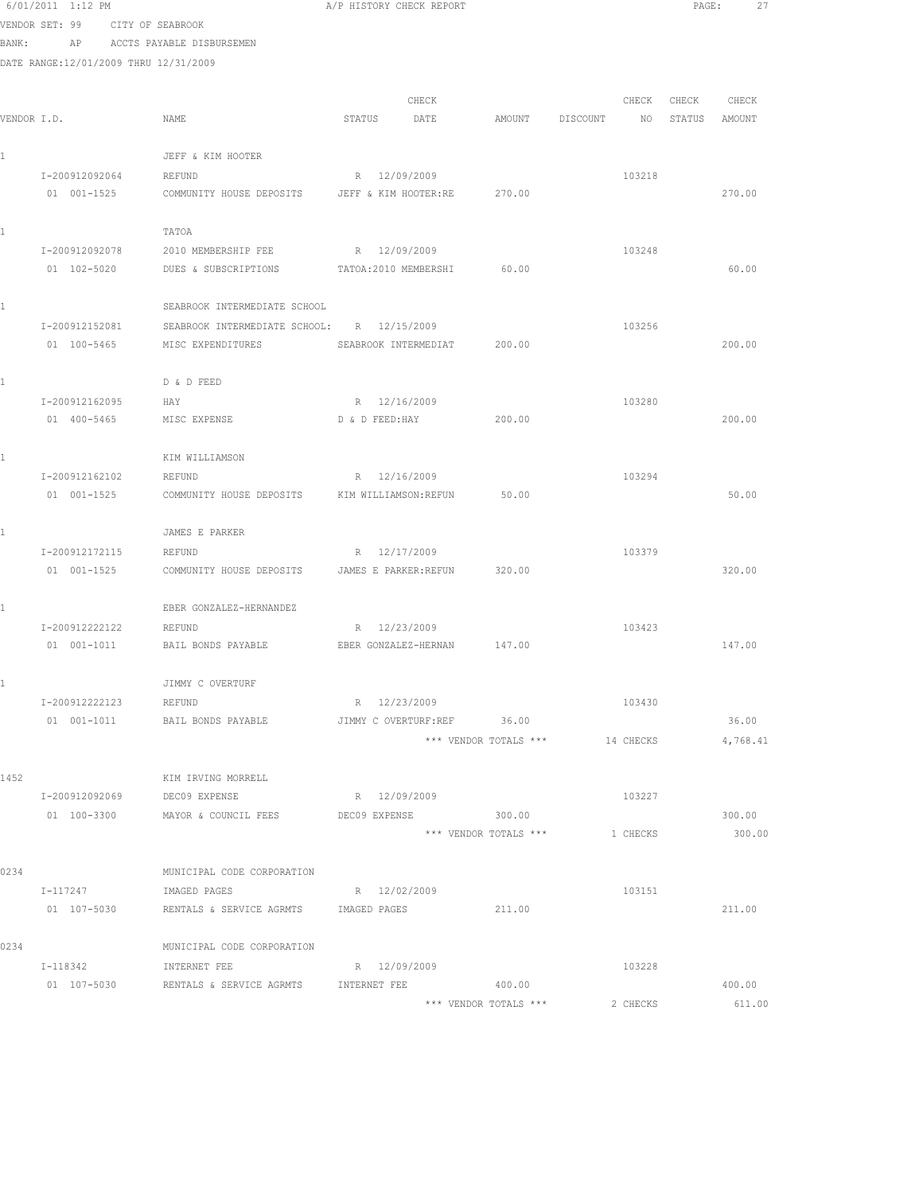6/01/2011 1:12 PM A/P HISTORY CHECK REPORT

VENDOR SET: 99 CITY OF SEABROOK
BANK: AP ACCTS PAYABLE DISBURSEMEN
DATE RANGE:12/01/2009 THRU 12/31/2009

| VENDOR I.D. | NAME | STATUS | CHECK DATE | AMOUNT | DISCOUNT | CHECK NO | CHECK STATUS | CHECK AMOUNT |
|---|---|---|---|---|---|---|---|---|
| 1 | JEFF & KIM HOOTER | | | | | | | |
| I-200912092064 | REFUND | R | 12/09/2009 | | | 103218 | | |
| 01 001-1525 | COMMUNITY HOUSE DEPOSITS | JEFF & KIM HOOTER:RE | | 270.00 | | | | 270.00 |
| 1 | TATOA | | | | | | | |
| I-200912092078 | 2010 MEMBERSHIP FEE | R | 12/09/2009 | | | 103248 | | |
| 01 102-5020 | DUES & SUBSCRIPTIONS | TATOA:2010 MEMBERSHI | | 60.00 | | | | 60.00 |
| 1 | SEABROOK INTERMEDIATE SCHOOL | | | | | | | |
| I-200912152081 | SEABROOK INTERMEDIATE SCHOOL: | R | 12/15/2009 | | | 103256 | | |
| 01 100-5465 | MISC EXPENDITURES | SEABROOK INTERMEDIAT | | 200.00 | | | | 200.00 |
| 1 | D & D FEED | | | | | | | |
| I-200912162095 | HAY | R | 12/16/2009 | | | 103280 | | |
| 01 400-5465 | MISC EXPENSE | D & D FEED:HAY | | 200.00 | | | | 200.00 |
| 1 | KIM WILLIAMSON | | | | | | | |
| I-200912162102 | REFUND | R | 12/16/2009 | | | 103294 | | |
| 01 001-1525 | COMMUNITY HOUSE DEPOSITS | KIM WILLIAMSON:REFUN | | 50.00 | | | | 50.00 |
| 1 | JAMES E PARKER | | | | | | | |
| I-200912172115 | REFUND | R | 12/17/2009 | | | 103379 | | |
| 01 001-1525 | COMMUNITY HOUSE DEPOSITS | JAMES E PARKER:REFUN | | 320.00 | | | | 320.00 |
| 1 | EBER GONZALEZ-HERNANDEZ | | | | | | | |
| I-200912222122 | REFUND | R | 12/23/2009 | | | 103423 | | |
| 01 001-1011 | BAIL BONDS PAYABLE | EBER GONZALEZ-HERNAN | | 147.00 | | | | 147.00 |
| 1 | JIMMY C OVERTURF | | | | | | | |
| I-200912222123 | REFUND | R | 12/23/2009 | | | 103430 | | |
| 01 001-1011 | BAIL BONDS PAYABLE | JIMMY C OVERTURF:REF | | 36.00 | | | | 36.00 |
| | | | | *** VENDOR TOTALS *** | | 14 CHECKS | | 4,768.41 |
| 1452 | KIM IRVING MORRELL | | | | | | | |
| I-200912092069 | DEC09 EXPENSE | R | 12/09/2009 | | | 103227 | | |
| 01 100-3300 | MAYOR & COUNCIL FEES | DEC09 EXPENSE | | 300.00 | | | | 300.00 |
| | | | | *** VENDOR TOTALS *** | | 1 CHECKS | | 300.00 |
| 0234 | MUNICIPAL CODE CORPORATION | | | | | | | |
| I-117247 | IMAGED PAGES | R | 12/02/2009 | | | 103151 | | |
| 01 107-5030 | RENTALS & SERVICE AGRMTS | IMAGED PAGES | | 211.00 | | | | 211.00 |
| 0234 | MUNICIPAL CODE CORPORATION | | | | | | | |
| I-118342 | INTERNET FEE | R | 12/09/2009 | | | 103228 | | |
| 01 107-5030 | RENTALS & SERVICE AGRMTS | INTERNET FEE | | 400.00 | | | | 400.00 |
| | | | | *** VENDOR TOTALS *** | | 2 CHECKS | | 611.00 |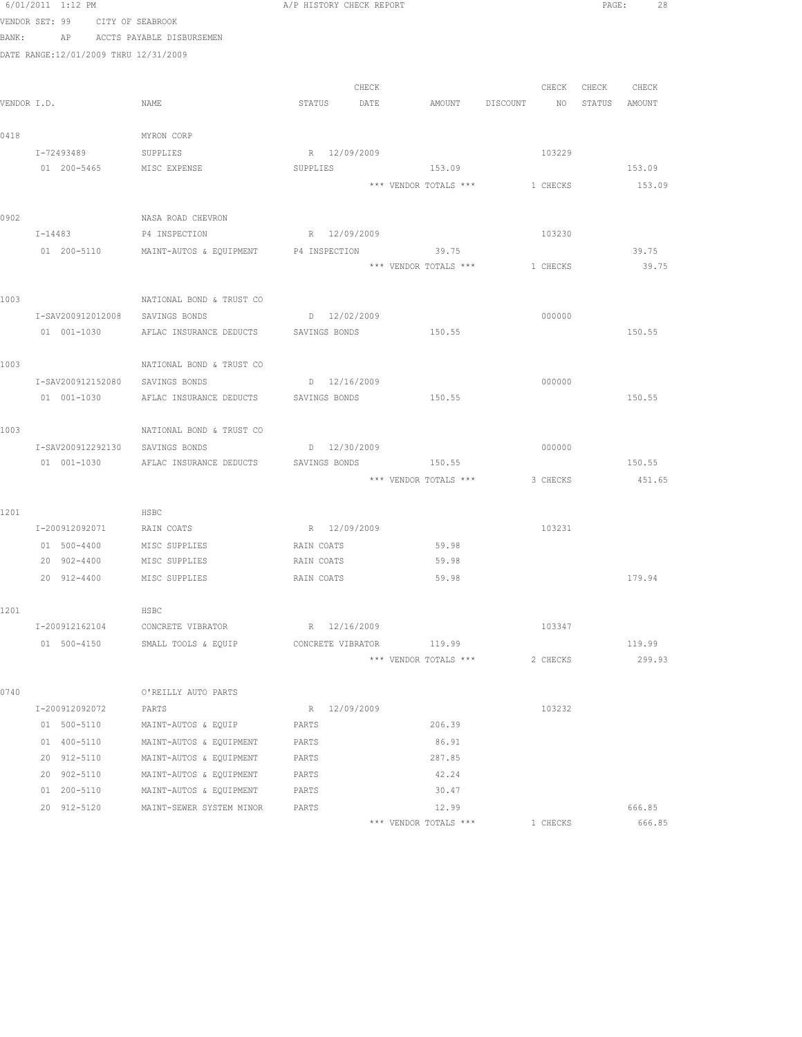6/01/2011 1:12 PM — A/P HISTORY CHECK REPORT

VENDOR SET: 99 CITY OF SEABROOK
BANK: AP ACCTS PAYABLE DISBURSEMEN
DATE RANGE:12/01/2009 THRU 12/31/2009

| VENDOR I.D. | NAME | STATUS | CHECK DATE | AMOUNT | DISCOUNT | CHECK NO | CHECK STATUS | CHECK AMOUNT |
|---|---|---|---|---|---|---|---|---|
| 0418 | MYRON CORP | | | | | | | |
| I-72493489 | SUPPLIES | R | 12/09/2009 | | | 103229 | | |
| 01 200-5465 | MISC EXPENSE | SUPPLIES | | 153.09 | | | | 153.09 |
| | | | | *** VENDOR TOTALS *** | | 1 CHECKS | | 153.09 |
| 0902 | NASA ROAD CHEVRON | | | | | | | |
| I-14483 | P4 INSPECTION | R | 12/09/2009 | | | 103230 | | |
| 01 200-5110 | MAINT-AUTOS & EQUIPMENT | P4 INSPECTION | | 39.75 | | | | 39.75 |
| | | | | *** VENDOR TOTALS *** | | 1 CHECKS | | 39.75 |
| 1003 | NATIONAL BOND & TRUST CO | | | | | | | |
| I-SAV200912012008 | SAVINGS BONDS | D | 12/02/2009 | | | 000000 | | |
| 01 001-1030 | AFLAC INSURANCE DEDUCTS | SAVINGS BONDS | | 150.55 | | | | 150.55 |
| 1003 | NATIONAL BOND & TRUST CO | | | | | | | |
| I-SAV200912152080 | SAVINGS BONDS | D | 12/16/2009 | | | 000000 | | |
| 01 001-1030 | AFLAC INSURANCE DEDUCTS | SAVINGS BONDS | | 150.55 | | | | 150.55 |
| 1003 | NATIONAL BOND & TRUST CO | | | | | | | |
| I-SAV200912292130 | SAVINGS BONDS | D | 12/30/2009 | | | 000000 | | |
| 01 001-1030 | AFLAC INSURANCE DEDUCTS | SAVINGS BONDS | | 150.55 | | | | 150.55 |
| | | | | *** VENDOR TOTALS *** | | 3 CHECKS | | 451.65 |
| 1201 | HSBC | | | | | | | |
| I-200912092071 | RAIN COATS | R | 12/09/2009 | | | 103231 | | |
| 01 500-4400 | MISC SUPPLIES | RAIN COATS | | 59.98 | | | | |
| 20 902-4400 | MISC SUPPLIES | RAIN COATS | | 59.98 | | | | |
| 20 912-4400 | MISC SUPPLIES | RAIN COATS | | 59.98 | | | | 179.94 |
| 1201 | HSBC | | | | | | | |
| I-200912162104 | CONCRETE VIBRATOR | R | 12/16/2009 | | | 103347 | | |
| 01 500-4150 | SMALL TOOLS & EQUIP | CONCRETE VIBRATOR | | 119.99 | | | | 119.99 |
| | | | | *** VENDOR TOTALS *** | | 2 CHECKS | | 299.93 |
| 0740 | O'REILLY AUTO PARTS | | | | | | | |
| I-200912092072 | PARTS | R | 12/09/2009 | | | 103232 | | |
| 01 500-5110 | MAINT-AUTOS & EQUIP | PARTS | | 206.39 | | | | |
| 01 400-5110 | MAINT-AUTOS & EQUIPMENT | PARTS | | 86.91 | | | | |
| 20 912-5110 | MAINT-AUTOS & EQUIPMENT | PARTS | | 287.85 | | | | |
| 20 902-5110 | MAINT-AUTOS & EQUIPMENT | PARTS | | 42.24 | | | | |
| 01 200-5110 | MAINT-AUTOS & EQUIPMENT | PARTS | | 30.47 | | | | |
| 20 912-5120 | MAINT-SEWER SYSTEM MINOR | PARTS | | 12.99 | | | | 666.85 |
| | | | | *** VENDOR TOTALS *** | | 1 CHECKS | | 666.85 |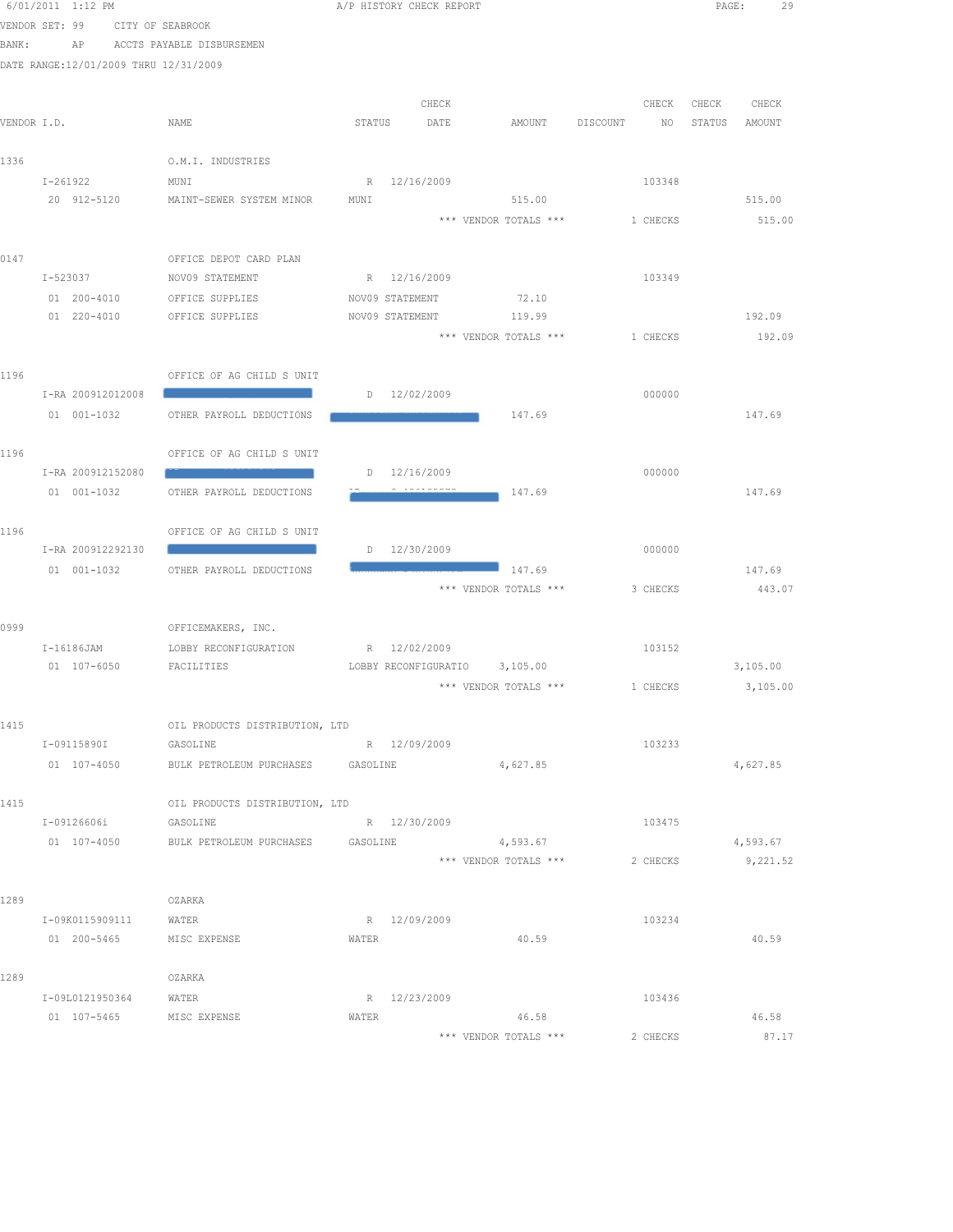6/01/2011 1:12 PM A/P HISTORY CHECK REPORT

VENDOR SET: 99 CITY OF SEABROOK
BANK: AP ACCTS PAYABLE DISBURSEMEN
DATE RANGE:12/01/2009 THRU 12/31/2009

| VENDOR I.D. | NAME | STATUS | CHECK DATE | AMOUNT | DISCOUNT | CHECK NO | CHECK STATUS | CHECK AMOUNT |
|---|---|---|---|---|---|---|---|---|
| 1336 | O.M.I. INDUSTRIES | | | | | | | |
| I-261922 | MUNI | R | 12/16/2009 | | | 103348 | | |
| 20 912-5120 | MAINT-SEWER SYSTEM MINOR | MUNI | | 515.00 | | | | 515.00 |
| | | | *** VENDOR TOTALS *** | | | 1 CHECKS | | 515.00 |
| 0147 | OFFICE DEPOT CARD PLAN | | | | | | | |
| I-523037 | NOV09 STATEMENT | R | 12/16/2009 | | | 103349 | | |
| 01 200-4010 | OFFICE SUPPLIES | NOV09 STATEMENT | | 72.10 | | | | |
| 01 220-4010 | OFFICE SUPPLIES | NOV09 STATEMENT | | 119.99 | | | | 192.09 |
| | | | *** VENDOR TOTALS *** | | | 1 CHECKS | | 192.09 |
| 1196 | OFFICE OF AG CHILD S UNIT | | | | | | | |
| I-RA 200912012008 | [REDACTED] | D | 12/02/2009 | | | 000000 | | |
| 01 001-1032 | OTHER PAYROLL DEDUCTIONS | [REDACTED] | | 147.69 | | | | 147.69 |
| 1196 | OFFICE OF AG CHILD S UNIT | | | | | | | |
| I-RA 200912152080 | [REDACTED] | D | 12/16/2009 | | | 000000 | | |
| 01 001-1032 | OTHER PAYROLL DEDUCTIONS | [REDACTED] | | 147.69 | | | | 147.69 |
| 1196 | OFFICE OF AG CHILD S UNIT | | | | | | | |
| I-RA 200912292130 | [REDACTED] | D | 12/30/2009 | | | 000000 | | |
| 01 001-1032 | OTHER PAYROLL DEDUCTIONS | [REDACTED] | | 147.69 | | | | 147.69 |
| | | | *** VENDOR TOTALS *** | | | 3 CHECKS | | 443.07 |
| 0999 | OFFICEMAKERS, INC. | | | | | | | |
| I-16186JAM | LOBBY RECONFIGURATION | R | 12/02/2009 | | | 103152 | | |
| 01 107-6050 | FACILITIES | LOBBY RECONFIGURATIO | | 3,105.00 | | | | 3,105.00 |
| | | | *** VENDOR TOTALS *** | | | 1 CHECKS | | 3,105.00 |
| 1415 | OIL PRODUCTS DISTRIBUTION, LTD | | | | | | | |
| I-09115890I | GASOLINE | R | 12/09/2009 | | | 103233 | | |
| 01 107-4050 | BULK PETROLEUM PURCHASES | GASOLINE | | 4,627.85 | | | | 4,627.85 |
| 1415 | OIL PRODUCTS DISTRIBUTION, LTD | | | | | | | |
| I-09126606i | GASOLINE | R | 12/30/2009 | | | 103475 | | |
| 01 107-4050 | BULK PETROLEUM PURCHASES | GASOLINE | | 4,593.67 | | | | 4,593.67 |
| | | | *** VENDOR TOTALS *** | | | 2 CHECKS | | 9,221.52 |
| 1289 | OZARKA | | | | | | | |
| I-09K0115909111 | WATER | R | 12/09/2009 | | | 103234 | | |
| 01 200-5465 | MISC EXPENSE | WATER | | 40.59 | | | | 40.59 |
| 1289 | OZARKA | | | | | | | |
| I-09L0121950364 | WATER | R | 12/23/2009 | | | 103436 | | |
| 01 107-5465 | MISC EXPENSE | WATER | | 46.58 | | | | 46.58 |
| | | | *** VENDOR TOTALS *** | | | 2 CHECKS | | 87.17 |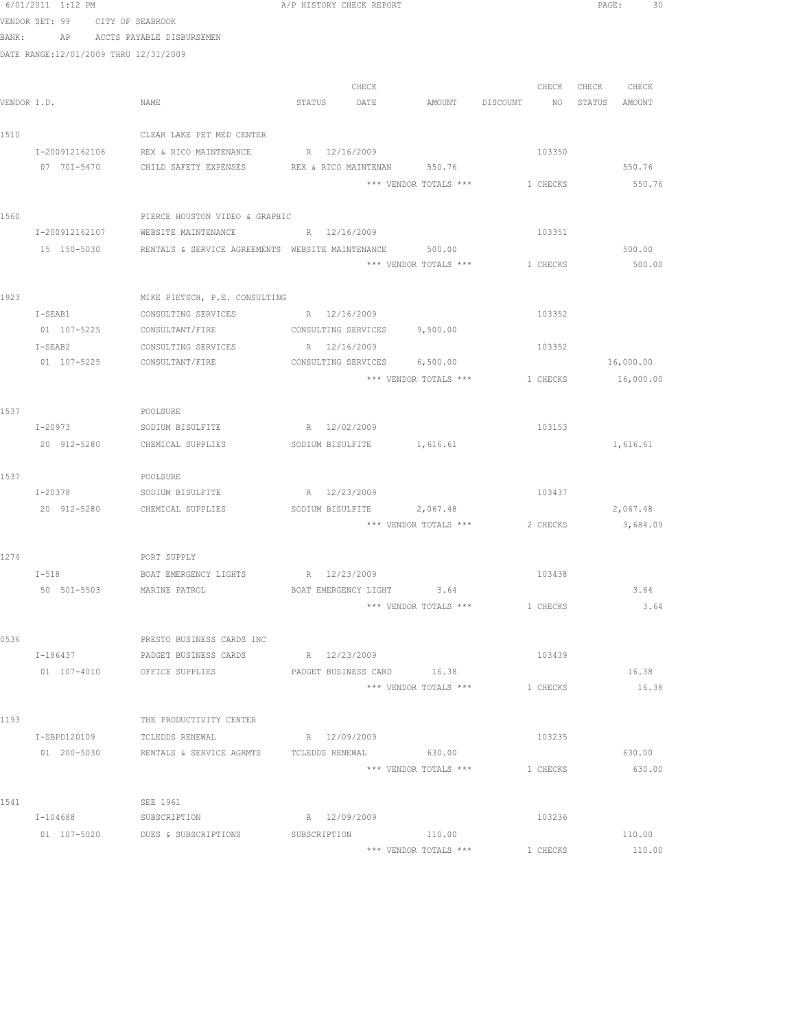6/01/2011 1:12 PM A/P HISTORY CHECK REPORT

VENDOR SET: 99 CITY OF SEABROOK
BANK: AP ACCTS PAYABLE DISBURSEMEN
DATE RANGE:12/01/2009 THRU 12/31/2009

| VENDOR I.D. | NAME | STATUS | CHECK DATE | AMOUNT | DISCOUNT | CHECK NO | CHECK STATUS | CHECK AMOUNT |
|---|---|---|---|---|---|---|---|---|
| 1510 | CLEAR LAKE PET MED CENTER | | | | | | | |
| I-200912162106 | REX & RICO MAINTENANCE | R | 12/16/2009 | | | 103350 | | |
| 07 701-5470 | CHILD SAFETY EXPENSES | REX & RICO MAINTENAN | | 550.76 | | | | 550.76 |
| | | | | *** VENDOR TOTALS *** | | 1 CHECKS | | 550.76 |
| 1560 | PIERCE HOUSTON VIDEO & GRAPHIC | | | | | | | |
| I-200912162107 | WEBSITE MAINTENANCE | R | 12/16/2009 | | | 103351 | | |
| 15 150-5030 | RENTALS & SERVICE AGREEMENTS | WEBSITE MAINTENANCE | | 500.00 | | | | 500.00 |
| | | | | *** VENDOR TOTALS *** | | 1 CHECKS | | 500.00 |
| 1923 | MIKE PIETSCH, P.E. CONSULTING | | | | | | | |
| I-SEAB1 | CONSULTING SERVICES | R | 12/16/2009 | | | 103352 | | |
| 01 107-5225 | CONSULTANT/FIRE | CONSULTING SERVICES | | 9,500.00 | | | | |
| I-SEAB2 | CONSULTING SERVICES | R | 12/16/2009 | | | 103352 | | |
| 01 107-5225 | CONSULTANT/FIRE | CONSULTING SERVICES | | 6,500.00 | | | | 16,000.00 |
| | | | | *** VENDOR TOTALS *** | | 1 CHECKS | | 16,000.00 |
| 1537 | POOLSURE | | | | | | | |
| I-20973 | SODIUM BISULFITE | R | 12/02/2009 | | | 103153 | | |
| 20 912-5280 | CHEMICAL SUPPLIES | SODIUM BISULFITE | | 1,616.61 | | | | 1,616.61 |
| 1537 | POOLSURE | | | | | | | |
| I-20378 | SODIUM BISULFITE | R | 12/23/2009 | | | 103437 | | |
| 20 912-5280 | CHEMICAL SUPPLIES | SODIUM BISULFITE | | 2,067.48 | | | | 2,067.48 |
| | | | | *** VENDOR TOTALS *** | | 2 CHECKS | | 3,684.09 |
| 1274 | PORT SUPPLY | | | | | | | |
| I-518 | BOAT EMERGENCY LIGHTS | R | 12/23/2009 | | | 103438 | | |
| 50 501-5503 | MARINE PATROL | BOAT EMERGENCY LIGHT | | 3.64 | | | | 3.64 |
| | | | | *** VENDOR TOTALS *** | | 1 CHECKS | | 3.64 |
| 0536 | PRESTO BUSINESS CARDS INC | | | | | | | |
| I-186437 | PADGET BUSINESS CARDS | R | 12/23/2009 | | | 103439 | | |
| 01 107-4010 | OFFICE SUPPLIES | PADGET BUSINESS CARD | | 16.38 | | | | 16.38 |
| | | | | *** VENDOR TOTALS *** | | 1 CHECKS | | 16.38 |
| 1193 | THE PRODUCTIVITY CENTER | | | | | | | |
| I-SBPD120109 | TCLEDDS RENEWAL | R | 12/09/2009 | | | 103235 | | |
| 01 200-5030 | RENTALS & SERVICE AGRMTS | TCLEDDS RENEWAL | | 630.00 | | | | 630.00 |
| | | | | *** VENDOR TOTALS *** | | 1 CHECKS | | 630.00 |
| 1541 | SEE 1961 | | | | | | | |
| I-104688 | SUBSCRIPTION | R | 12/09/2009 | | | 103236 | | |
| 01 107-5020 | DUES & SUBSCRIPTIONS | SUBSCRIPTION | | 110.00 | | | | 110.00 |
| | | | | *** VENDOR TOTALS *** | | 1 CHECKS | | 110.00 |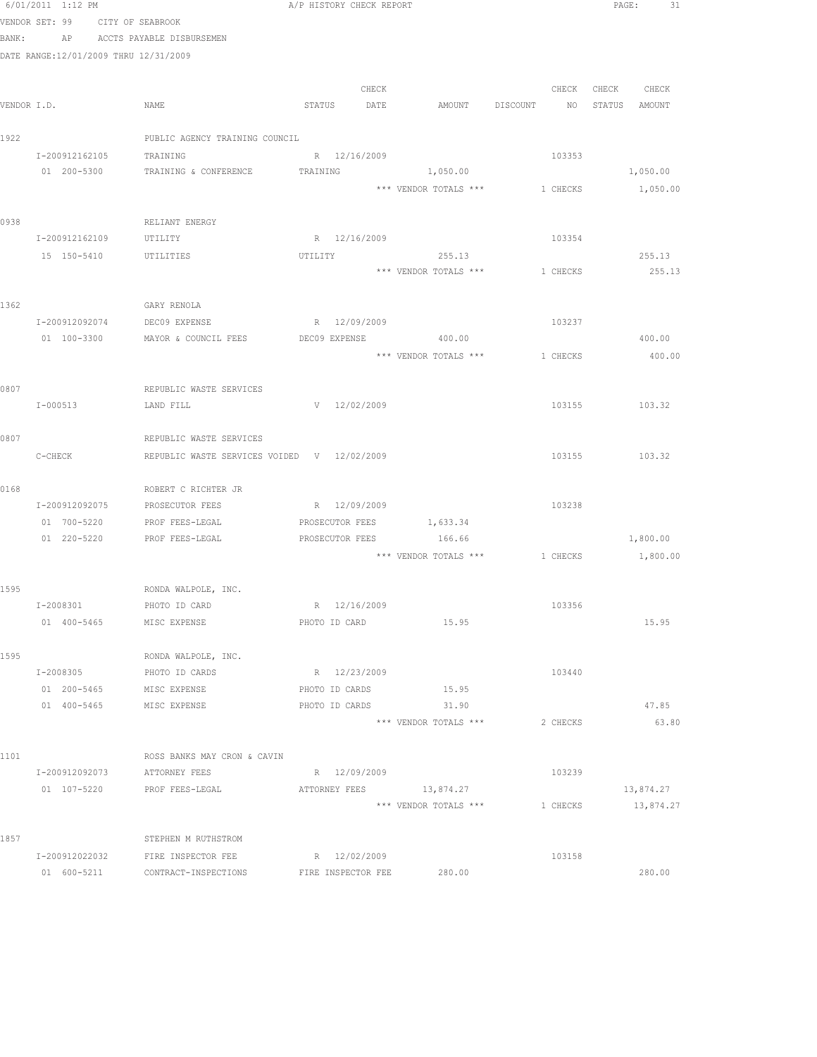6/01/2011 1:12 PM A/P HISTORY CHECK REPORT

VENDOR SET: 99 CITY OF SEABROOK
BANK: AP ACCTS PAYABLE DISBURSEMEN
DATE RANGE:12/01/2009 THRU 12/31/2009

| VENDOR I.D. | NAME | STATUS | CHECK DATE | AMOUNT | DISCOUNT | CHECK NO | CHECK STATUS | CHECK AMOUNT |
|---|---|---|---|---|---|---|---|---|
| 1922 | PUBLIC AGENCY TRAINING COUNCIL | | | | | | | |
| I-200912162105 | TRAINING | R | 12/16/2009 | | | 103353 | | |
| 01 200-5300 | TRAINING & CONFERENCE | TRAINING | | 1,050.00 | | | | 1,050.00 |
| | | | | *** VENDOR TOTALS *** | | 1 CHECKS | | 1,050.00 |
| 0938 | RELIANT ENERGY | | | | | | | |
| I-200912162109 | UTILITY | R | 12/16/2009 | | | 103354 | | |
| 15 150-5410 | UTILITIES | UTILITY | | 255.13 | | | | 255.13 |
| | | | | *** VENDOR TOTALS *** | | 1 CHECKS | | 255.13 |
| 1362 | GARY RENOLA | | | | | | | |
| I-200912092074 | DEC09 EXPENSE | R | 12/09/2009 | | | 103237 | | |
| 01 100-3300 | MAYOR & COUNCIL FEES | DEC09 EXPENSE | | 400.00 | | | | 400.00 |
| | | | | *** VENDOR TOTALS *** | | 1 CHECKS | | 400.00 |
| 0807 | REPUBLIC WASTE SERVICES | | | | | | | |
| I-000513 | LAND FILL | V | 12/02/2009 | | | 103155 | | 103.32 |
| 0807 | REPUBLIC WASTE SERVICES | | | | | | | |
| C-CHECK | REPUBLIC WASTE SERVICES VOIDED | V | 12/02/2009 | | | 103155 | | 103.32 |
| 0168 | ROBERT C RICHTER JR | | | | | | | |
| I-200912092075 | PROSECUTOR FEES | R | 12/09/2009 | | | 103238 | | |
| 01 700-5220 | PROF FEES-LEGAL | PROSECUTOR FEES | | 1,633.34 | | | | |
| 01 220-5220 | PROF FEES-LEGAL | PROSECUTOR FEES | | 166.66 | | | | 1,800.00 |
| | | | | *** VENDOR TOTALS *** | | 1 CHECKS | | 1,800.00 |
| 1595 | RONDA WALPOLE, INC. | | | | | | | |
| I-2008301 | PHOTO ID CARD | R | 12/16/2009 | | | 103356 | | |
| 01 400-5465 | MISC EXPENSE | PHOTO ID CARD | | 15.95 | | | | 15.95 |
| 1595 | RONDA WALPOLE, INC. | | | | | | | |
| I-2008305 | PHOTO ID CARDS | R | 12/23/2009 | | | 103440 | | |
| 01 200-5465 | MISC EXPENSE | PHOTO ID CARDS | | 15.95 | | | | |
| 01 400-5465 | MISC EXPENSE | PHOTO ID CARDS | | 31.90 | | | | 47.85 |
| | | | | *** VENDOR TOTALS *** | | 2 CHECKS | | 63.80 |
| 1101 | ROSS BANKS MAY CRON & CAVIN | | | | | | | |
| I-200912092073 | ATTORNEY FEES | R | 12/09/2009 | | | 103239 | | |
| 01 107-5220 | PROF FEES-LEGAL | ATTORNEY FEES | | 13,874.27 | | | | 13,874.27 |
| | | | | *** VENDOR TOTALS *** | | 1 CHECKS | | 13,874.27 |
| 1857 | STEPHEN M RUTHSTROM | | | | | | | |
| I-200912022032 | FIRE INSPECTOR FEE | R | 12/02/2009 | | | 103158 | | |
| 01 600-5211 | CONTRACT-INSPECTIONS | FIRE INSPECTOR FEE | | 280.00 | | | | 280.00 |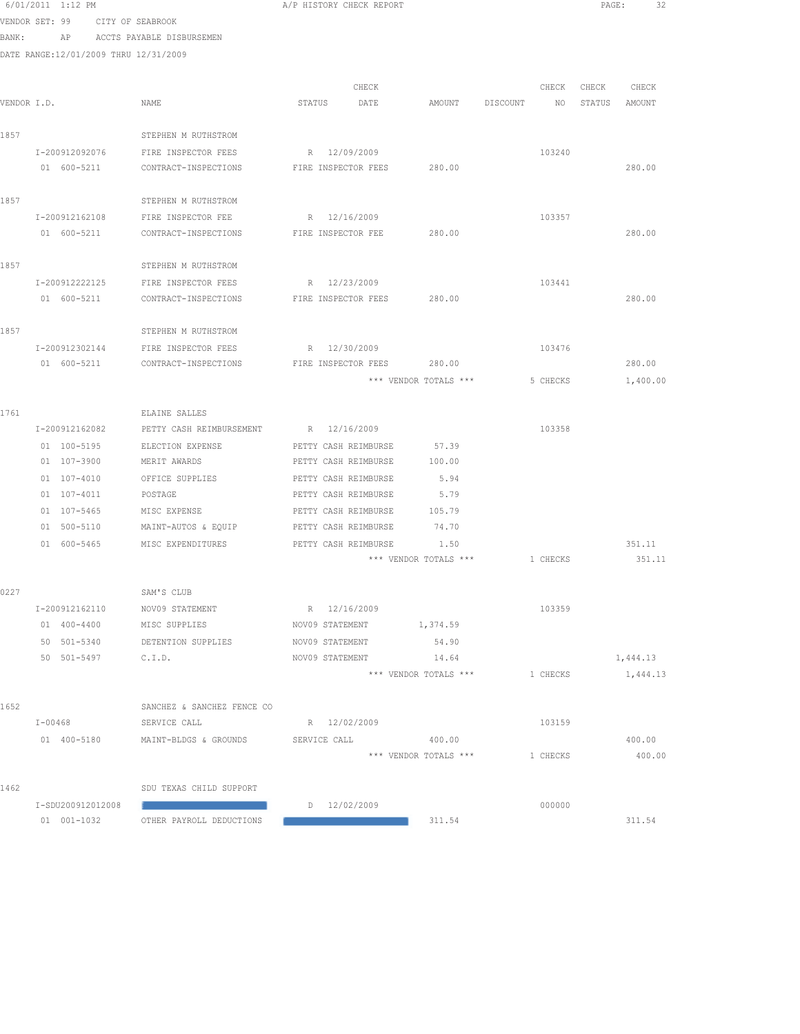VENDOR SET: 99 CITY OF SEABROOK
BANK: AP ACCTS PAYABLE DISBURSEMEN
DATE RANGE:12/01/2009 THRU 12/31/2009

A/P HISTORY CHECK REPORT

| VENDOR I.D. | NAME | STATUS | CHECK DATE | AMOUNT | DISCOUNT | CHECK NO | CHECK STATUS | CHECK AMOUNT |
|---|---|---|---|---|---|---|---|---|
| 1857 | STEPHEN M RUTHSTROM | | | | | | | |
| I-200912092076 | FIRE INSPECTOR FEES | R | 12/09/2009 | | | 103240 | | |
| 01 600-5211 | CONTRACT-INSPECTIONS | FIRE INSPECTOR FEES | | 280.00 | | | | 280.00 |
| 1857 | STEPHEN M RUTHSTROM | | | | | | | |
| I-200912162108 | FIRE INSPECTOR FEE | R | 12/16/2009 | | | 103357 | | |
| 01 600-5211 | CONTRACT-INSPECTIONS | FIRE INSPECTOR FEE | | 280.00 | | | | 280.00 |
| 1857 | STEPHEN M RUTHSTROM | | | | | | | |
| I-200912222125 | FIRE INSPECTOR FEES | R | 12/23/2009 | | | 103441 | | |
| 01 600-5211 | CONTRACT-INSPECTIONS | FIRE INSPECTOR FEES | | 280.00 | | | | 280.00 |
| 1857 | STEPHEN M RUTHSTROM | | | | | | | |
| I-200912302144 | FIRE INSPECTOR FEES | R | 12/30/2009 | | | 103476 | | |
| 01 600-5211 | CONTRACT-INSPECTIONS | FIRE INSPECTOR FEES | | 280.00 | | | | 280.00 |
| | | | | *** VENDOR TOTALS *** | | 5 CHECKS | | 1,400.00 |
| 1761 | ELAINE SALLES | | | | | | | |
| I-200912162082 | PETTY CASH REIMBURSEMENT | R | 12/16/2009 | | | 103358 | | |
| 01 100-5195 | ELECTION EXPENSE | PETTY CASH REIMBURSE | | 57.39 | | | | |
| 01 107-3900 | MERIT AWARDS | PETTY CASH REIMBURSE | | 100.00 | | | | |
| 01 107-4010 | OFFICE SUPPLIES | PETTY CASH REIMBURSE | | 5.94 | | | | |
| 01 107-4011 | POSTAGE | PETTY CASH REIMBURSE | | 5.79 | | | | |
| 01 107-5465 | MISC EXPENSE | PETTY CASH REIMBURSE | | 105.79 | | | | |
| 01 500-5110 | MAINT-AUTOS & EQUIP | PETTY CASH REIMBURSE | | 74.70 | | | | |
| 01 600-5465 | MISC EXPENDITURES | PETTY CASH REIMBURSE | | 1.50 | | | | 351.11 |
| | | | | *** VENDOR TOTALS *** | | 1 CHECKS | | 351.11 |
| 0227 | SAM'S CLUB | | | | | | | |
| I-200912162110 | NOV09 STATEMENT | R | 12/16/2009 | | | 103359 | | |
| 01 400-4400 | MISC SUPPLIES | NOV09 STATEMENT | | 1,374.59 | | | | |
| 50 501-5340 | DETENTION SUPPLIES | NOV09 STATEMENT | | 54.90 | | | | |
| 50 501-5497 | C.I.D. | NOV09 STATEMENT | | 14.64 | | | | 1,444.13 |
| | | | | *** VENDOR TOTALS *** | | 1 CHECKS | | 1,444.13 |
| 1652 | SANCHEZ & SANCHEZ FENCE CO | | | | | | | |
| I-00468 | SERVICE CALL | R | 12/02/2009 | | | 103159 | | |
| 01 400-5180 | MAINT-BLDGS & GROUNDS | SERVICE CALL | | 400.00 | | | | 400.00 |
| | | | | *** VENDOR TOTALS *** | | 1 CHECKS | | 400.00 |
| 1462 | SDU TEXAS CHILD SUPPORT | | | | | | | |
| I-SDU200912012008 | | D | 12/02/2009 | | | 000000 | | |
| 01 001-1032 | OTHER PAYROLL DEDUCTIONS | | | 311.54 | | | | 311.54 |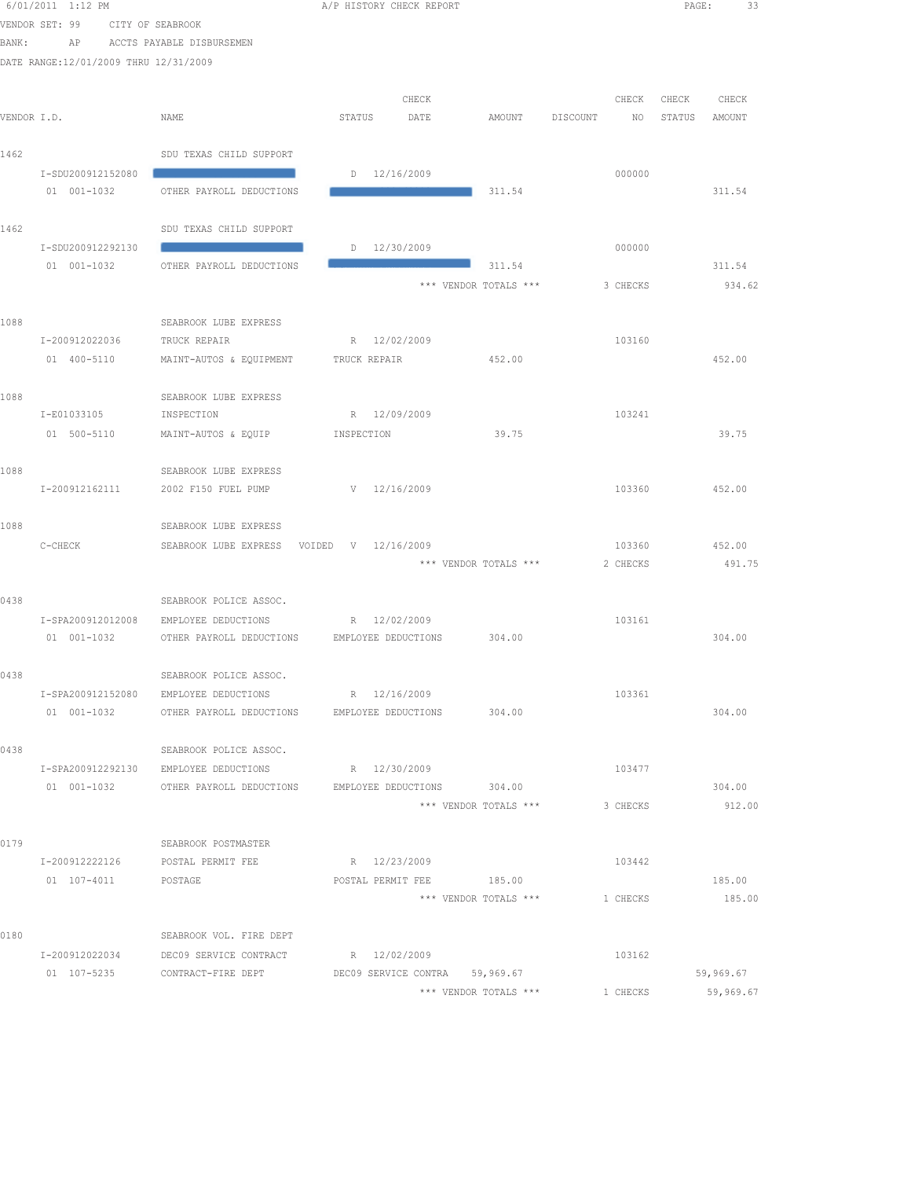6/01/2011 1:12 PM A/P HISTORY CHECK REPORT

VENDOR SET: 99 CITY OF SEABROOK
BANK: AP ACCTS PAYABLE DISBURSEMEN
DATE RANGE:12/01/2009 THRU 12/31/2009

| VENDOR I.D. | NAME | STATUS | CHECK DATE | AMOUNT | DISCOUNT | CHECK NO | CHECK STATUS | CHECK AMOUNT |
|---|---|---|---|---|---|---|---|---|
| 1462 | SDU TEXAS CHILD SUPPORT | | | | | | | |
| I-SDU200912152080 | | D | 12/16/2009 | | | 000000 | | |
| 01 001-1032 | OTHER PAYROLL DEDUCTIONS | | | 311.54 | | | | 311.54 |
| 1462 | SDU TEXAS CHILD SUPPORT | | | | | | | |
| I-SDU200912292130 | | D | 12/30/2009 | | | 000000 | | |
| 01 001-1032 | OTHER PAYROLL DEDUCTIONS | | | 311.54 | | | | 311.54 |
| | | | *** VENDOR TOTALS *** | | | 3 CHECKS | | 934.62 |
| 1088 | SEABROOK LUBE EXPRESS | | | | | | | |
| I-200912022036 | TRUCK REPAIR | R | 12/02/2009 | | | 103160 | | |
| 01 400-5110 | MAINT-AUTOS & EQUIPMENT | TRUCK REPAIR | | 452.00 | | | | 452.00 |
| 1088 | SEABROOK LUBE EXPRESS | | | | | | | |
| I-E01033105 | INSPECTION | R | 12/09/2009 | | | 103241 | | |
| 01 500-5110 | MAINT-AUTOS & EQUIP | INSPECTION | | 39.75 | | | | 39.75 |
| 1088 | SEABROOK LUBE EXPRESS | | | | | | | |
| I-200912162111 | 2002 F150 FUEL PUMP | V | 12/16/2009 | | | 103360 | | 452.00 |
| 1088 | SEABROOK LUBE EXPRESS | | | | | | | |
| C-CHECK | SEABROOK LUBE EXPRESS VOIDED | V | 12/16/2009 | | | 103360 | | 452.00 |
| | | | *** VENDOR TOTALS *** | | | 2 CHECKS | | 491.75 |
| 0438 | SEABROOK POLICE ASSOC. | | | | | | | |
| I-SPA200912012008 | EMPLOYEE DEDUCTIONS | R | 12/02/2009 | | | 103161 | | |
| 01 001-1032 | OTHER PAYROLL DEDUCTIONS | EMPLOYEE DEDUCTIONS | | 304.00 | | | | 304.00 |
| 0438 | SEABROOK POLICE ASSOC. | | | | | | | |
| I-SPA200912152080 | EMPLOYEE DEDUCTIONS | R | 12/16/2009 | | | 103361 | | |
| 01 001-1032 | OTHER PAYROLL DEDUCTIONS | EMPLOYEE DEDUCTIONS | | 304.00 | | | | 304.00 |
| 0438 | SEABROOK POLICE ASSOC. | | | | | | | |
| I-SPA200912292130 | EMPLOYEE DEDUCTIONS | R | 12/30/2009 | | | 103477 | | |
| 01 001-1032 | OTHER PAYROLL DEDUCTIONS | EMPLOYEE DEDUCTIONS | | 304.00 | | | | 304.00 |
| | | | *** VENDOR TOTALS *** | | | 3 CHECKS | | 912.00 |
| 0179 | SEABROOK POSTMASTER | | | | | | | |
| I-200912222126 | POSTAL PERMIT FEE | R | 12/23/2009 | | | 103442 | | |
| 01 107-4011 | POSTAGE | POSTAL PERMIT FEE | | 185.00 | | | | 185.00 |
| | | | *** VENDOR TOTALS *** | | | 1 CHECKS | | 185.00 |
| 0180 | SEABROOK VOL. FIRE DEPT | | | | | | | |
| I-200912022034 | DEC09 SERVICE CONTRACT | R | 12/02/2009 | | | 103162 | | |
| 01 107-5235 | CONTRACT-FIRE DEPT | DEC09 SERVICE CONTRA | | 59,969.67 | | | | 59,969.67 |
| | | | *** VENDOR TOTALS *** | | | 1 CHECKS | | 59,969.67 |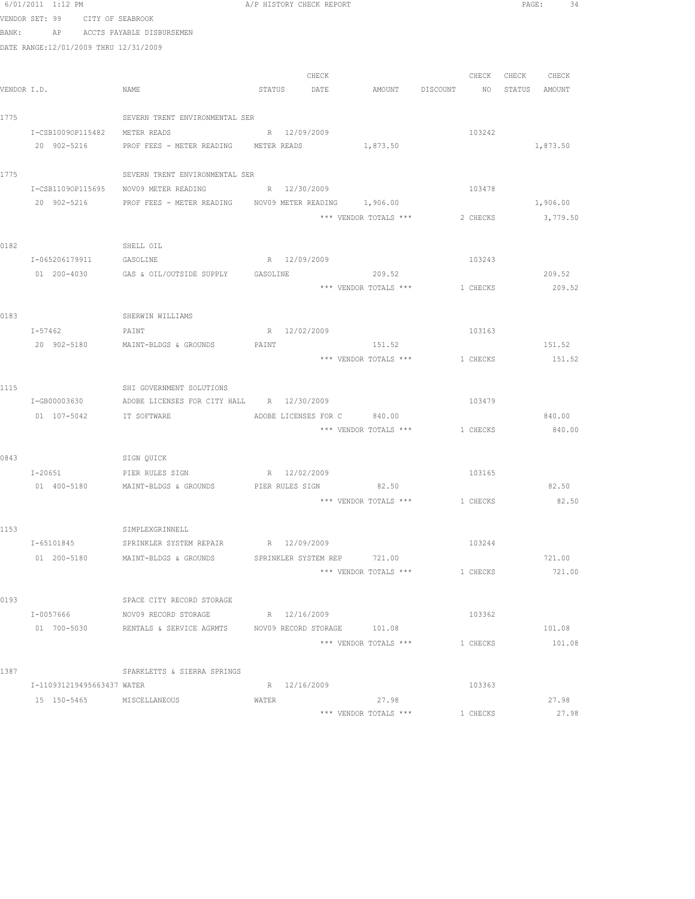6/01/2011 1:12 PM A/P HISTORY CHECK REPORT

VENDOR SET: 99 CITY OF SEABROOK
BANK: AP ACCTS PAYABLE DISBURSEMEN
DATE RANGE:12/01/2009 THRU 12/31/2009

| VENDOR I.D. | NAME | STATUS | CHECK DATE | AMOUNT | DISCOUNT | CHECK NO | CHECK STATUS | CHECK AMOUNT |
|---|---|---|---|---|---|---|---|---|
| 1775 | SEVERN TRENT ENVIRONMENTAL SER | | | | | | | |
| I-CSB1009OP115482 | METER READS | R | 12/09/2009 | | | 103242 | | |
| 20 902-5216 | PROF FEES - METER READING | METER READS | | 1,873.50 | | | | 1,873.50 |
| 1775 | SEVERN TRENT ENVIRONMENTAL SER | | | | | | | |
| I-CSB1109OP115695 | NOV09 METER READING | R | 12/30/2009 | | | 103478 | | |
| 20 902-5216 | PROF FEES - METER READING | NOV09 METER READING | | 1,906.00 | | | | 1,906.00 |
| | | | | *** VENDOR TOTALS *** | | 2 CHECKS | | 3,779.50 |
| 0182 | SHELL OIL | | | | | | | |
| I-065206179911 | GASOLINE | R | 12/09/2009 | | | 103243 | | |
| 01 200-4030 | GAS & OIL/OUTSIDE SUPPLY | GASOLINE | | 209.52 | | | | 209.52 |
| | | | | *** VENDOR TOTALS *** | | 1 CHECKS | | 209.52 |
| 0183 | SHERWIN WILLIAMS | | | | | | | |
| I-57462 | PAINT | R | 12/02/2009 | | | 103163 | | |
| 20 902-5180 | MAINT-BLDGS & GROUNDS | PAINT | | 151.52 | | | | 151.52 |
| | | | | *** VENDOR TOTALS *** | | 1 CHECKS | | 151.52 |
| 1115 | SHI GOVERNMENT SOLUTIONS | | | | | | | |
| I-GB00003630 | ADOBE LICENSES FOR CITY HALL | R | 12/30/2009 | | | 103479 | | |
| 01 107-5042 | IT SOFTWARE | ADOBE LICENSES FOR C | | 840.00 | | | | 840.00 |
| | | | | *** VENDOR TOTALS *** | | 1 CHECKS | | 840.00 |
| 0843 | SIGN QUICK | | | | | | | |
| I-20651 | PIER RULES SIGN | R | 12/02/2009 | | | 103165 | | |
| 01 400-5180 | MAINT-BLDGS & GROUNDS | PIER RULES SIGN | | 82.50 | | | | 82.50 |
| | | | | *** VENDOR TOTALS *** | | 1 CHECKS | | 82.50 |
| 1153 | SIMPLEXGRINNELL | | | | | | | |
| I-65101845 | SPRINKLER SYSTEM REPAIR | R | 12/09/2009 | | | 103244 | | |
| 01 200-5180 | MAINT-BLDGS & GROUNDS | SPRINKLER SYSTEM REP | | 721.00 | | | | 721.00 |
| | | | | *** VENDOR TOTALS *** | | 1 CHECKS | | 721.00 |
| 0193 | SPACE CITY RECORD STORAGE | | | | | | | |
| I-0057666 | NOV09 RECORD STORAGE | R | 12/16/2009 | | | 103362 | | |
| 01 700-5030 | RENTALS & SERVICE AGRMTS | NOV09 RECORD STORAGE | | 101.08 | | | | 101.08 |
| | | | | *** VENDOR TOTALS *** | | 1 CHECKS | | 101.08 |
| 1387 | SPARKLETTS & SIERRA SPRINGS | | | | | | | |
| I-110931219495663437 | WATER | R | 12/16/2009 | | | 103363 | | |
| 15 150-5465 | MISCELLANEOUS | WATER | | 27.98 | | | | 27.98 |
| | | | | *** VENDOR TOTALS *** | | 1 CHECKS | | 27.98 |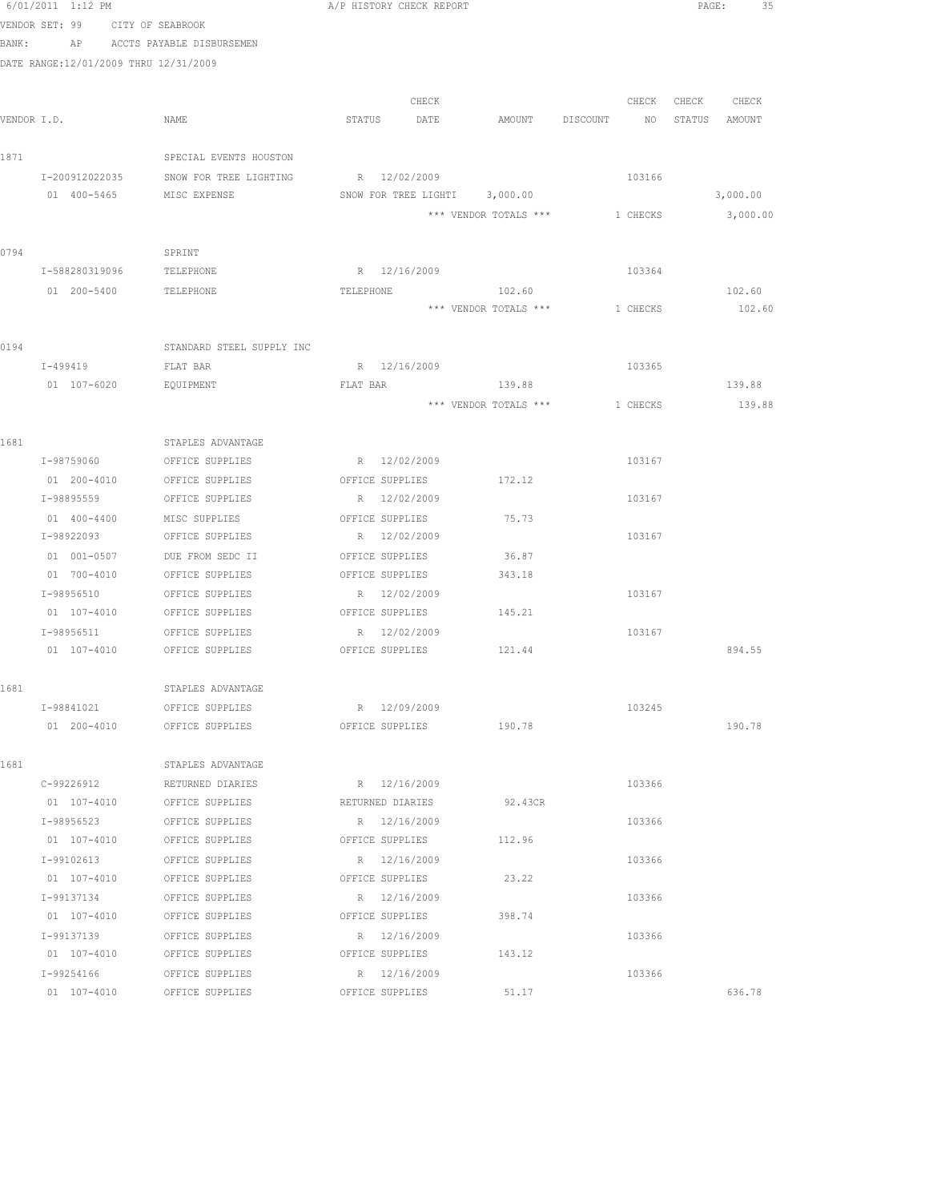6/01/2011 1:12 PM A/P HISTORY CHECK REPORT

VENDOR SET: 99 CITY OF SEABROOK
BANK: AP ACCTS PAYABLE DISBURSEMEN
DATE RANGE:12/01/2009 THRU 12/31/2009

| VENDOR I.D. | NAME | STATUS | CHECK DATE | AMOUNT | DISCOUNT | CHECK NO | CHECK STATUS | CHECK AMOUNT |
|---|---|---|---|---|---|---|---|---|
| 1871 | SPECIAL EVENTS HOUSTON | | | | | | | |
| I-200912022035 | SNOW FOR TREE LIGHTING | R | 12/02/2009 | | | 103166 | | |
| 01 400-5465 | MISC EXPENSE | SNOW FOR TREE LIGHTI | | 3,000.00 | | | | 3,000.00 |
| | | | | *** VENDOR TOTALS *** | | 1 CHECKS | | 3,000.00 |
| 0794 | SPRINT | | | | | | | |
| I-588280319096 | TELEPHONE | R | 12/16/2009 | | | 103364 | | |
| 01 200-5400 | TELEPHONE | TELEPHONE | | 102.60 | | | | 102.60 |
| | | | | *** VENDOR TOTALS *** | | 1 CHECKS | | 102.60 |
| 0194 | STANDARD STEEL SUPPLY INC | | | | | | | |
| I-499419 | FLAT BAR | R | 12/16/2009 | | | 103365 | | |
| 01 107-6020 | EQUIPMENT | FLAT BAR | | 139.88 | | | | 139.88 |
| | | | | *** VENDOR TOTALS *** | | 1 CHECKS | | 139.88 |
| 1681 | STAPLES ADVANTAGE | | | | | | | |
| I-98759060 | OFFICE SUPPLIES | R | 12/02/2009 | | | 103167 | | |
| 01 200-4010 | OFFICE SUPPLIES | OFFICE SUPPLIES | | 172.12 | | | | |
| I-98895559 | OFFICE SUPPLIES | R | 12/02/2009 | | | 103167 | | |
| 01 400-4400 | MISC SUPPLIES | OFFICE SUPPLIES | | 75.73 | | | | |
| I-98922093 | OFFICE SUPPLIES | R | 12/02/2009 | | | 103167 | | |
| 01 001-0507 | DUE FROM SEDC II | OFFICE SUPPLIES | | 36.87 | | | | |
| 01 700-4010 | OFFICE SUPPLIES | OFFICE SUPPLIES | | 343.18 | | | | |
| I-98956510 | OFFICE SUPPLIES | R | 12/02/2009 | | | 103167 | | |
| 01 107-4010 | OFFICE SUPPLIES | OFFICE SUPPLIES | | 145.21 | | | | |
| I-98956511 | OFFICE SUPPLIES | R | 12/02/2009 | | | 103167 | | |
| 01 107-4010 | OFFICE SUPPLIES | OFFICE SUPPLIES | | 121.44 | | | | 894.55 |
| 1681 | STAPLES ADVANTAGE | | | | | | | |
| I-98841021 | OFFICE SUPPLIES | R | 12/09/2009 | | | 103245 | | |
| 01 200-4010 | OFFICE SUPPLIES | OFFICE SUPPLIES | | 190.78 | | | | 190.78 |
| 1681 | STAPLES ADVANTAGE | | | | | | | |
| C-99226912 | RETURNED DIARIES | R | 12/16/2009 | | | 103366 | | |
| 01 107-4010 | OFFICE SUPPLIES | RETURNED DIARIES | | 92.43CR | | | | |
| I-98956523 | OFFICE SUPPLIES | R | 12/16/2009 | | | 103366 | | |
| 01 107-4010 | OFFICE SUPPLIES | OFFICE SUPPLIES | | 112.96 | | | | |
| I-99102613 | OFFICE SUPPLIES | R | 12/16/2009 | | | 103366 | | |
| 01 107-4010 | OFFICE SUPPLIES | OFFICE SUPPLIES | | 23.22 | | | | |
| I-99137134 | OFFICE SUPPLIES | R | 12/16/2009 | | | 103366 | | |
| 01 107-4010 | OFFICE SUPPLIES | OFFICE SUPPLIES | | 398.74 | | | | |
| I-99137139 | OFFICE SUPPLIES | R | 12/16/2009 | | | 103366 | | |
| 01 107-4010 | OFFICE SUPPLIES | OFFICE SUPPLIES | | 143.12 | | | | |
| I-99254166 | OFFICE SUPPLIES | R | 12/16/2009 | | | 103366 | | |
| 01 107-4010 | OFFICE SUPPLIES | OFFICE SUPPLIES | | 51.17 | | | | 636.78 |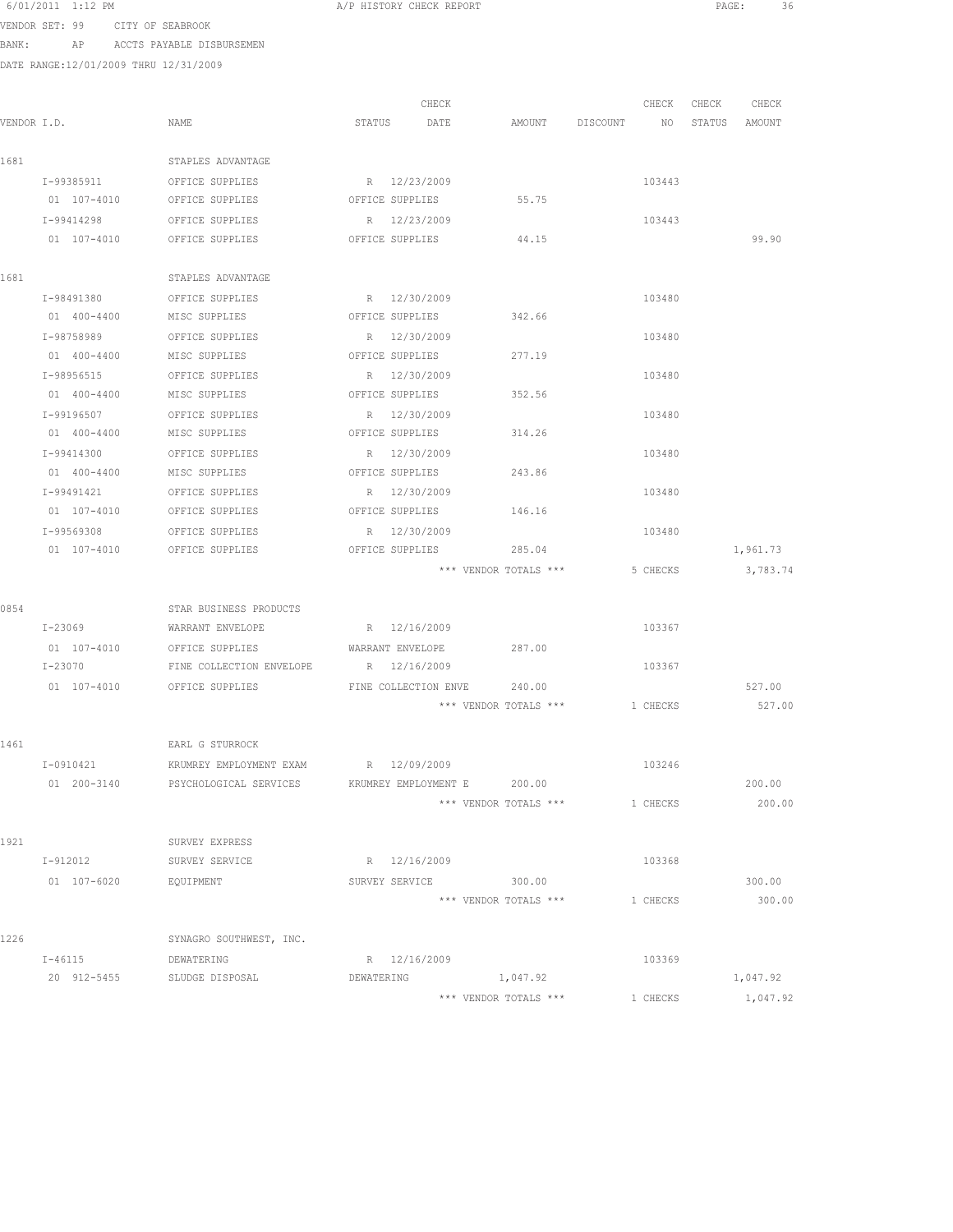6/01/2011 1:12 PM A/P HISTORY CHECK REPORT

VENDOR SET: 99 CITY OF SEABROOK

BANK: AP ACCTS PAYABLE DISBURSEMEN

DATE RANGE:12/01/2009 THRU 12/31/2009

| VENDOR I.D. | NAME | STATUS | CHECK DATE | AMOUNT | DISCOUNT | CHECK NO | CHECK STATUS | CHECK AMOUNT |
|---|---|---|---|---|---|---|---|---|
| 1681 | STAPLES ADVANTAGE | | | | | | | |
| I-99385911 | OFFICE SUPPLIES | R | 12/23/2009 | | | 103443 | | |
| 01 107-4010 | OFFICE SUPPLIES | OFFICE SUPPLIES | | 55.75 | | | | |
| I-99414298 | OFFICE SUPPLIES | R | 12/23/2009 | | | 103443 | | |
| 01 107-4010 | OFFICE SUPPLIES | OFFICE SUPPLIES | | 44.15 | | | | 99.90 |
| 1681 | STAPLES ADVANTAGE | | | | | | | |
| I-98491380 | OFFICE SUPPLIES | R | 12/30/2009 | | | 103480 | | |
| 01 400-4400 | MISC SUPPLIES | OFFICE SUPPLIES | | 342.66 | | | | |
| I-98758989 | OFFICE SUPPLIES | R | 12/30/2009 | | | 103480 | | |
| 01 400-4400 | MISC SUPPLIES | OFFICE SUPPLIES | | 277.19 | | | | |
| I-98956515 | OFFICE SUPPLIES | R | 12/30/2009 | | | 103480 | | |
| 01 400-4400 | MISC SUPPLIES | OFFICE SUPPLIES | | 352.56 | | | | |
| I-99196507 | OFFICE SUPPLIES | R | 12/30/2009 | | | 103480 | | |
| 01 400-4400 | MISC SUPPLIES | OFFICE SUPPLIES | | 314.26 | | | | |
| I-99414300 | OFFICE SUPPLIES | R | 12/30/2009 | | | 103480 | | |
| 01 400-4400 | MISC SUPPLIES | OFFICE SUPPLIES | | 243.86 | | | | |
| I-99491421 | OFFICE SUPPLIES | R | 12/30/2009 | | | 103480 | | |
| 01 107-4010 | OFFICE SUPPLIES | OFFICE SUPPLIES | | 146.16 | | | | |
| I-99569308 | OFFICE SUPPLIES | R | 12/30/2009 | | | 103480 | | |
| 01 107-4010 | OFFICE SUPPLIES | OFFICE SUPPLIES | | 285.04 | | | | 1,961.73 |
| | | | | *** VENDOR TOTALS *** | | 5 CHECKS | | 3,783.74 |
| 0854 | STAR BUSINESS PRODUCTS | | | | | | | |
| I-23069 | WARRANT ENVELOPE | R | 12/16/2009 | | | 103367 | | |
| 01 107-4010 | OFFICE SUPPLIES | WARRANT ENVELOPE | | 287.00 | | | | |
| I-23070 | FINE COLLECTION ENVELOPE | R | 12/16/2009 | | | 103367 | | |
| 01 107-4010 | OFFICE SUPPLIES | FINE COLLECTION ENVE | | 240.00 | | | | 527.00 |
| | | | | *** VENDOR TOTALS *** | | 1 CHECKS | | 527.00 |
| 1461 | EARL G STURROCK | | | | | | | |
| I-0910421 | KRUMREY EMPLOYMENT EXAM | R | 12/09/2009 | | | 103246 | | |
| 01 200-3140 | PSYCHOLOGICAL SERVICES | KRUMREY EMPLOYMENT E | | 200.00 | | | | 200.00 |
| | | | | *** VENDOR TOTALS *** | | 1 CHECKS | | 200.00 |
| 1921 | SURVEY EXPRESS | | | | | | | |
| I-912012 | SURVEY SERVICE | R | 12/16/2009 | | | 103368 | | |
| 01 107-6020 | EQUIPMENT | SURVEY SERVICE | | 300.00 | | | | 300.00 |
| | | | | *** VENDOR TOTALS *** | | 1 CHECKS | | 300.00 |
| 1226 | SYNAGRO SOUTHWEST, INC. | | | | | | | |
| I-46115 | DEWATERING | R | 12/16/2009 | | | 103369 | | |
| 20 912-5455 | SLUDGE DISPOSAL | DEWATERING | | 1,047.92 | | | | 1,047.92 |
| | | | | *** VENDOR TOTALS *** | | 1 CHECKS | | 1,047.92 |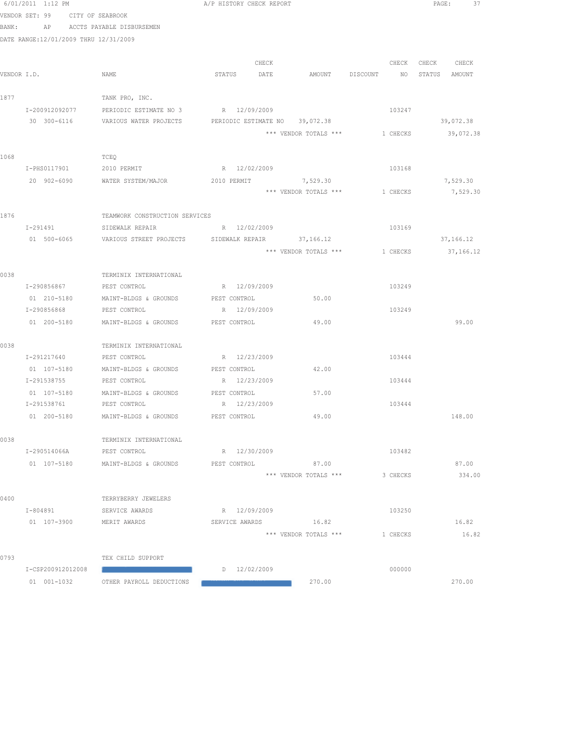VENDOR SET: 99 CITY OF SEABROOK

BANK: AP ACCTS PAYABLE DISBURSEMEN

DATE RANGE:12/01/2009 THRU 12/31/2009

| VENDOR I.D. | NAME | STATUS | CHECK DATE | AMOUNT | DISCOUNT | CHECK NO | CHECK STATUS | CHECK AMOUNT |
|---|---|---|---|---|---|---|---|---|
| 1877 | TANK PRO, INC. | | | | | | | |
| I-200912092077 | PERIODIC ESTIMATE NO 3 | R | 12/09/2009 | | | 103247 | | |
| 30 300-6116 | VARIOUS WATER PROJECTS | PERIODIC ESTIMATE NO | | 39,072.38 | | | | 39,072.38 |
| | | | | *** VENDOR TOTALS *** | | 1 CHECKS | | 39,072.38 |
| 1068 | TCEQ | | | | | | | |
| I-PHS0117901 | 2010 PERMIT | R | 12/02/2009 | | | 103168 | | |
| 20 902-6090 | WATER SYSTEM/MAJOR | 2010 PERMIT | | 7,529.30 | | | | 7,529.30 |
| | | | | *** VENDOR TOTALS *** | | 1 CHECKS | | 7,529.30 |
| 1876 | TEAMWORK CONSTRUCTION SERVICES | | | | | | | |
| I-291491 | SIDEWALK REPAIR | R | 12/02/2009 | | | 103169 | | |
| 01 500-6065 | VARIOUS STREET PROJECTS | SIDEWALK REPAIR | | 37,166.12 | | | | 37,166.12 |
| | | | | *** VENDOR TOTALS *** | | 1 CHECKS | | 37,166.12 |
| 0038 | TERMINIX INTERNATIONAL | | | | | | | |
| I-290856867 | PEST CONTROL | R | 12/09/2009 | | | 103249 | | |
| 01 210-5180 | MAINT-BLDGS & GROUNDS | PEST CONTROL | | 50.00 | | | | |
| I-290856868 | PEST CONTROL | R | 12/09/2009 | | | 103249 | | |
| 01 200-5180 | MAINT-BLDGS & GROUNDS | PEST CONTROL | | 49.00 | | | | 99.00 |
| 0038 | TERMINIX INTERNATIONAL | | | | | | | |
| I-291217640 | PEST CONTROL | R | 12/23/2009 | | | 103444 | | |
| 01 107-5180 | MAINT-BLDGS & GROUNDS | PEST CONTROL | | 42.00 | | | | |
| I-291538755 | PEST CONTROL | R | 12/23/2009 | | | 103444 | | |
| 01 107-5180 | MAINT-BLDGS & GROUNDS | PEST CONTROL | | 57.00 | | | | |
| I-291538761 | PEST CONTROL | R | 12/23/2009 | | | 103444 | | |
| 01 200-5180 | MAINT-BLDGS & GROUNDS | PEST CONTROL | | 49.00 | | | | 148.00 |
| 0038 | TERMINIX INTERNATIONAL | | | | | | | |
| I-290514066A | PEST CONTROL | R | 12/30/2009 | | | 103482 | | |
| 01 107-5180 | MAINT-BLDGS & GROUNDS | PEST CONTROL | | 87.00 | | | | 87.00 |
| | | | | *** VENDOR TOTALS *** | | 3 CHECKS | | 334.00 |
| 0400 | TERRYBERRY JEWELERS | | | | | | | |
| I-804891 | SERVICE AWARDS | R | 12/09/2009 | | | 103250 | | |
| 01 107-3900 | MERIT AWARDS | SERVICE AWARDS | | 16.82 | | | | 16.82 |
| | | | | *** VENDOR TOTALS *** | | 1 CHECKS | | 16.82 |
| 0793 | TEX CHILD SUPPORT | | | | | | | |
| I-CSP200912012008 | | D | 12/02/2009 | | | 000000 | | |
| 01 001-1032 | OTHER PAYROLL DEDUCTIONS | | | 270.00 | | | | 270.00 |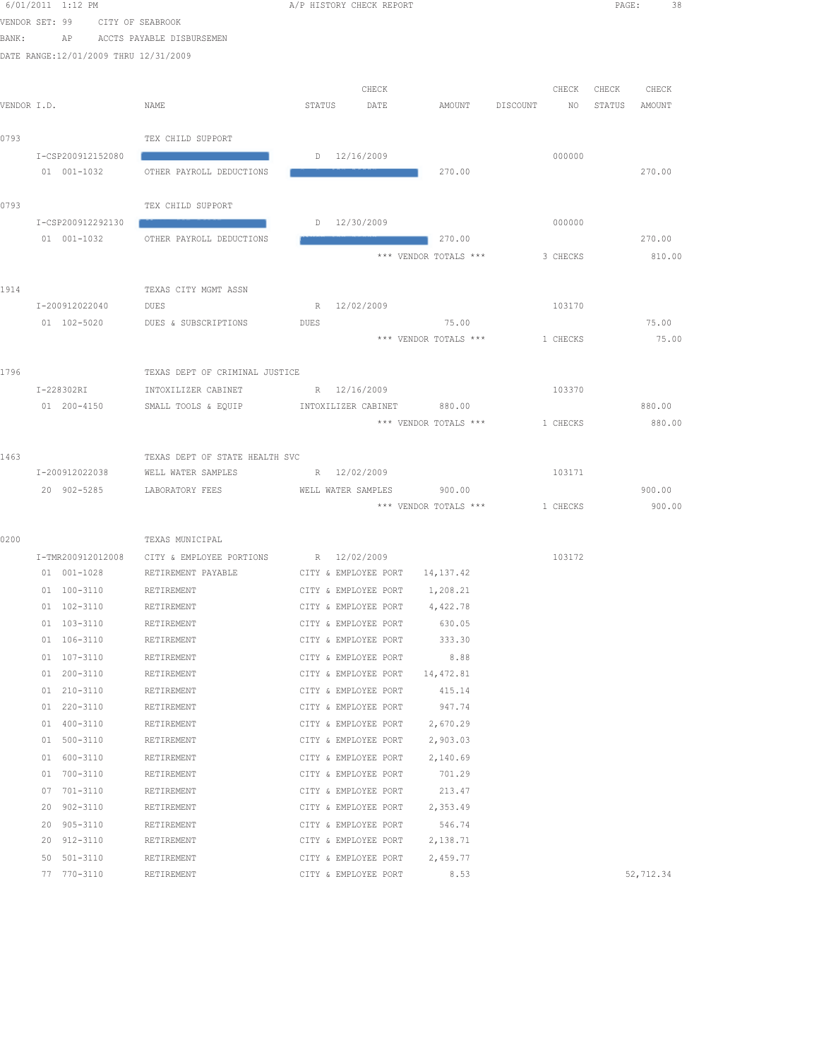6/01/2011 1:12 PM A/P HISTORY CHECK REPORT

VENDOR SET: 99 CITY OF SEABROOK
BANK: AP ACCTS PAYABLE DISBURSEMEN
DATE RANGE:12/01/2009 THRU 12/31/2009

| VENDOR I.D. | NAME | STATUS | CHECK DATE | AMOUNT | DISCOUNT | CHECK NO | CHECK STATUS | CHECK AMOUNT |
|---|---|---|---|---|---|---|---|---|
| 0793 | TEX CHILD SUPPORT | | | | | | | |
| I-CSP200912152080 | | D | 12/16/2009 | | | 000000 | | |
| 01 001-1032 | OTHER PAYROLL DEDUCTIONS | | | 270.00 | | | | 270.00 |
| 0793 | TEX CHILD SUPPORT | | | | | | | |
| I-CSP200912292130 | | D | 12/30/2009 | | | 000000 | | |
| 01 001-1032 | OTHER PAYROLL DEDUCTIONS | | | 270.00 | | | | 270.00 |
| | | | *** VENDOR TOTALS *** | | | 3 CHECKS | | 810.00 |
| 1914 | TEXAS CITY MGMT ASSN | | | | | | | |
| I-200912022040 | DUES | R | 12/02/2009 | | | 103170 | | |
| 01 102-5020 | DUES & SUBSCRIPTIONS | DUES | | 75.00 | | | | 75.00 |
| | | | *** VENDOR TOTALS *** | | | 1 CHECKS | | 75.00 |
| 1796 | TEXAS DEPT OF CRIMINAL JUSTICE | | | | | | | |
| I-228302RI | INTOXILIZER CABINET | R | 12/16/2009 | | | 103370 | | |
| 01 200-4150 | SMALL TOOLS & EQUIP | INTOXILIZER CABINET | | 880.00 | | | | 880.00 |
| | | | *** VENDOR TOTALS *** | | | 1 CHECKS | | 880.00 |
| 1463 | TEXAS DEPT OF STATE HEALTH SVC | | | | | | | |
| I-200912022038 | WELL WATER SAMPLES | R | 12/02/2009 | | | 103171 | | |
| 20 902-5285 | LABORATORY FEES | WELL WATER SAMPLES | | 900.00 | | | | 900.00 |
| | | | *** VENDOR TOTALS *** | | | 1 CHECKS | | 900.00 |
| 0200 | TEXAS MUNICIPAL | | | | | | | |
| I-TMR200912012008 | CITY & EMPLOYEE PORTIONS | R | 12/02/2009 | | | 103172 | | |
| 01 001-1028 | RETIREMENT PAYABLE | CITY & EMPLOYEE PORT | | 14,137.42 | | | | |
| 01 100-3110 | RETIREMENT | CITY & EMPLOYEE PORT | | 1,208.21 | | | | |
| 01 102-3110 | RETIREMENT | CITY & EMPLOYEE PORT | | 4,422.78 | | | | |
| 01 103-3110 | RETIREMENT | CITY & EMPLOYEE PORT | | 630.05 | | | | |
| 01 106-3110 | RETIREMENT | CITY & EMPLOYEE PORT | | 333.30 | | | | |
| 01 107-3110 | RETIREMENT | CITY & EMPLOYEE PORT | | 8.88 | | | | |
| 01 200-3110 | RETIREMENT | CITY & EMPLOYEE PORT | | 14,472.81 | | | | |
| 01 210-3110 | RETIREMENT | CITY & EMPLOYEE PORT | | 415.14 | | | | |
| 01 220-3110 | RETIREMENT | CITY & EMPLOYEE PORT | | 947.74 | | | | |
| 01 400-3110 | RETIREMENT | CITY & EMPLOYEE PORT | | 2,670.29 | | | | |
| 01 500-3110 | RETIREMENT | CITY & EMPLOYEE PORT | | 2,903.03 | | | | |
| 01 600-3110 | RETIREMENT | CITY & EMPLOYEE PORT | | 2,140.69 | | | | |
| 01 700-3110 | RETIREMENT | CITY & EMPLOYEE PORT | | 701.29 | | | | |
| 07 701-3110 | RETIREMENT | CITY & EMPLOYEE PORT | | 213.47 | | | | |
| 20 902-3110 | RETIREMENT | CITY & EMPLOYEE PORT | | 2,353.49 | | | | |
| 20 905-3110 | RETIREMENT | CITY & EMPLOYEE PORT | | 546.74 | | | | |
| 20 912-3110 | RETIREMENT | CITY & EMPLOYEE PORT | | 2,138.71 | | | | |
| 50 501-3110 | RETIREMENT | CITY & EMPLOYEE PORT | | 2,459.77 | | | | |
| 77 770-3110 | RETIREMENT | CITY & EMPLOYEE PORT | | 8.53 | | | | 52,712.34 |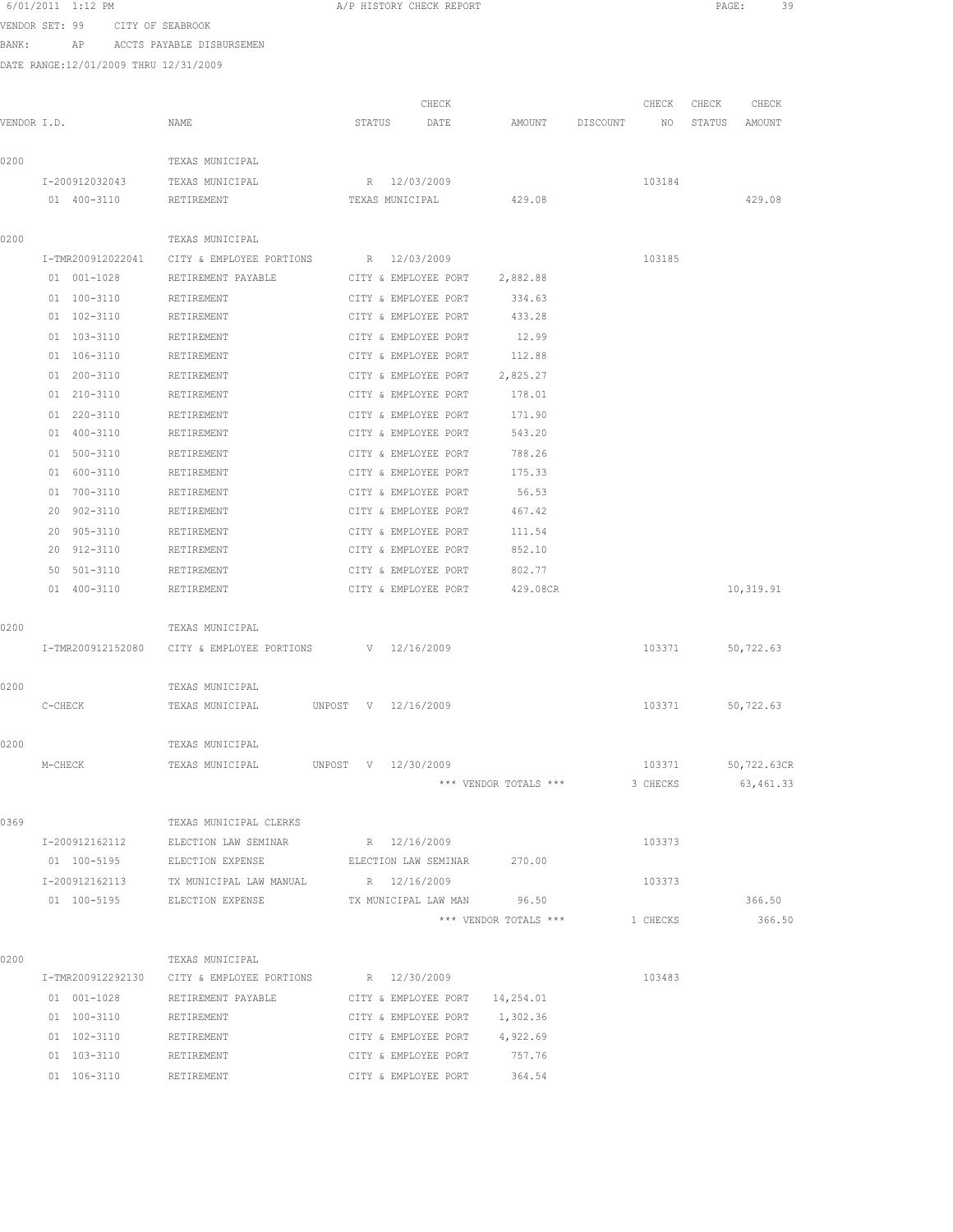6/01/2011 1:12 PM A/P HISTORY CHECK REPORT

VENDOR SET: 99 CITY OF SEABROOK

BANK: AP ACCTS PAYABLE DISBURSEMEN

DATE RANGE:12/01/2009 THRU 12/31/2009

| VENDOR I.D. | NAME | STATUS | CHECK DATE | AMOUNT | DISCOUNT | CHECK NO | CHECK STATUS | CHECK AMOUNT |
|---|---|---|---|---|---|---|---|---|
| 0200 | TEXAS MUNICIPAL | | | | | | | |
| I-200912032043 | TEXAS MUNICIPAL | R | 12/03/2009 | | | 103184 | | |
| 01 400-3110 | RETIREMENT | TEXAS MUNICIPAL | | 429.08 | | | | 429.08 |
| 0200 | TEXAS MUNICIPAL | | | | | | | |
| I-TMR200912022041 | CITY & EMPLOYEE PORTIONS | R | 12/03/2009 | | | 103185 | | |
| 01 001-1028 | RETIREMENT PAYABLE | CITY & EMPLOYEE PORT | | 2,882.88 | | | | |
| 01 100-3110 | RETIREMENT | CITY & EMPLOYEE PORT | | 334.63 | | | | |
| 01 102-3110 | RETIREMENT | CITY & EMPLOYEE PORT | | 433.28 | | | | |
| 01 103-3110 | RETIREMENT | CITY & EMPLOYEE PORT | | 12.99 | | | | |
| 01 106-3110 | RETIREMENT | CITY & EMPLOYEE PORT | | 112.88 | | | | |
| 01 200-3110 | RETIREMENT | CITY & EMPLOYEE PORT | | 2,825.27 | | | | |
| 01 210-3110 | RETIREMENT | CITY & EMPLOYEE PORT | | 178.01 | | | | |
| 01 220-3110 | RETIREMENT | CITY & EMPLOYEE PORT | | 171.90 | | | | |
| 01 400-3110 | RETIREMENT | CITY & EMPLOYEE PORT | | 543.20 | | | | |
| 01 500-3110 | RETIREMENT | CITY & EMPLOYEE PORT | | 788.26 | | | | |
| 01 600-3110 | RETIREMENT | CITY & EMPLOYEE PORT | | 175.33 | | | | |
| 01 700-3110 | RETIREMENT | CITY & EMPLOYEE PORT | | 56.53 | | | | |
| 20 902-3110 | RETIREMENT | CITY & EMPLOYEE PORT | | 467.42 | | | | |
| 20 905-3110 | RETIREMENT | CITY & EMPLOYEE PORT | | 111.54 | | | | |
| 20 912-3110 | RETIREMENT | CITY & EMPLOYEE PORT | | 852.10 | | | | |
| 50 501-3110 | RETIREMENT | CITY & EMPLOYEE PORT | | 802.77 | | | | |
| 01 400-3110 | RETIREMENT | CITY & EMPLOYEE PORT | | 429.08CR | | | | 10,319.91 |
| 0200 | TEXAS MUNICIPAL | | | | | | | |
| I-TMR200912152080 | CITY & EMPLOYEE PORTIONS | V | 12/16/2009 | | | 103371 | | 50,722.63 |
| 0200 | TEXAS MUNICIPAL | | | | | | | |
| C-CHECK | TEXAS MUNICIPAL | UNPOST V | 12/16/2009 | | | 103371 | | 50,722.63 |
| 0200 | TEXAS MUNICIPAL | | | | | | | |
| M-CHECK | TEXAS MUNICIPAL | UNPOST V | 12/30/2009 | | | 103371 | | 50,722.63CR |
| | | | *** VENDOR TOTALS *** | | | 3 CHECKS | | 63,461.33 |
| 0369 | TEXAS MUNICIPAL CLERKS | | | | | | | |
| I-200912162112 | ELECTION LAW SEMINAR | R | 12/16/2009 | | | 103373 | | |
| 01 100-5195 | ELECTION EXPENSE | ELECTION LAW SEMINAR | | 270.00 | | | | |
| I-200912162113 | TX MUNICIPAL LAW MANUAL | R | 12/16/2009 | | | 103373 | | |
| 01 100-5195 | ELECTION EXPENSE | TX MUNICIPAL LAW MAN | | 96.50 | | | | 366.50 |
| | | | *** VENDOR TOTALS *** | | | 1 CHECKS | | 366.50 |
| 0200 | TEXAS MUNICIPAL | | | | | | | |
| I-TMR200912292130 | CITY & EMPLOYEE PORTIONS | R | 12/30/2009 | | | 103483 | | |
| 01 001-1028 | RETIREMENT PAYABLE | CITY & EMPLOYEE PORT | | 14,254.01 | | | | |
| 01 100-3110 | RETIREMENT | CITY & EMPLOYEE PORT | | 1,302.36 | | | | |
| 01 102-3110 | RETIREMENT | CITY & EMPLOYEE PORT | | 4,922.69 | | | | |
| 01 103-3110 | RETIREMENT | CITY & EMPLOYEE PORT | | 757.76 | | | | |
| 01 106-3110 | RETIREMENT | CITY & EMPLOYEE PORT | | 364.54 | | | | |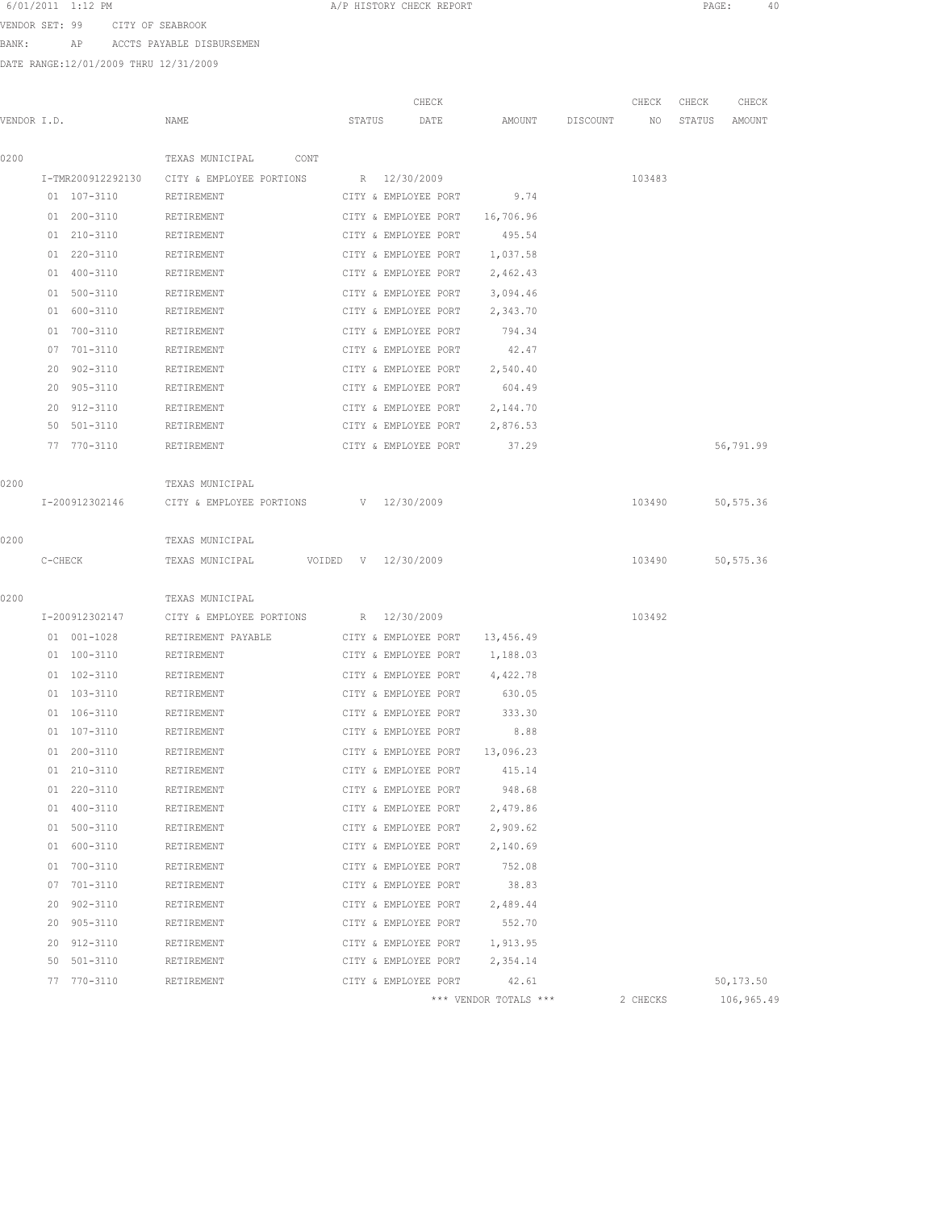6/01/2011 1:12 PM A/P HISTORY CHECK REPORT

VENDOR SET: 99 CITY OF SEABROOK

BANK: AP ACCTS PAYABLE DISBURSEMEN

DATE RANGE:12/01/2009 THRU 12/31/2009

| VENDOR I.D. | NAME | STATUS | CHECK DATE | AMOUNT | DISCOUNT | CHECK NO | CHECK STATUS | CHECK AMOUNT |
|---|---|---|---|---|---|---|---|---|
| 0200 | TEXAS MUNICIPAL CONT | | | | | | | |
| I-TMR200912292130 | CITY & EMPLOYEE PORTIONS | R | 12/30/2009 | | | 103483 | | |
| 01 107-3110 | RETIREMENT | CITY & EMPLOYEE PORT | | 9.74 | | | | |
| 01 200-3110 | RETIREMENT | CITY & EMPLOYEE PORT | | 16,706.96 | | | | |
| 01 210-3110 | RETIREMENT | CITY & EMPLOYEE PORT | | 495.54 | | | | |
| 01 220-3110 | RETIREMENT | CITY & EMPLOYEE PORT | | 1,037.58 | | | | |
| 01 400-3110 | RETIREMENT | CITY & EMPLOYEE PORT | | 2,462.43 | | | | |
| 01 500-3110 | RETIREMENT | CITY & EMPLOYEE PORT | | 3,094.46 | | | | |
| 01 600-3110 | RETIREMENT | CITY & EMPLOYEE PORT | | 2,343.70 | | | | |
| 01 700-3110 | RETIREMENT | CITY & EMPLOYEE PORT | | 794.34 | | | | |
| 07 701-3110 | RETIREMENT | CITY & EMPLOYEE PORT | | 42.47 | | | | |
| 20 902-3110 | RETIREMENT | CITY & EMPLOYEE PORT | | 2,540.40 | | | | |
| 20 905-3110 | RETIREMENT | CITY & EMPLOYEE PORT | | 604.49 | | | | |
| 20 912-3110 | RETIREMENT | CITY & EMPLOYEE PORT | | 2,144.70 | | | | |
| 50 501-3110 | RETIREMENT | CITY & EMPLOYEE PORT | | 2,876.53 | | | | |
| 77 770-3110 | RETIREMENT | CITY & EMPLOYEE PORT | | 37.29 | | | | 56,791.99 |
| 0200 | TEXAS MUNICIPAL | | | | | | | |
| I-200912302146 | CITY & EMPLOYEE PORTIONS | V | 12/30/2009 | | | 103490 | | 50,575.36 |
| 0200 | TEXAS MUNICIPAL | | | | | | | |
| C-CHECK | TEXAS MUNICIPAL VOIDED | V | 12/30/2009 | | | 103490 | | 50,575.36 |
| 0200 | TEXAS MUNICIPAL | | | | | | | |
| I-200912302147 | CITY & EMPLOYEE PORTIONS | R | 12/30/2009 | | | 103492 | | |
| 01 001-1028 | RETIREMENT PAYABLE | CITY & EMPLOYEE PORT | | 13,456.49 | | | | |
| 01 100-3110 | RETIREMENT | CITY & EMPLOYEE PORT | | 1,188.03 | | | | |
| 01 102-3110 | RETIREMENT | CITY & EMPLOYEE PORT | | 4,422.78 | | | | |
| 01 103-3110 | RETIREMENT | CITY & EMPLOYEE PORT | | 630.05 | | | | |
| 01 106-3110 | RETIREMENT | CITY & EMPLOYEE PORT | | 333.30 | | | | |
| 01 107-3110 | RETIREMENT | CITY & EMPLOYEE PORT | | 8.88 | | | | |
| 01 200-3110 | RETIREMENT | CITY & EMPLOYEE PORT | | 13,096.23 | | | | |
| 01 210-3110 | RETIREMENT | CITY & EMPLOYEE PORT | | 415.14 | | | | |
| 01 220-3110 | RETIREMENT | CITY & EMPLOYEE PORT | | 948.68 | | | | |
| 01 400-3110 | RETIREMENT | CITY & EMPLOYEE PORT | | 2,479.86 | | | | |
| 01 500-3110 | RETIREMENT | CITY & EMPLOYEE PORT | | 2,909.62 | | | | |
| 01 600-3110 | RETIREMENT | CITY & EMPLOYEE PORT | | 2,140.69 | | | | |
| 01 700-3110 | RETIREMENT | CITY & EMPLOYEE PORT | | 752.08 | | | | |
| 07 701-3110 | RETIREMENT | CITY & EMPLOYEE PORT | | 38.83 | | | | |
| 20 902-3110 | RETIREMENT | CITY & EMPLOYEE PORT | | 2,489.44 | | | | |
| 20 905-3110 | RETIREMENT | CITY & EMPLOYEE PORT | | 552.70 | | | | |
| 20 912-3110 | RETIREMENT | CITY & EMPLOYEE PORT | | 1,913.95 | | | | |
| 50 501-3110 | RETIREMENT | CITY & EMPLOYEE PORT | | 2,354.14 | | | | |
| 77 770-3110 | RETIREMENT | CITY & EMPLOYEE PORT | | 42.61 | | | | 50,173.50 |
| | | | | *** VENDOR TOTALS *** | | 2 CHECKS | | 106,965.49 |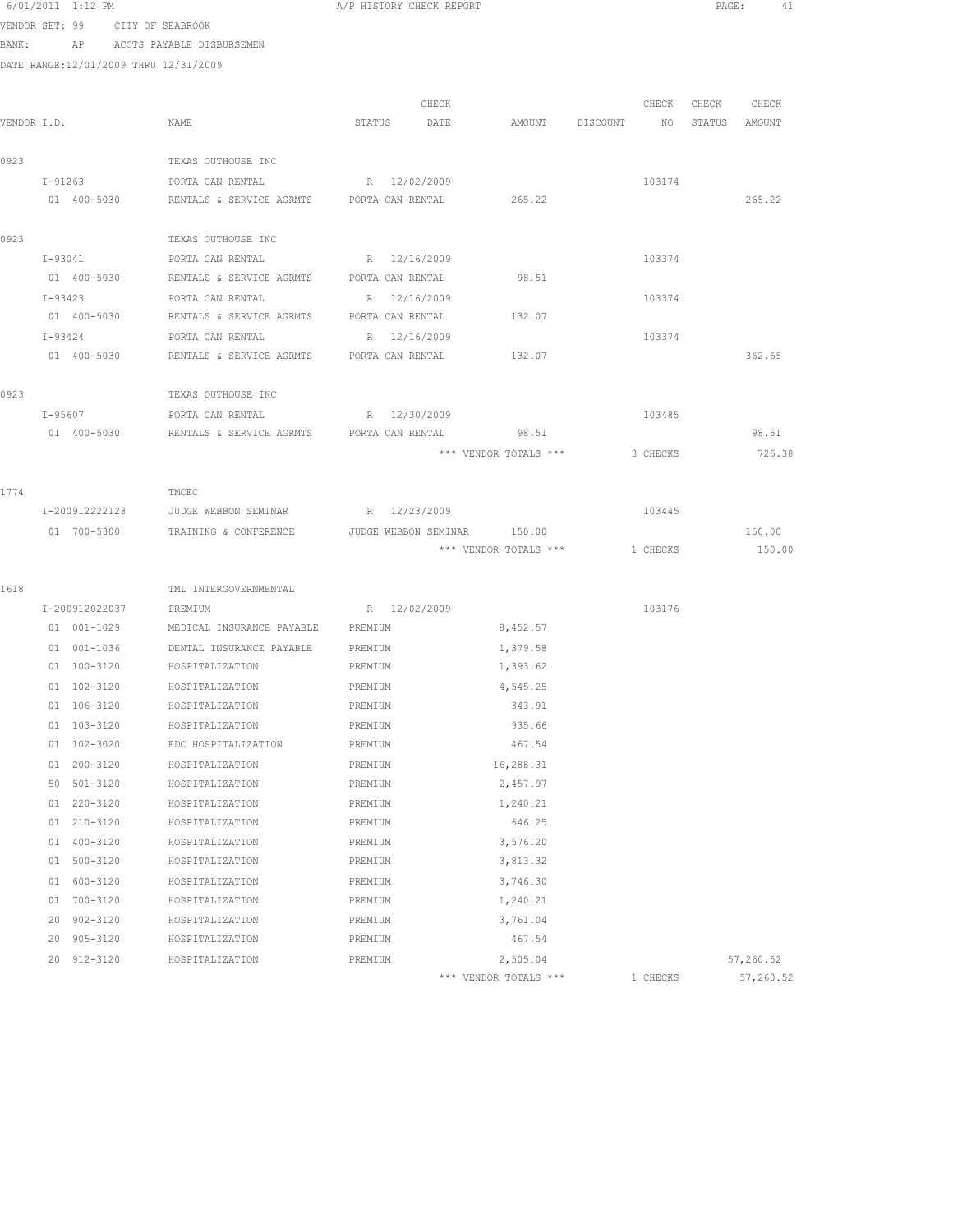6/01/2011 1:12 PM A/P HISTORY CHECK REPORT

VENDOR SET: 99 CITY OF SEABROOK

BANK: AP ACCTS PAYABLE DISBURSEMEN

DATE RANGE:12/01/2009 THRU 12/31/2009

| VENDOR I.D. | NAME | STATUS | CHECK DATE | AMOUNT | DISCOUNT | CHECK NO | CHECK STATUS | CHECK AMOUNT |
|---|---|---|---|---|---|---|---|---|
| 0923 | TEXAS OUTHOUSE INC | | | | | | | |
| I-91263 | PORTA CAN RENTAL | R | 12/02/2009 | | | 103174 | | |
| 01 400-5030 | RENTALS & SERVICE AGRMTS | PORTA CAN RENTAL | | 265.22 | | | | 265.22 |
| 0923 | TEXAS OUTHOUSE INC | | | | | | | |
| I-93041 | PORTA CAN RENTAL | R | 12/16/2009 | | | 103374 | | |
| 01 400-5030 | RENTALS & SERVICE AGRMTS | PORTA CAN RENTAL | | 98.51 | | | | |
| I-93423 | PORTA CAN RENTAL | R | 12/16/2009 | | | 103374 | | |
| 01 400-5030 | RENTALS & SERVICE AGRMTS | PORTA CAN RENTAL | | 132.07 | | | | |
| I-93424 | PORTA CAN RENTAL | R | 12/16/2009 | | | 103374 | | |
| 01 400-5030 | RENTALS & SERVICE AGRMTS | PORTA CAN RENTAL | | 132.07 | | | | 362.65 |
| 0923 | TEXAS OUTHOUSE INC | | | | | | | |
| I-95607 | PORTA CAN RENTAL | R | 12/30/2009 | | | 103485 | | |
| 01 400-5030 | RENTALS & SERVICE AGRMTS | PORTA CAN RENTAL | | 98.51 | | | | 98.51 |
| | | | | *** VENDOR TOTALS *** | | 3 CHECKS | | 726.38 |
| 1774 | TMCEC | | | | | | | |
| I-200912222128 | JUDGE WEBBON SEMINAR | R | 12/23/2009 | | | 103445 | | |
| 01 700-5300 | TRAINING & CONFERENCE | JUDGE WEBBON SEMINAR | | 150.00 | | | | 150.00 |
| | | | | *** VENDOR TOTALS *** | | 1 CHECKS | | 150.00 |
| 1618 | TML INTERGOVERNMENTAL | | | | | | | |
| I-200912022037 | PREMIUM | R | 12/02/2009 | | | 103176 | | |
| 01 001-1029 | MEDICAL INSURANCE PAYABLE | PREMIUM | | 8,452.57 | | | | |
| 01 001-1036 | DENTAL INSURANCE PAYABLE | PREMIUM | | 1,379.58 | | | | |
| 01 100-3120 | HOSPITALIZATION | PREMIUM | | 1,393.62 | | | | |
| 01 102-3120 | HOSPITALIZATION | PREMIUM | | 4,545.25 | | | | |
| 01 106-3120 | HOSPITALIZATION | PREMIUM | | 343.91 | | | | |
| 01 103-3120 | HOSPITALIZATION | PREMIUM | | 935.66 | | | | |
| 01 102-3020 | EDC HOSPITALIZATION | PREMIUM | | 467.54 | | | | |
| 01 200-3120 | HOSPITALIZATION | PREMIUM | | 16,288.31 | | | | |
| 50 501-3120 | HOSPITALIZATION | PREMIUM | | 2,457.97 | | | | |
| 01 220-3120 | HOSPITALIZATION | PREMIUM | | 1,240.21 | | | | |
| 01 210-3120 | HOSPITALIZATION | PREMIUM | | 646.25 | | | | |
| 01 400-3120 | HOSPITALIZATION | PREMIUM | | 3,576.20 | | | | |
| 01 500-3120 | HOSPITALIZATION | PREMIUM | | 3,813.32 | | | | |
| 01 600-3120 | HOSPITALIZATION | PREMIUM | | 3,746.30 | | | | |
| 01 700-3120 | HOSPITALIZATION | PREMIUM | | 1,240.21 | | | | |
| 20 902-3120 | HOSPITALIZATION | PREMIUM | | 3,761.04 | | | | |
| 20 905-3120 | HOSPITALIZATION | PREMIUM | | 467.54 | | | | |
| 20 912-3120 | HOSPITALIZATION | PREMIUM | | 2,505.04 | | | | 57,260.52 |
| | | | | *** VENDOR TOTALS *** | | 1 CHECKS | | 57,260.52 |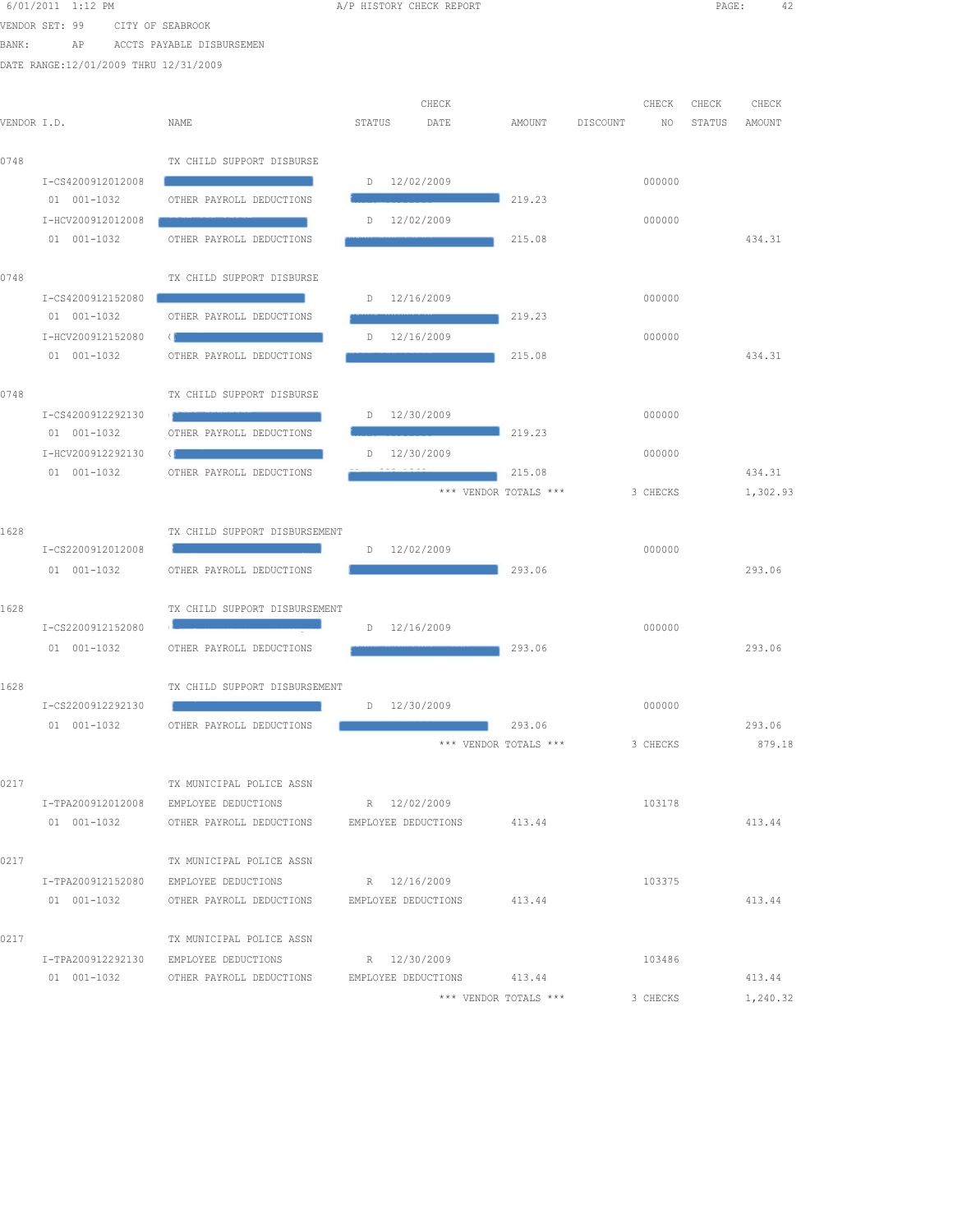6/01/2011 1:12 PM A/P HISTORY CHECK REPORT

VENDOR SET: 99 CITY OF SEABROOK

BANK: AP ACCTS PAYABLE DISBURSEMEN

DATE RANGE:12/01/2009 THRU 12/31/2009

| VENDOR I.D. | NAME | STATUS | CHECK DATE | AMOUNT | DISCOUNT | CHECK NO | CHECK STATUS | CHECK AMOUNT |
|---|---|---|---|---|---|---|---|---|
| 0748 | TX CHILD SUPPORT DISBURSE | | | | | | | |
| I-CS4200912012008 | | D | 12/02/2009 | | | 000000 | | |
| 01 001-1032 | OTHER PAYROLL DEDUCTIONS | | | 219.23 | | | | |
| I-HCV200912012008 | | D | 12/02/2009 | | | 000000 | | |
| 01 001-1032 | OTHER PAYROLL DEDUCTIONS | | | 215.08 | | | | 434.31 |
| 0748 | TX CHILD SUPPORT DISBURSE | | | | | | | |
| I-CS4200912152080 | | D | 12/16/2009 | | | 000000 | | |
| 01 001-1032 | OTHER PAYROLL DEDUCTIONS | | | 219.23 | | | | |
| I-HCV200912152080 | | D | 12/16/2009 | | | 000000 | | |
| 01 001-1032 | OTHER PAYROLL DEDUCTIONS | | | 215.08 | | | | 434.31 |
| 0748 | TX CHILD SUPPORT DISBURSE | | | | | | | |
| I-CS4200912292130 | | D | 12/30/2009 | | | 000000 | | |
| 01 001-1032 | OTHER PAYROLL DEDUCTIONS | | | 219.23 | | | | |
| I-HCV200912292130 | | D | 12/30/2009 | | | 000000 | | |
| 01 001-1032 | OTHER PAYROLL DEDUCTIONS | | | 215.08 | | | | 434.31 |
| | | | *** VENDOR TOTALS *** | | | 3 CHECKS | | 1,302.93 |
| 1628 | TX CHILD SUPPORT DISBURSEMENT | | | | | | | |
| I-CS2200912012008 | | D | 12/02/2009 | | | 000000 | | |
| 01 001-1032 | OTHER PAYROLL DEDUCTIONS | | | 293.06 | | | | 293.06 |
| 1628 | TX CHILD SUPPORT DISBURSEMENT | | | | | | | |
| I-CS2200912152080 | | D | 12/16/2009 | | | 000000 | | |
| 01 001-1032 | OTHER PAYROLL DEDUCTIONS | | | 293.06 | | | | 293.06 |
| 1628 | TX CHILD SUPPORT DISBURSEMENT | | | | | | | |
| I-CS2200912292130 | | D | 12/30/2009 | | | 000000 | | |
| 01 001-1032 | OTHER PAYROLL DEDUCTIONS | | | 293.06 | | | | 293.06 |
| | | | *** VENDOR TOTALS *** | | | 3 CHECKS | | 879.18 |
| 0217 | TX MUNICIPAL POLICE ASSN | | | | | | | |
| I-TPA200912012008 | EMPLOYEE DEDUCTIONS | R | 12/02/2009 | | | 103178 | | |
| 01 001-1032 | OTHER PAYROLL DEDUCTIONS | EMPLOYEE DEDUCTIONS | | 413.44 | | | | 413.44 |
| 0217 | TX MUNICIPAL POLICE ASSN | | | | | | | |
| I-TPA200912152080 | EMPLOYEE DEDUCTIONS | R | 12/16/2009 | | | 103375 | | |
| 01 001-1032 | OTHER PAYROLL DEDUCTIONS | EMPLOYEE DEDUCTIONS | | 413.44 | | | | 413.44 |
| 0217 | TX MUNICIPAL POLICE ASSN | | | | | | | |
| I-TPA200912292130 | EMPLOYEE DEDUCTIONS | R | 12/30/2009 | | | 103486 | | |
| 01 001-1032 | OTHER PAYROLL DEDUCTIONS | EMPLOYEE DEDUCTIONS | | 413.44 | | | | 413.44 |
| | | | *** VENDOR TOTALS *** | | | 3 CHECKS | | 1,240.32 |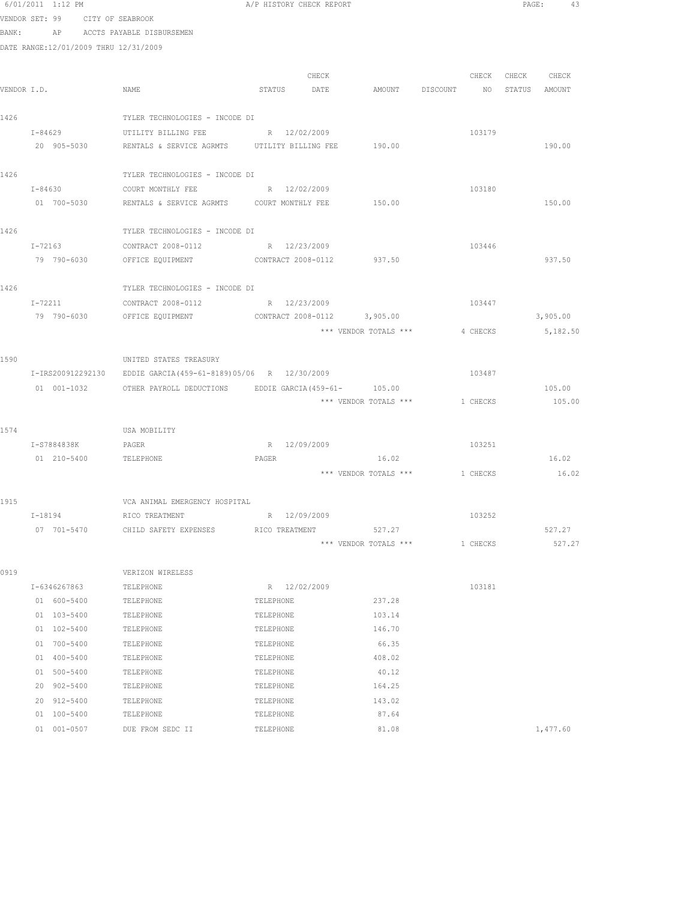6/01/2011 1:12 PM A/P HISTORY CHECK REPORT

VENDOR SET: 99 CITY OF SEABROOK

BANK: AP ACCTS PAYABLE DISBURSEMEN

DATE RANGE:12/01/2009 THRU 12/31/2009

| VENDOR I.D. | NAME | STATUS | CHECK DATE | AMOUNT | DISCOUNT | CHECK NO | CHECK STATUS | CHECK AMOUNT |
|---|---|---|---|---|---|---|---|---|
| 1426 | TYLER TECHNOLOGIES - INCODE DI | | | | | | | |
| I-84629 | UTILITY BILLING FEE | R | 12/02/2009 | | | 103179 | | |
| 20 905-5030 | RENTALS & SERVICE AGRMTS | UTILITY BILLING FEE | | 190.00 | | | | 190.00 |
| 1426 | TYLER TECHNOLOGIES - INCODE DI | | | | | | | |
| I-84630 | COURT MONTHLY FEE | R | 12/02/2009 | | | 103180 | | |
| 01 700-5030 | RENTALS & SERVICE AGRMTS | COURT MONTHLY FEE | | 150.00 | | | | 150.00 |
| 1426 | TYLER TECHNOLOGIES - INCODE DI | | | | | | | |
| I-72163 | CONTRACT 2008-0112 | R | 12/23/2009 | | | 103446 | | |
| 79 790-6030 | OFFICE EQUIPMENT | CONTRACT 2008-0112 | | 937.50 | | | | 937.50 |
| 1426 | TYLER TECHNOLOGIES - INCODE DI | | | | | | | |
| I-72211 | CONTRACT 2008-0112 | R | 12/23/2009 | | | 103447 | | |
| 79 790-6030 | OFFICE EQUIPMENT | CONTRACT 2008-0112 | | 3,905.00 | | | | 3,905.00 |
| | | | | *** VENDOR TOTALS *** | | 4 CHECKS | | 5,182.50 |
| 1590 | UNITED STATES TREASURY | | | | | | | |
| I-IRS200912292130 | EDDIE GARCIA(459-61-8189)05/06 | R | 12/30/2009 | | | 103487 | | |
| 01 001-1032 | OTHER PAYROLL DEDUCTIONS | EDDIE GARCIA(459-61- | | 105.00 | | | | 105.00 |
| | | | | *** VENDOR TOTALS *** | | 1 CHECKS | | 105.00 |
| 1574 | USA MOBILITY | | | | | | | |
| I-S7884838K | PAGER | R | 12/09/2009 | | | 103251 | | |
| 01 210-5400 | TELEPHONE | PAGER | | 16.02 | | | | 16.02 |
| | | | | *** VENDOR TOTALS *** | | 1 CHECKS | | 16.02 |
| 1915 | VCA ANIMAL EMERGENCY HOSPITAL | | | | | | | |
| I-18194 | RICO TREATMENT | R | 12/09/2009 | | | 103252 | | |
| 07 701-5470 | CHILD SAFETY EXPENSES | RICO TREATMENT | | 527.27 | | | | 527.27 |
| | | | | *** VENDOR TOTALS *** | | 1 CHECKS | | 527.27 |
| 0919 | VERIZON WIRELESS | | | | | | | |
| I-6346267863 | TELEPHONE | R | 12/02/2009 | | | 103181 | | |
| 01 600-5400 | TELEPHONE | TELEPHONE | | 237.28 | | | | |
| 01 103-5400 | TELEPHONE | TELEPHONE | | 103.14 | | | | |
| 01 102-5400 | TELEPHONE | TELEPHONE | | 146.70 | | | | |
| 01 700-5400 | TELEPHONE | TELEPHONE | | 66.35 | | | | |
| 01 400-5400 | TELEPHONE | TELEPHONE | | 408.02 | | | | |
| 01 500-5400 | TELEPHONE | TELEPHONE | | 40.12 | | | | |
| 20 902-5400 | TELEPHONE | TELEPHONE | | 164.25 | | | | |
| 20 912-5400 | TELEPHONE | TELEPHONE | | 143.02 | | | | |
| 01 100-5400 | TELEPHONE | TELEPHONE | | 87.64 | | | | |
| 01 001-0507 | DUE FROM SEDC II | TELEPHONE | | 81.08 | | | | 1,477.60 |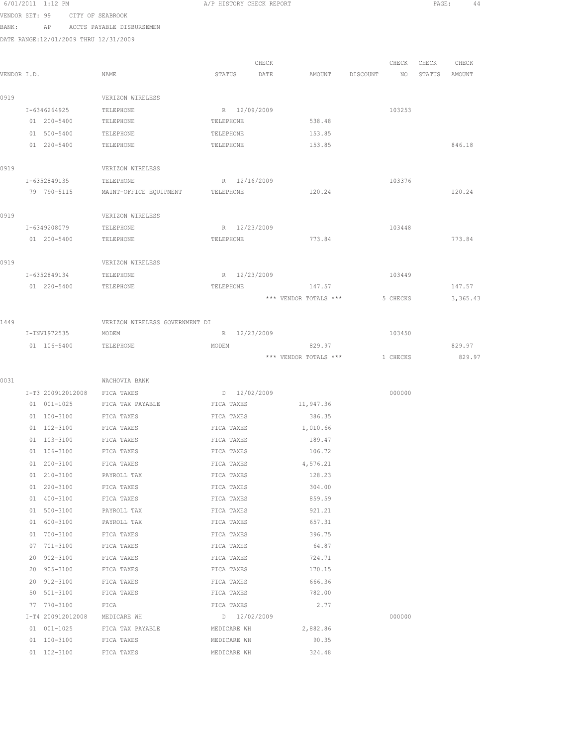6/01/2011 1:12 PM A/P HISTORY CHECK REPORT

VENDOR SET: 99 CITY OF SEABROOK

BANK: AP ACCTS PAYABLE DISBURSEMEN

DATE RANGE:12/01/2009 THRU 12/31/2009

| VENDOR I.D. | NAME | STATUS | CHECK DATE | AMOUNT | DISCOUNT | CHECK NO | CHECK STATUS | CHECK AMOUNT |
|---|---|---|---|---|---|---|---|---|
| 0919 | VERIZON WIRELESS | | | | | | | |
| I-6346264925 | TELEPHONE | R | 12/09/2009 | | | 103253 | | |
| 01 200-5400 | TELEPHONE | TELEPHONE | | 538.48 | | | | |
| 01 500-5400 | TELEPHONE | TELEPHONE | | 153.85 | | | | |
| 01 220-5400 | TELEPHONE | TELEPHONE | | 153.85 | | | | 846.18 |
| 0919 | VERIZON WIRELESS | | | | | | | |
| I-6352849135 | TELEPHONE | R | 12/16/2009 | | | 103376 | | |
| 79 790-5115 | MAINT-OFFICE EQUIPMENT | TELEPHONE | | 120.24 | | | | 120.24 |
| 0919 | VERIZON WIRELESS | | | | | | | |
| I-6349208079 | TELEPHONE | R | 12/23/2009 | | | 103448 | | |
| 01 200-5400 | TELEPHONE | TELEPHONE | | 773.84 | | | | 773.84 |
| 0919 | VERIZON WIRELESS | | | | | | | |
| I-6352849134 | TELEPHONE | R | 12/23/2009 | | | 103449 | | |
| 01 220-5400 | TELEPHONE | TELEPHONE | | 147.57 | | | | 147.57 |
| | | | | *** VENDOR TOTALS *** | | 5 CHECKS | | 3,365.43 |
| 1449 | VERIZON WIRELESS GOVERNMENT DI | | | | | | | |
| I-INV1972535 | MODEM | R | 12/23/2009 | | | 103450 | | |
| 01 106-5400 | TELEPHONE | MODEM | | 829.97 | | | | 829.97 |
| | | | | *** VENDOR TOTALS *** | | 1 CHECKS | | 829.97 |
| 0031 | WACHOVIA BANK | | | | | | | |
| I-T3 200912012008 | FICA TAXES | D | 12/02/2009 | | | 000000 | | |
| 01 001-1025 | FICA TAX PAYABLE | FICA TAXES | | 11,947.36 | | | | |
| 01 100-3100 | FICA TAXES | FICA TAXES | | 386.35 | | | | |
| 01 102-3100 | FICA TAXES | FICA TAXES | | 1,010.66 | | | | |
| 01 103-3100 | FICA TAXES | FICA TAXES | | 189.47 | | | | |
| 01 106-3100 | FICA TAXES | FICA TAXES | | 106.72 | | | | |
| 01 200-3100 | FICA TAXES | FICA TAXES | | 4,576.21 | | | | |
| 01 210-3100 | PAYROLL TAX | FICA TAXES | | 128.23 | | | | |
| 01 220-3100 | FICA TAXES | FICA TAXES | | 304.00 | | | | |
| 01 400-3100 | FICA TAXES | FICA TAXES | | 859.59 | | | | |
| 01 500-3100 | PAYROLL TAX | FICA TAXES | | 921.21 | | | | |
| 01 600-3100 | PAYROLL TAX | FICA TAXES | | 657.31 | | | | |
| 01 700-3100 | FICA TAXES | FICA TAXES | | 396.75 | | | | |
| 07 701-3100 | FICA TAXES | FICA TAXES | | 64.87 | | | | |
| 20 902-3100 | FICA TAXES | FICA TAXES | | 724.71 | | | | |
| 20 905-3100 | FICA TAXES | FICA TAXES | | 170.15 | | | | |
| 20 912-3100 | FICA TAXES | FICA TAXES | | 666.36 | | | | |
| 50 501-3100 | FICA TAXES | FICA TAXES | | 782.00 | | | | |
| 77 770-3100 | FICA | FICA TAXES | | 2.77 | | | | |
| I-T4 200912012008 | MEDICARE WH | D | 12/02/2009 | | | 000000 | | |
| 01 001-1025 | FICA TAX PAYABLE | MEDICARE WH | | 2,882.86 | | | | |
| 01 100-3100 | FICA TAXES | MEDICARE WH | | 90.35 | | | | |
| 01 102-3100 | FICA TAXES | MEDICARE WH | | 324.48 | | | | |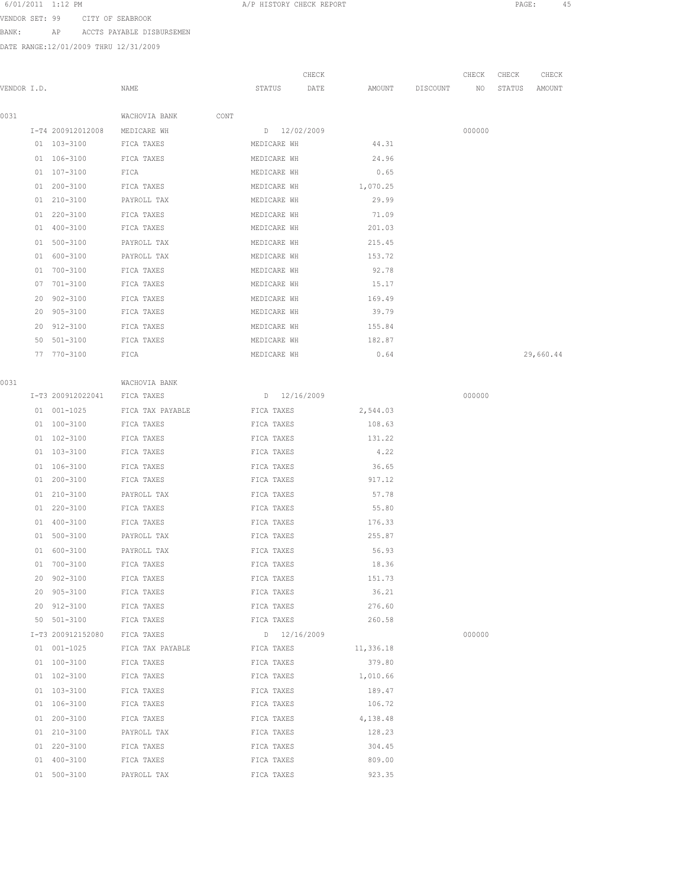6/01/2011 1:12 PM A/P HISTORY CHECK REPORT PAGE: 45

VENDOR SET: 99 CITY OF SEABROOK

BANK: AP ACCTS PAYABLE DISBURSEMEN

DATE RANGE:12/01/2009 THRU 12/31/2009

| VENDOR I.D. | NAME | STATUS | CHECK DATE | AMOUNT | DISCOUNT | CHECK NO | CHECK STATUS | CHECK AMOUNT |
|---|---|---|---|---|---|---|---|---|
| 0031 | WACHOVIA BANK CONT | | | | | | | |
| I-T4 200912012008 | MEDICARE WH | D | 12/02/2009 | | | 000000 | | |
| 01 103-3100 | FICA TAXES | MEDICARE WH | | 44.31 | | | | |
| 01 106-3100 | FICA TAXES | MEDICARE WH | | 24.96 | | | | |
| 01 107-3100 | FICA | MEDICARE WH | | 0.65 | | | | |
| 01 200-3100 | FICA TAXES | MEDICARE WH | | 1,070.25 | | | | |
| 01 210-3100 | PAYROLL TAX | MEDICARE WH | | 29.99 | | | | |
| 01 220-3100 | FICA TAXES | MEDICARE WH | | 71.09 | | | | |
| 01 400-3100 | FICA TAXES | MEDICARE WH | | 201.03 | | | | |
| 01 500-3100 | PAYROLL TAX | MEDICARE WH | | 215.45 | | | | |
| 01 600-3100 | PAYROLL TAX | MEDICARE WH | | 153.72 | | | | |
| 01 700-3100 | FICA TAXES | MEDICARE WH | | 92.78 | | | | |
| 07 701-3100 | FICA TAXES | MEDICARE WH | | 15.17 | | | | |
| 20 902-3100 | FICA TAXES | MEDICARE WH | | 169.49 | | | | |
| 20 905-3100 | FICA TAXES | MEDICARE WH | | 39.79 | | | | |
| 20 912-3100 | FICA TAXES | MEDICARE WH | | 155.84 | | | | |
| 50 501-3100 | FICA TAXES | MEDICARE WH | | 182.87 | | | | |
| 77 770-3100 | FICA | MEDICARE WH | | 0.64 | | | | 29,660.44 |
| 0031 | WACHOVIA BANK | | | | | | | |
| I-T3 200912022041 | FICA TAXES | D | 12/16/2009 | | | 000000 | | |
| 01 001-1025 | FICA TAX PAYABLE | FICA TAXES | | 2,544.03 | | | | |
| 01 100-3100 | FICA TAXES | FICA TAXES | | 108.63 | | | | |
| 01 102-3100 | FICA TAXES | FICA TAXES | | 131.22 | | | | |
| 01 103-3100 | FICA TAXES | FICA TAXES | | 4.22 | | | | |
| 01 106-3100 | FICA TAXES | FICA TAXES | | 36.65 | | | | |
| 01 200-3100 | FICA TAXES | FICA TAXES | | 917.12 | | | | |
| 01 210-3100 | PAYROLL TAX | FICA TAXES | | 57.78 | | | | |
| 01 220-3100 | FICA TAXES | FICA TAXES | | 55.80 | | | | |
| 01 400-3100 | FICA TAXES | FICA TAXES | | 176.33 | | | | |
| 01 500-3100 | PAYROLL TAX | FICA TAXES | | 255.87 | | | | |
| 01 600-3100 | PAYROLL TAX | FICA TAXES | | 56.93 | | | | |
| 01 700-3100 | FICA TAXES | FICA TAXES | | 18.36 | | | | |
| 20 902-3100 | FICA TAXES | FICA TAXES | | 151.73 | | | | |
| 20 905-3100 | FICA TAXES | FICA TAXES | | 36.21 | | | | |
| 20 912-3100 | FICA TAXES | FICA TAXES | | 276.60 | | | | |
| 50 501-3100 | FICA TAXES | FICA TAXES | | 260.58 | | | | |
| I-T3 200912152080 | FICA TAXES | D | 12/16/2009 | | | 000000 | | |
| 01 001-1025 | FICA TAX PAYABLE | FICA TAXES | | 11,336.18 | | | | |
| 01 100-3100 | FICA TAXES | FICA TAXES | | 379.80 | | | | |
| 01 102-3100 | FICA TAXES | FICA TAXES | | 1,010.66 | | | | |
| 01 103-3100 | FICA TAXES | FICA TAXES | | 189.47 | | | | |
| 01 106-3100 | FICA TAXES | FICA TAXES | | 106.72 | | | | |
| 01 200-3100 | FICA TAXES | FICA TAXES | | 4,138.48 | | | | |
| 01 210-3100 | PAYROLL TAX | FICA TAXES | | 128.23 | | | | |
| 01 220-3100 | FICA TAXES | FICA TAXES | | 304.45 | | | | |
| 01 400-3100 | FICA TAXES | FICA TAXES | | 809.00 | | | | |
| 01 500-3100 | PAYROLL TAX | FICA TAXES | | 923.35 | | | | |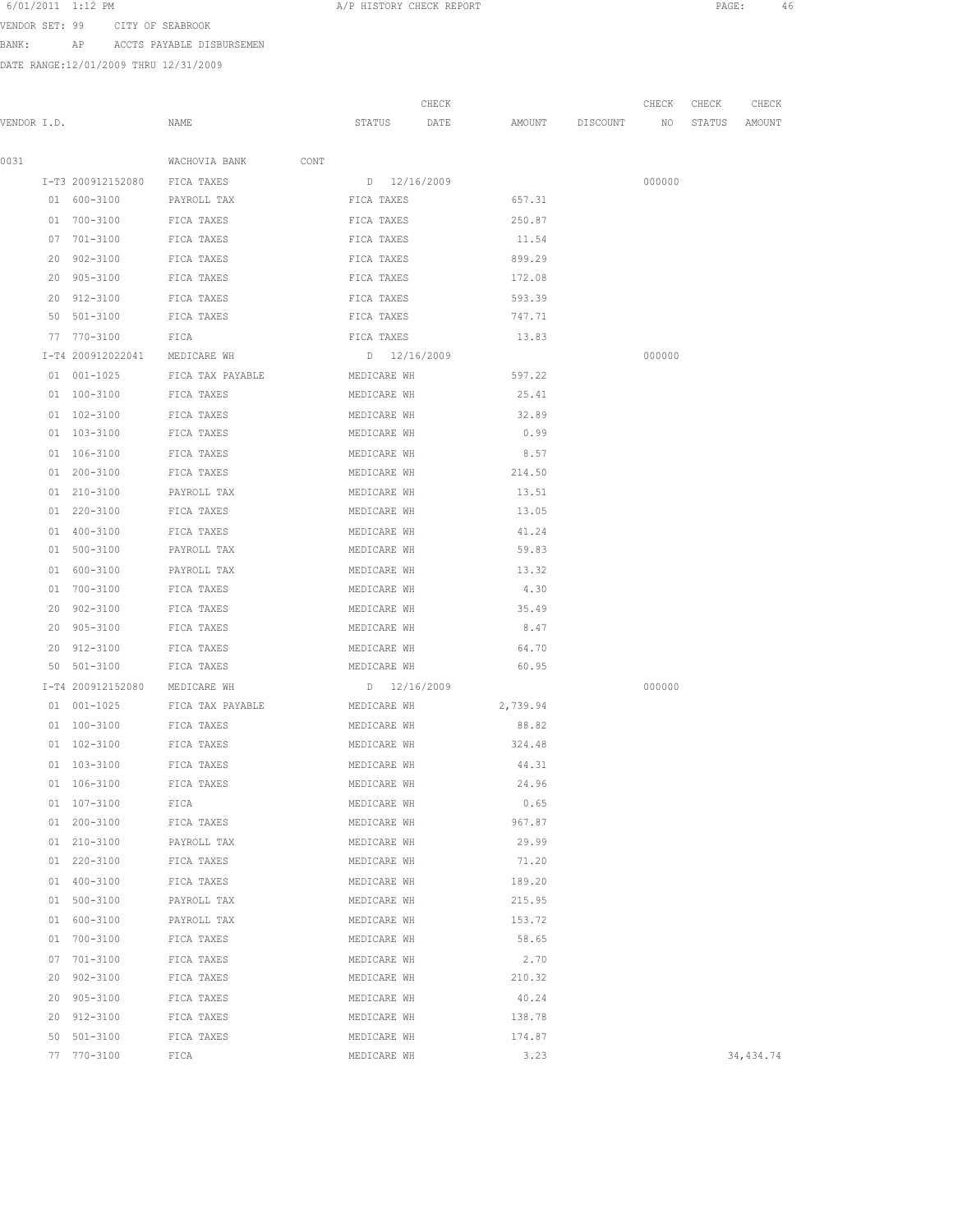6/01/2011 1:12 PM A/P HISTORY CHECK REPORT

VENDOR SET: 99 CITY OF SEABROOK

BANK: AP ACCTS PAYABLE DISBURSEMEN

DATE RANGE:12/01/2009 THRU 12/31/2009

| VENDOR I.D. | NAME | STATUS | CHECK DATE | AMOUNT | DISCOUNT | CHECK NO | CHECK STATUS | CHECK AMOUNT |
|---|---|---|---|---|---|---|---|---|
| 0031 | WACHOVIA BANK CONT | | | | | | | |
| I-T3 200912152080 | FICA TAXES | D | 12/16/2009 | | | 000000 | | |
| 01 600-3100 | PAYROLL TAX | FICA TAXES | | 657.31 | | | | |
| 01 700-3100 | FICA TAXES | FICA TAXES | | 250.87 | | | | |
| 07 701-3100 | FICA TAXES | FICA TAXES | | 11.54 | | | | |
| 20 902-3100 | FICA TAXES | FICA TAXES | | 899.29 | | | | |
| 20 905-3100 | FICA TAXES | FICA TAXES | | 172.08 | | | | |
| 20 912-3100 | FICA TAXES | FICA TAXES | | 593.39 | | | | |
| 50 501-3100 | FICA TAXES | FICA TAXES | | 747.71 | | | | |
| 77 770-3100 | FICA | FICA TAXES | | 13.83 | | | | |
| I-T4 200912022041 | MEDICARE WH | D | 12/16/2009 | | | 000000 | | |
| 01 001-1025 | FICA TAX PAYABLE | MEDICARE WH | | 597.22 | | | | |
| 01 100-3100 | FICA TAXES | MEDICARE WH | | 25.41 | | | | |
| 01 102-3100 | FICA TAXES | MEDICARE WH | | 32.89 | | | | |
| 01 103-3100 | FICA TAXES | MEDICARE WH | | 0.99 | | | | |
| 01 106-3100 | FICA TAXES | MEDICARE WH | | 8.57 | | | | |
| 01 200-3100 | FICA TAXES | MEDICARE WH | | 214.50 | | | | |
| 01 210-3100 | PAYROLL TAX | MEDICARE WH | | 13.51 | | | | |
| 01 220-3100 | FICA TAXES | MEDICARE WH | | 13.05 | | | | |
| 01 400-3100 | FICA TAXES | MEDICARE WH | | 41.24 | | | | |
| 01 500-3100 | PAYROLL TAX | MEDICARE WH | | 59.83 | | | | |
| 01 600-3100 | PAYROLL TAX | MEDICARE WH | | 13.32 | | | | |
| 01 700-3100 | FICA TAXES | MEDICARE WH | | 4.30 | | | | |
| 20 902-3100 | FICA TAXES | MEDICARE WH | | 35.49 | | | | |
| 20 905-3100 | FICA TAXES | MEDICARE WH | | 8.47 | | | | |
| 20 912-3100 | FICA TAXES | MEDICARE WH | | 64.70 | | | | |
| 50 501-3100 | FICA TAXES | MEDICARE WH | | 60.95 | | | | |
| I-T4 200912152080 | MEDICARE WH | D | 12/16/2009 | | | 000000 | | |
| 01 001-1025 | FICA TAX PAYABLE | MEDICARE WH | | 2,739.94 | | | | |
| 01 100-3100 | FICA TAXES | MEDICARE WH | | 88.82 | | | | |
| 01 102-3100 | FICA TAXES | MEDICARE WH | | 324.48 | | | | |
| 01 103-3100 | FICA TAXES | MEDICARE WH | | 44.31 | | | | |
| 01 106-3100 | FICA TAXES | MEDICARE WH | | 24.96 | | | | |
| 01 107-3100 | FICA | MEDICARE WH | | 0.65 | | | | |
| 01 200-3100 | FICA TAXES | MEDICARE WH | | 967.87 | | | | |
| 01 210-3100 | PAYROLL TAX | MEDICARE WH | | 29.99 | | | | |
| 01 220-3100 | FICA TAXES | MEDICARE WH | | 71.20 | | | | |
| 01 400-3100 | FICA TAXES | MEDICARE WH | | 189.20 | | | | |
| 01 500-3100 | PAYROLL TAX | MEDICARE WH | | 215.95 | | | | |
| 01 600-3100 | PAYROLL TAX | MEDICARE WH | | 153.72 | | | | |
| 01 700-3100 | FICA TAXES | MEDICARE WH | | 58.65 | | | | |
| 07 701-3100 | FICA TAXES | MEDICARE WH | | 2.70 | | | | |
| 20 902-3100 | FICA TAXES | MEDICARE WH | | 210.32 | | | | |
| 20 905-3100 | FICA TAXES | MEDICARE WH | | 40.24 | | | | |
| 20 912-3100 | FICA TAXES | MEDICARE WH | | 138.78 | | | | |
| 50 501-3100 | FICA TAXES | MEDICARE WH | | 174.87 | | | | |
| 77 770-3100 | FICA | MEDICARE WH | | 3.23 | | | | 34,434.74 |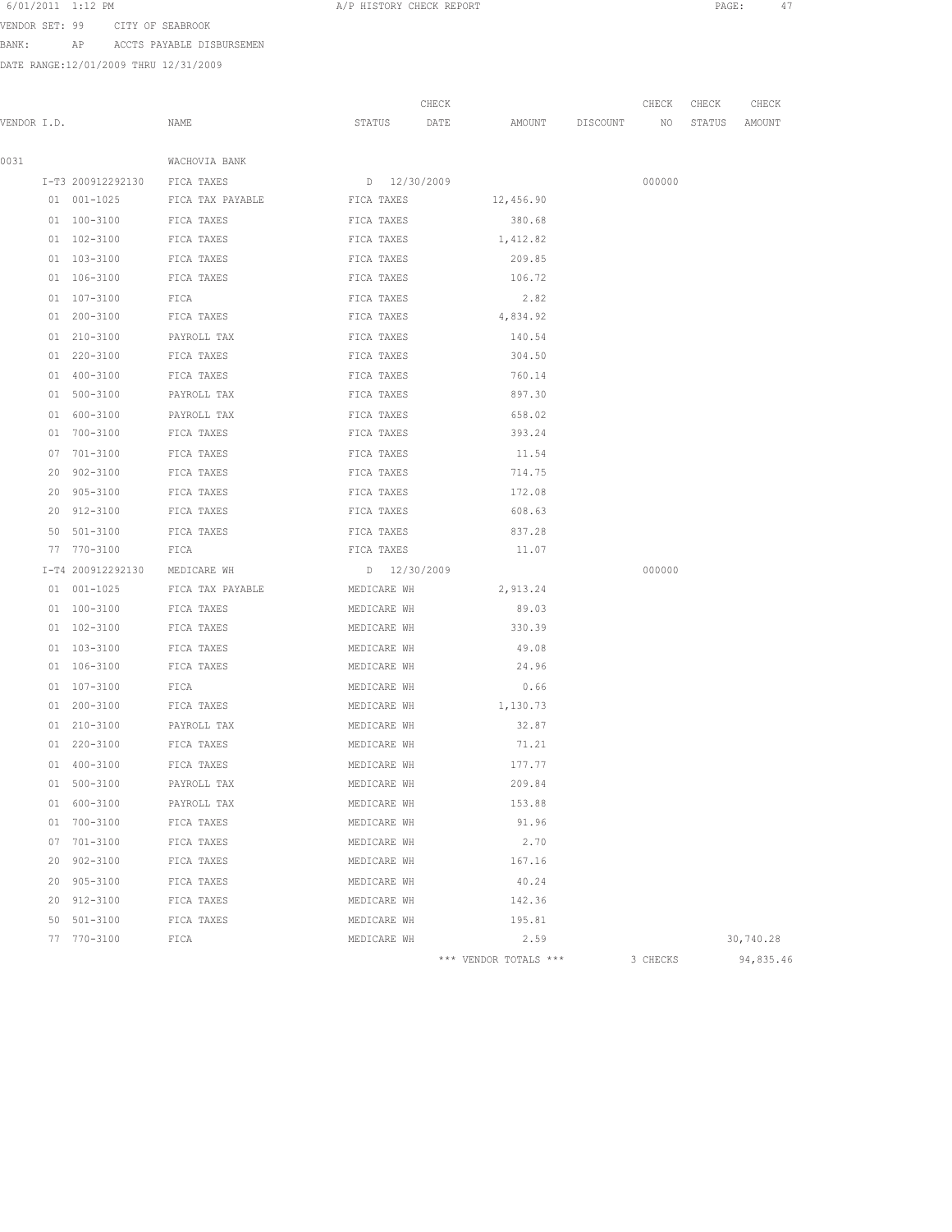6/01/2011 1:12 PM A/P HISTORY CHECK REPORT

VENDOR SET: 99 CITY OF SEABROOK

BANK: AP ACCTS PAYABLE DISBURSEMEN

DATE RANGE:12/01/2009 THRU 12/31/2009

| VENDOR I.D. | NAME | STATUS | CHECK DATE | AMOUNT | DISCOUNT | CHECK NO | CHECK STATUS | CHECK AMOUNT |
|---|---|---|---|---|---|---|---|---|
| 0031 | WACHOVIA BANK | | | | | | | |
| I-T3 200912292130 | FICA TAXES | D | 12/30/2009 | | | 000000 | | |
| 01 001-1025 | FICA TAX PAYABLE | FICA TAXES | | 12,456.90 | | | | |
| 01 100-3100 | FICA TAXES | FICA TAXES | | 380.68 | | | | |
| 01 102-3100 | FICA TAXES | FICA TAXES | | 1,412.82 | | | | |
| 01 103-3100 | FICA TAXES | FICA TAXES | | 209.85 | | | | |
| 01 106-3100 | FICA TAXES | FICA TAXES | | 106.72 | | | | |
| 01 107-3100 | FICA | FICA TAXES | | 2.82 | | | | |
| 01 200-3100 | FICA TAXES | FICA TAXES | | 4,834.92 | | | | |
| 01 210-3100 | PAYROLL TAX | FICA TAXES | | 140.54 | | | | |
| 01 220-3100 | FICA TAXES | FICA TAXES | | 304.50 | | | | |
| 01 400-3100 | FICA TAXES | FICA TAXES | | 760.14 | | | | |
| 01 500-3100 | PAYROLL TAX | FICA TAXES | | 897.30 | | | | |
| 01 600-3100 | PAYROLL TAX | FICA TAXES | | 658.02 | | | | |
| 01 700-3100 | FICA TAXES | FICA TAXES | | 393.24 | | | | |
| 07 701-3100 | FICA TAXES | FICA TAXES | | 11.54 | | | | |
| 20 902-3100 | FICA TAXES | FICA TAXES | | 714.75 | | | | |
| 20 905-3100 | FICA TAXES | FICA TAXES | | 172.08 | | | | |
| 20 912-3100 | FICA TAXES | FICA TAXES | | 608.63 | | | | |
| 50 501-3100 | FICA TAXES | FICA TAXES | | 837.28 | | | | |
| 77 770-3100 | FICA | FICA TAXES | | 11.07 | | | | |
| I-T4 200912292130 | MEDICARE WH | D | 12/30/2009 | | | 000000 | | |
| 01 001-1025 | FICA TAX PAYABLE | MEDICARE WH | | 2,913.24 | | | | |
| 01 100-3100 | FICA TAXES | MEDICARE WH | | 89.03 | | | | |
| 01 102-3100 | FICA TAXES | MEDICARE WH | | 330.39 | | | | |
| 01 103-3100 | FICA TAXES | MEDICARE WH | | 49.08 | | | | |
| 01 106-3100 | FICA TAXES | MEDICARE WH | | 24.96 | | | | |
| 01 107-3100 | FICA | MEDICARE WH | | 0.66 | | | | |
| 01 200-3100 | FICA TAXES | MEDICARE WH | | 1,130.73 | | | | |
| 01 210-3100 | PAYROLL TAX | MEDICARE WH | | 32.87 | | | | |
| 01 220-3100 | FICA TAXES | MEDICARE WH | | 71.21 | | | | |
| 01 400-3100 | FICA TAXES | MEDICARE WH | | 177.77 | | | | |
| 01 500-3100 | PAYROLL TAX | MEDICARE WH | | 209.84 | | | | |
| 01 600-3100 | PAYROLL TAX | MEDICARE WH | | 153.88 | | | | |
| 01 700-3100 | FICA TAXES | MEDICARE WH | | 91.96 | | | | |
| 07 701-3100 | FICA TAXES | MEDICARE WH | | 2.70 | | | | |
| 20 902-3100 | FICA TAXES | MEDICARE WH | | 167.16 | | | | |
| 20 905-3100 | FICA TAXES | MEDICARE WH | | 40.24 | | | | |
| 20 912-3100 | FICA TAXES | MEDICARE WH | | 142.36 | | | | |
| 50 501-3100 | FICA TAXES | MEDICARE WH | | 195.81 | | | | |
| 77 770-3100 | FICA | MEDICARE WH | | 2.59 | | | | 30,740.28 |
| | | | | *** VENDOR TOTALS *** | | 3 CHECKS | | 94,835.46 |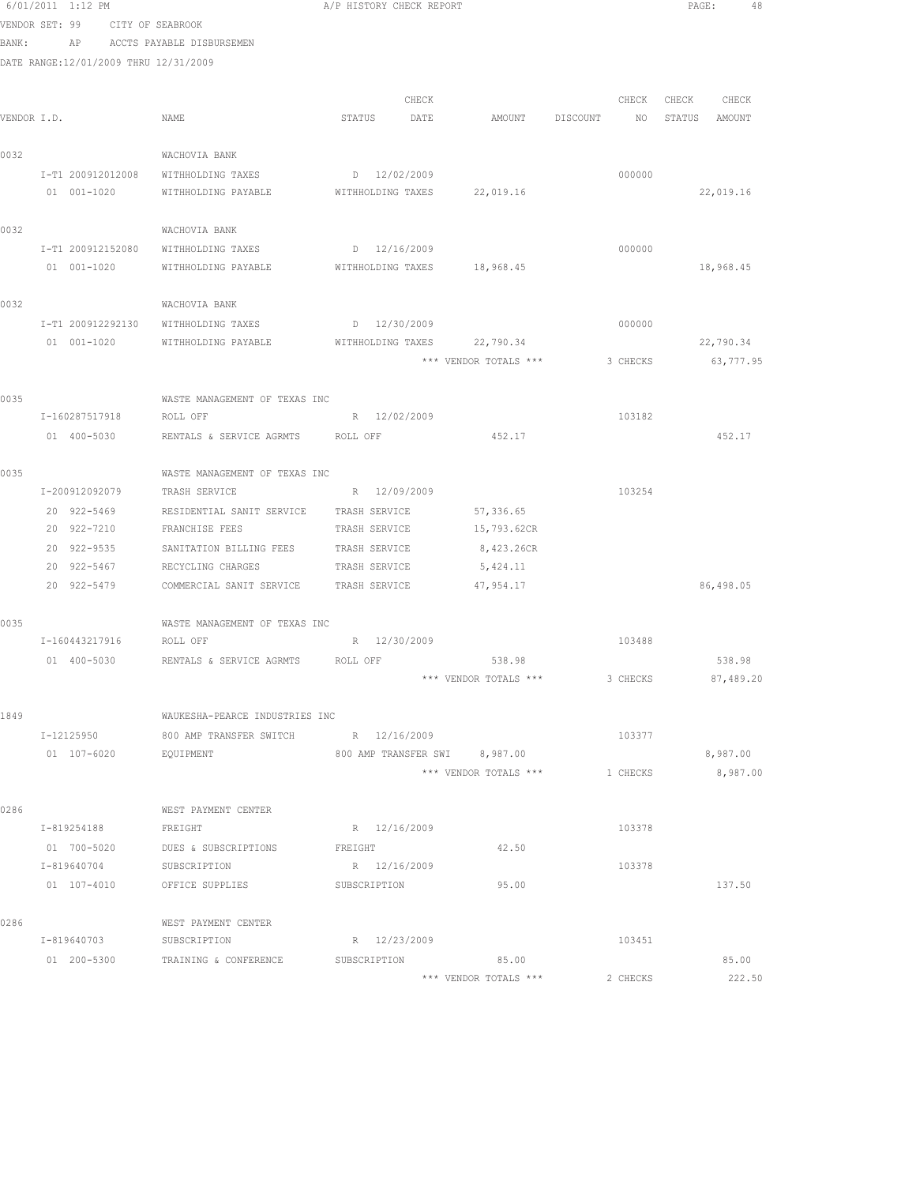6/01/2011 1:12 PM A/P HISTORY CHECK REPORT

VENDOR SET: 99 CITY OF SEABROOK

BANK: AP ACCTS PAYABLE DISBURSEMEN

DATE RANGE:12/01/2009 THRU 12/31/2009

| VENDOR I.D. | NAME | STATUS | CHECK DATE | AMOUNT | DISCOUNT | CHECK NO | CHECK STATUS | CHECK AMOUNT |
|---|---|---|---|---|---|---|---|---|
| 0032 | WACHOVIA BANK | | | | | | | |
| I-T1 200912012008 | WITHHOLDING TAXES | D | 12/02/2009 | | | 000000 | | |
| 01 001-1020 | WITHHOLDING PAYABLE | WITHHOLDING TAXES | | 22,019.16 | | | | 22,019.16 |
| 0032 | WACHOVIA BANK | | | | | | | |
| I-T1 200912152080 | WITHHOLDING TAXES | D | 12/16/2009 | | | 000000 | | |
| 01 001-1020 | WITHHOLDING PAYABLE | WITHHOLDING TAXES | | 18,968.45 | | | | 18,968.45 |
| 0032 | WACHOVIA BANK | | | | | | | |
| I-T1 200912292130 | WITHHOLDING TAXES | D | 12/30/2009 | | | 000000 | | |
| 01 001-1020 | WITHHOLDING PAYABLE | WITHHOLDING TAXES | | 22,790.34 | | | | 22,790.34 |
| | | | | *** VENDOR TOTALS *** | | 3 CHECKS | | 63,777.95 |
| 0035 | WASTE MANAGEMENT OF TEXAS INC | | | | | | | |
| I-160287517918 | ROLL OFF | R | 12/02/2009 | | | 103182 | | |
| 01 400-5030 | RENTALS & SERVICE AGRMTS | ROLL OFF | | 452.17 | | | | 452.17 |
| 0035 | WASTE MANAGEMENT OF TEXAS INC | | | | | | | |
| I-200912092079 | TRASH SERVICE | R | 12/09/2009 | | | 103254 | | |
| 20 922-5469 | RESIDENTIAL SANIT SERVICE | TRASH SERVICE | | 57,336.65 | | | | |
| 20 922-7210 | FRANCHISE FEES | TRASH SERVICE | | 15,793.62CR | | | | |
| 20 922-9535 | SANITATION BILLING FEES | TRASH SERVICE | | 8,423.26CR | | | | |
| 20 922-5467 | RECYCLING CHARGES | TRASH SERVICE | | 5,424.11 | | | | |
| 20 922-5479 | COMMERCIAL SANIT SERVICE | TRASH SERVICE | | 47,954.17 | | | | 86,498.05 |
| 0035 | WASTE MANAGEMENT OF TEXAS INC | | | | | | | |
| I-160443217916 | ROLL OFF | R | 12/30/2009 | | | 103488 | | |
| 01 400-5030 | RENTALS & SERVICE AGRMTS | ROLL OFF | | 538.98 | | | | 538.98 |
| | | | | *** VENDOR TOTALS *** | | 3 CHECKS | | 87,489.20 |
| 1849 | WAUKESHA-PEARCE INDUSTRIES INC | | | | | | | |
| I-12125950 | 800 AMP TRANSFER SWITCH | R | 12/16/2009 | | | 103377 | | |
| 01 107-6020 | EQUIPMENT | 800 AMP TRANSFER SWI | | 8,987.00 | | | | 8,987.00 |
| | | | | *** VENDOR TOTALS *** | | 1 CHECKS | | 8,987.00 |
| 0286 | WEST PAYMENT CENTER | | | | | | | |
| I-819254188 | FREIGHT | R | 12/16/2009 | | | 103378 | | |
| 01 700-5020 | DUES & SUBSCRIPTIONS | FREIGHT | | 42.50 | | | | |
| I-819640704 | SUBSCRIPTION | R | 12/16/2009 | | | 103378 | | |
| 01 107-4010 | OFFICE SUPPLIES | SUBSCRIPTION | | 95.00 | | | | 137.50 |
| 0286 | WEST PAYMENT CENTER | | | | | | | |
| I-819640703 | SUBSCRIPTION | R | 12/23/2009 | | | 103451 | | |
| 01 200-5300 | TRAINING & CONFERENCE | SUBSCRIPTION | | 85.00 | | | | 85.00 |
| | | | | *** VENDOR TOTALS *** | | 2 CHECKS | | 222.50 |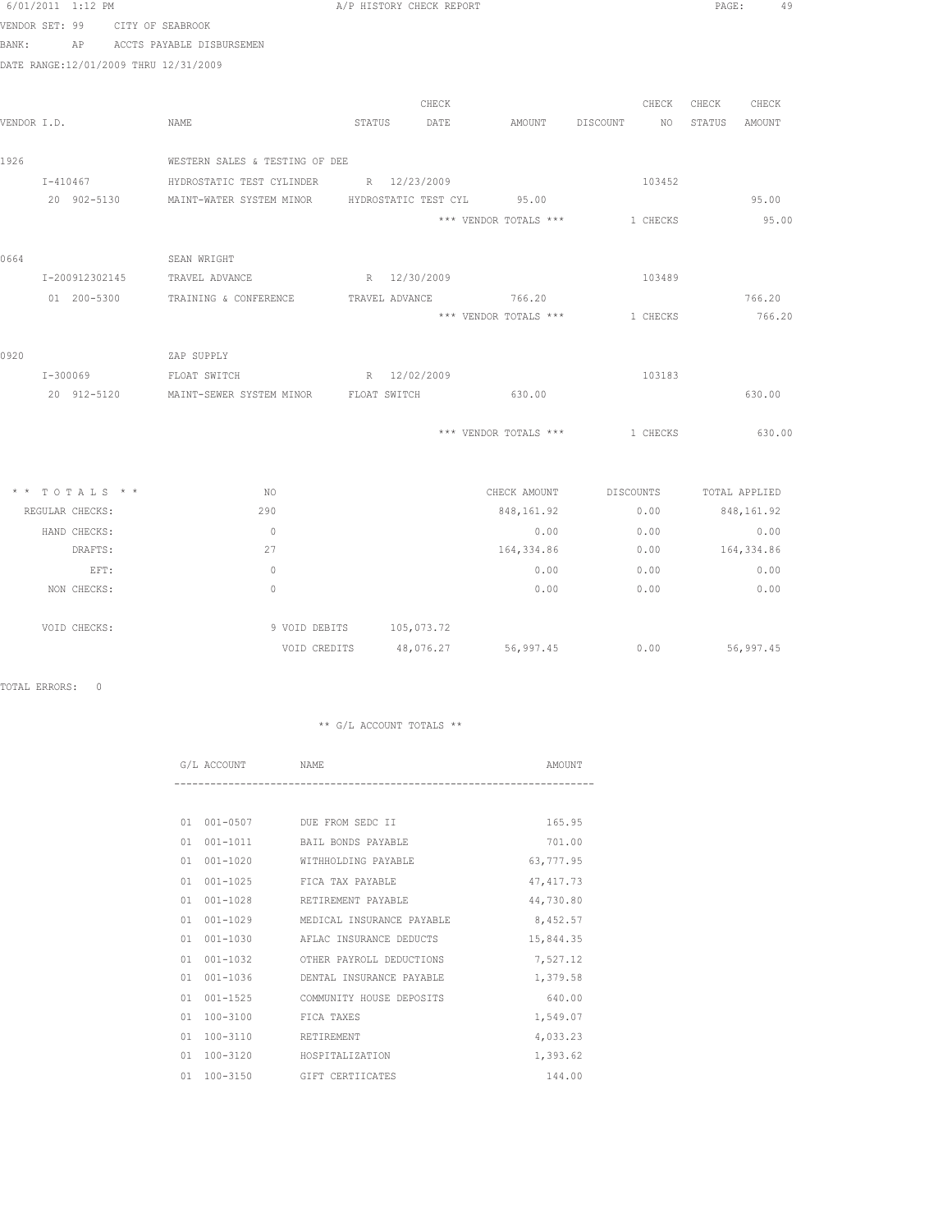6/01/2011 1:12 PM A/P HISTORY CHECK REPORT

VENDOR SET: 99 CITY OF SEABROOK
BANK: AP ACCTS PAYABLE DISBURSEMEN
DATE RANGE:12/01/2009 THRU 12/31/2009

| VENDOR I.D. | NAME | STATUS | CHECK DATE | AMOUNT | DISCOUNT | CHECK NO | CHECK STATUS | CHECK AMOUNT |
|---|---|---|---|---|---|---|---|---|
| 1926 | WESTERN SALES & TESTING OF DEE | | | | | | | |
| I-410467 | HYDROSTATIC TEST CYLINDER | R | 12/23/2009 | | | 103452 | | |
| 20 902-5130 | MAINT-WATER SYSTEM MINOR | HYDROSTATIC TEST CYL | | 95.00 | | | | 95.00 |
| | | | | *** VENDOR TOTALS *** | | 1 CHECKS | | 95.00 |
| 0664 | SEAN WRIGHT | | | | | | | |
| I-200912302145 | TRAVEL ADVANCE | R | 12/30/2009 | | | 103489 | | |
| 01 200-5300 | TRAINING & CONFERENCE | TRAVEL ADVANCE | | 766.20 | | | | 766.20 |
| | | | | *** VENDOR TOTALS *** | | 1 CHECKS | | 766.20 |
| 0920 | ZAP SUPPLY | | | | | | | |
| I-300069 | FLOAT SWITCH | R | 12/02/2009 | | | 103183 | | |
| 20 912-5120 | MAINT-SEWER SYSTEM MINOR | FLOAT SWITCH | | 630.00 | | | | 630.00 |
| | | | | *** VENDOR TOTALS *** | | 1 CHECKS | | 630.00 |

| * * T O T A L S * * | NO | | | CHECK AMOUNT | DISCOUNTS | TOTAL APPLIED |
|---|---|---|---|---|---|---|
| REGULAR CHECKS: | 290 | | | 848,161.92 | 0.00 | 848,161.92 |
| HAND CHECKS: | 0 | | | 0.00 | 0.00 | 0.00 |
| DRAFTS: | 27 | | | 164,334.86 | 0.00 | 164,334.86 |
| EFT: | 0 | | | 0.00 | 0.00 | 0.00 |
| NON CHECKS: | 0 | | | 0.00 | 0.00 | 0.00 |
| VOID CHECKS: | 9 VOID DEBITS | | 105,073.72 | | | |
| | | VOID CREDITS | 48,076.27 | 56,997.45 | 0.00 | 56,997.45 |

TOTAL ERRORS: 0

** G/L ACCOUNT TOTALS **

| G/L ACCOUNT | NAME | AMOUNT |
|---|---|---|
| 01 001-0507 | DUE FROM SEDC II | 165.95 |
| 01 001-1011 | BAIL BONDS PAYABLE | 701.00 |
| 01 001-1020 | WITHHOLDING PAYABLE | 63,777.95 |
| 01 001-1025 | FICA TAX PAYABLE | 47,417.73 |
| 01 001-1028 | RETIREMENT PAYABLE | 44,730.80 |
| 01 001-1029 | MEDICAL INSURANCE PAYABLE | 8,452.57 |
| 01 001-1030 | AFLAC INSURANCE DEDUCTS | 15,844.35 |
| 01 001-1032 | OTHER PAYROLL DEDUCTIONS | 7,527.12 |
| 01 001-1036 | DENTAL INSURANCE PAYABLE | 1,379.58 |
| 01 001-1525 | COMMUNITY HOUSE DEPOSITS | 640.00 |
| 01 100-3100 | FICA TAXES | 1,549.07 |
| 01 100-3110 | RETIREMENT | 4,033.23 |
| 01 100-3120 | HOSPITALIZATION | 1,393.62 |
| 01 100-3150 | GIFT CERTIICATES | 144.00 |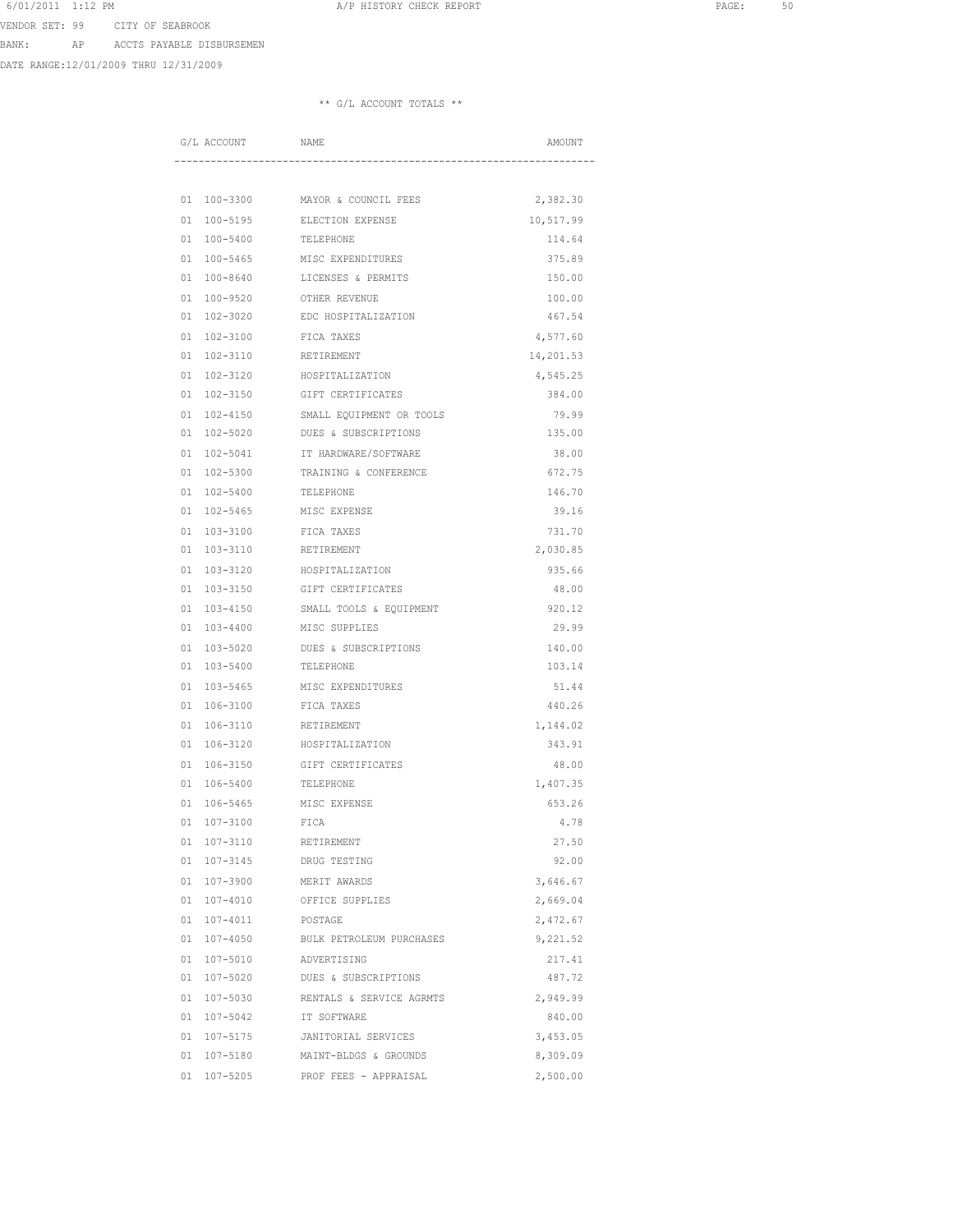VENDOR SET: 99 CITY OF SEABROOK

BANK: AP ACCTS PAYABLE DISBURSEMEN

DATE RANGE:12/01/2009 THRU 12/31/2009

** G/L ACCOUNT TOTALS **

| G/L ACCOUNT | NAME | AMOUNT |
|---|---|---|
| 01 100-3300 | MAYOR & COUNCIL FEES | 2,382.30 |
| 01 100-5195 | ELECTION EXPENSE | 10,517.99 |
| 01 100-5400 | TELEPHONE | 114.64 |
| 01 100-5465 | MISC EXPENDITURES | 375.89 |
| 01 100-8640 | LICENSES & PERMITS | 150.00 |
| 01 100-9520 | OTHER REVENUE | 100.00 |
| 01 102-3020 | EDC HOSPITALIZATION | 467.54 |
| 01 102-3100 | FICA TAXES | 4,577.60 |
| 01 102-3110 | RETIREMENT | 14,201.53 |
| 01 102-3120 | HOSPITALIZATION | 4,545.25 |
| 01 102-3150 | GIFT CERTIFICATES | 384.00 |
| 01 102-4150 | SMALL EQUIPMENT OR TOOLS | 79.99 |
| 01 102-5020 | DUES & SUBSCRIPTIONS | 135.00 |
| 01 102-5041 | IT HARDWARE/SOFTWARE | 38.00 |
| 01 102-5300 | TRAINING & CONFERENCE | 672.75 |
| 01 102-5400 | TELEPHONE | 146.70 |
| 01 102-5465 | MISC EXPENSE | 39.16 |
| 01 103-3100 | FICA TAXES | 731.70 |
| 01 103-3110 | RETIREMENT | 2,030.85 |
| 01 103-3120 | HOSPITALIZATION | 935.66 |
| 01 103-3150 | GIFT CERTIFICATES | 48.00 |
| 01 103-4150 | SMALL TOOLS & EQUIPMENT | 920.12 |
| 01 103-4400 | MISC SUPPLIES | 29.99 |
| 01 103-5020 | DUES & SUBSCRIPTIONS | 140.00 |
| 01 103-5400 | TELEPHONE | 103.14 |
| 01 103-5465 | MISC EXPENDITURES | 51.44 |
| 01 106-3100 | FICA TAXES | 440.26 |
| 01 106-3110 | RETIREMENT | 1,144.02 |
| 01 106-3120 | HOSPITALIZATION | 343.91 |
| 01 106-3150 | GIFT CERTIFICATES | 48.00 |
| 01 106-5400 | TELEPHONE | 1,407.35 |
| 01 106-5465 | MISC EXPENSE | 653.26 |
| 01 107-3100 | FICA | 4.78 |
| 01 107-3110 | RETIREMENT | 27.50 |
| 01 107-3145 | DRUG TESTING | 92.00 |
| 01 107-3900 | MERIT AWARDS | 3,646.67 |
| 01 107-4010 | OFFICE SUPPLIES | 2,669.04 |
| 01 107-4011 | POSTAGE | 2,472.67 |
| 01 107-4050 | BULK PETROLEUM PURCHASES | 9,221.52 |
| 01 107-5010 | ADVERTISING | 217.41 |
| 01 107-5020 | DUES & SUBSCRIPTIONS | 487.72 |
| 01 107-5030 | RENTALS & SERVICE AGRMTS | 2,949.99 |
| 01 107-5042 | IT SOFTWARE | 840.00 |
| 01 107-5175 | JANITORIAL SERVICES | 3,453.05 |
| 01 107-5180 | MAINT-BLDGS & GROUNDS | 8,309.09 |
| 01 107-5205 | PROF FEES - APPRAISAL | 2,500.00 |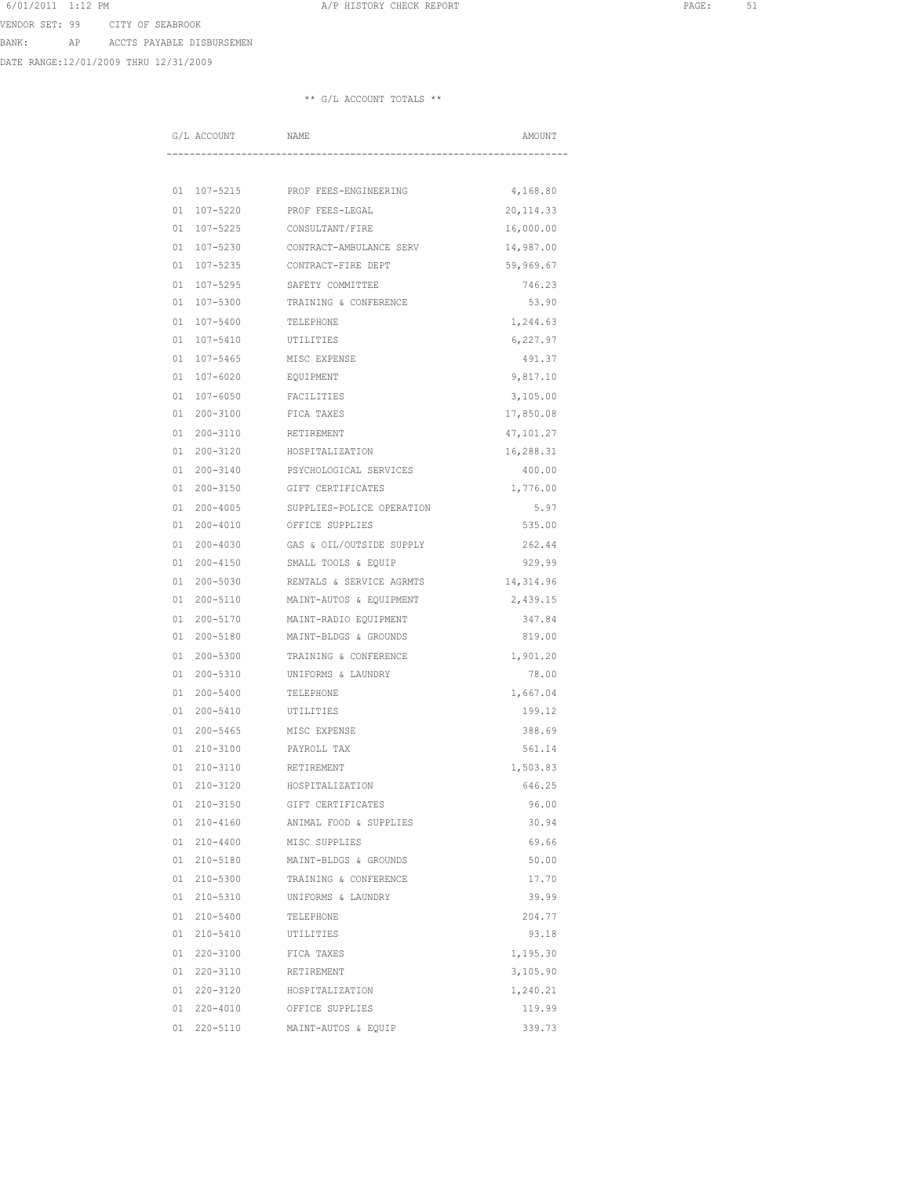VENDOR SET: 99 CITY OF SEABROOK

BANK: AP ACCTS PAYABLE DISBURSEMEN

DATE RANGE:12/01/2009 THRU 12/31/2009

** G/L ACCOUNT TOTALS **

| G/L ACCOUNT | NAME | AMOUNT |
|---|---|---|
| 01 107-5215 | PROF FEES-ENGINEERING | 4,168.80 |
| 01 107-5220 | PROF FEES-LEGAL | 20,114.33 |
| 01 107-5225 | CONSULTANT/FIRE | 16,000.00 |
| 01 107-5230 | CONTRACT-AMBULANCE SERV | 14,987.00 |
| 01 107-5235 | CONTRACT-FIRE DEPT | 59,969.67 |
| 01 107-5295 | SAFETY COMMITTEE | 746.23 |
| 01 107-5300 | TRAINING & CONFERENCE | 53.90 |
| 01 107-5400 | TELEPHONE | 1,244.63 |
| 01 107-5410 | UTILITIES | 6,227.97 |
| 01 107-5465 | MISC EXPENSE | 491.37 |
| 01 107-6020 | EQUIPMENT | 9,817.10 |
| 01 107-6050 | FACILITIES | 3,105.00 |
| 01 200-3100 | FICA TAXES | 17,850.08 |
| 01 200-3110 | RETIREMENT | 47,101.27 |
| 01 200-3120 | HOSPITALIZATION | 16,288.31 |
| 01 200-3140 | PSYCHOLOGICAL SERVICES | 400.00 |
| 01 200-3150 | GIFT CERTIFICATES | 1,776.00 |
| 01 200-4005 | SUPPLIES-POLICE OPERATION | 5.97 |
| 01 200-4010 | OFFICE SUPPLIES | 535.00 |
| 01 200-4030 | GAS & OIL/OUTSIDE SUPPLY | 262.44 |
| 01 200-4150 | SMALL TOOLS & EQUIP | 929.99 |
| 01 200-5030 | RENTALS & SERVICE AGRMTS | 14,314.96 |
| 01 200-5110 | MAINT-AUTOS & EQUIPMENT | 2,439.15 |
| 01 200-5170 | MAINT-RADIO EQUIPMENT | 347.84 |
| 01 200-5180 | MAINT-BLDGS & GROUNDS | 819.00 |
| 01 200-5300 | TRAINING & CONFERENCE | 1,901.20 |
| 01 200-5310 | UNIFORMS & LAUNDRY | 78.00 |
| 01 200-5400 | TELEPHONE | 1,667.04 |
| 01 200-5410 | UTILITIES | 199.12 |
| 01 200-5465 | MISC EXPENSE | 388.69 |
| 01 210-3100 | PAYROLL TAX | 561.14 |
| 01 210-3110 | RETIREMENT | 1,503.83 |
| 01 210-3120 | HOSPITALIZATION | 646.25 |
| 01 210-3150 | GIFT CERTIFICATES | 96.00 |
| 01 210-4160 | ANIMAL FOOD & SUPPLIES | 30.94 |
| 01 210-4400 | MISC SUPPLIES | 69.66 |
| 01 210-5180 | MAINT-BLDGS & GROUNDS | 50.00 |
| 01 210-5300 | TRAINING & CONFERENCE | 17.70 |
| 01 210-5310 | UNIFORMS & LAUNDRY | 39.99 |
| 01 210-5400 | TELEPHONE | 204.77 |
| 01 210-5410 | UTILITIES | 93.18 |
| 01 220-3100 | FICA TAXES | 1,195.30 |
| 01 220-3110 | RETIREMENT | 3,105.90 |
| 01 220-3120 | HOSPITALIZATION | 1,240.21 |
| 01 220-4010 | OFFICE SUPPLIES | 119.99 |
| 01 220-5110 | MAINT-AUTOS & EQUIP | 339.73 |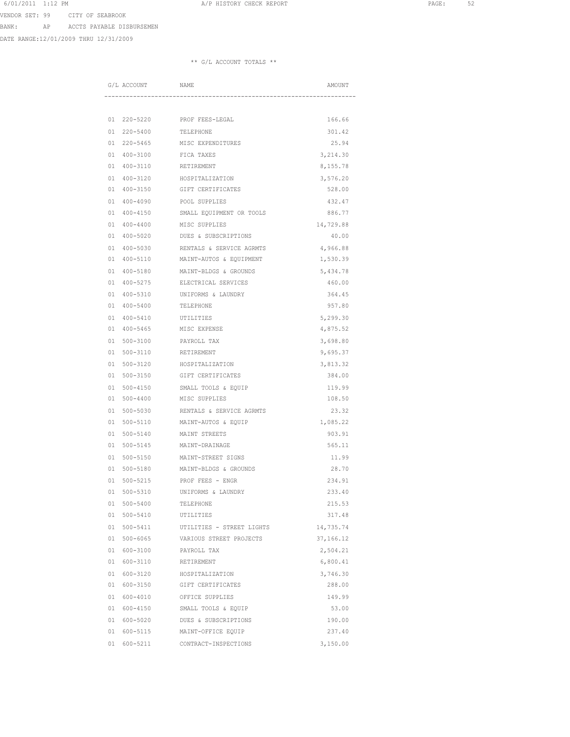VENDOR SET: 99 CITY OF SEABROOK

BANK: AP ACCTS PAYABLE DISBURSEMEN

DATE RANGE:12/01/2009 THRU 12/31/2009

** G/L ACCOUNT TOTALS **

| G/L ACCOUNT | NAME | AMOUNT |
|---|---|---|
| 01 220-5220 | PROF FEES-LEGAL | 166.66 |
| 01 220-5400 | TELEPHONE | 301.42 |
| 01 220-5465 | MISC EXPENDITURES | 25.94 |
| 01 400-3100 | FICA TAXES | 3,214.30 |
| 01 400-3110 | RETIREMENT | 8,155.78 |
| 01 400-3120 | HOSPITALIZATION | 3,576.20 |
| 01 400-3150 | GIFT CERTIFICATES | 528.00 |
| 01 400-4090 | POOL SUPPLIES | 432.47 |
| 01 400-4150 | SMALL EQUIPMENT OR TOOLS | 886.77 |
| 01 400-4400 | MISC SUPPLIES | 14,729.88 |
| 01 400-5020 | DUES & SUBSCRIPTIONS | 40.00 |
| 01 400-5030 | RENTALS & SERVICE AGRMTS | 4,966.88 |
| 01 400-5110 | MAINT-AUTOS & EQUIPMENT | 1,530.39 |
| 01 400-5180 | MAINT-BLDGS & GROUNDS | 5,434.78 |
| 01 400-5275 | ELECTRICAL SERVICES | 460.00 |
| 01 400-5310 | UNIFORMS & LAUNDRY | 364.45 |
| 01 400-5400 | TELEPHONE | 957.80 |
| 01 400-5410 | UTILITIES | 5,299.30 |
| 01 400-5465 | MISC EXPENSE | 4,875.52 |
| 01 500-3100 | PAYROLL TAX | 3,698.80 |
| 01 500-3110 | RETIREMENT | 9,695.37 |
| 01 500-3120 | HOSPITALIZATION | 3,813.32 |
| 01 500-3150 | GIFT CERTIFICATES | 384.00 |
| 01 500-4150 | SMALL TOOLS & EQUIP | 119.99 |
| 01 500-4400 | MISC SUPPLIES | 108.50 |
| 01 500-5030 | RENTALS & SERVICE AGRMTS | 23.32 |
| 01 500-5110 | MAINT-AUTOS & EQUIP | 1,085.22 |
| 01 500-5140 | MAINT STREETS | 903.91 |
| 01 500-5145 | MAINT-DRAINAGE | 565.11 |
| 01 500-5150 | MAINT-STREET SIGNS | 11.99 |
| 01 500-5180 | MAINT-BLDGS & GROUNDS | 28.70 |
| 01 500-5215 | PROF FEES - ENGR | 234.91 |
| 01 500-5310 | UNIFORMS & LAUNDRY | 233.40 |
| 01 500-5400 | TELEPHONE | 215.53 |
| 01 500-5410 | UTILITIES | 317.48 |
| 01 500-5411 | UTILITIES - STREET LIGHTS | 14,735.74 |
| 01 500-6065 | VARIOUS STREET PROJECTS | 37,166.12 |
| 01 600-3100 | PAYROLL TAX | 2,504.21 |
| 01 600-3110 | RETIREMENT | 6,800.41 |
| 01 600-3120 | HOSPITALIZATION | 3,746.30 |
| 01 600-3150 | GIFT CERTIFICATES | 288.00 |
| 01 600-4010 | OFFICE SUPPLIES | 149.99 |
| 01 600-4150 | SMALL TOOLS & EQUIP | 53.00 |
| 01 600-5020 | DUES & SUBSCRIPTIONS | 190.00 |
| 01 600-5115 | MAINT-OFFICE EQUIP | 237.40 |
| 01 600-5211 | CONTRACT-INSPECTIONS | 3,150.00 |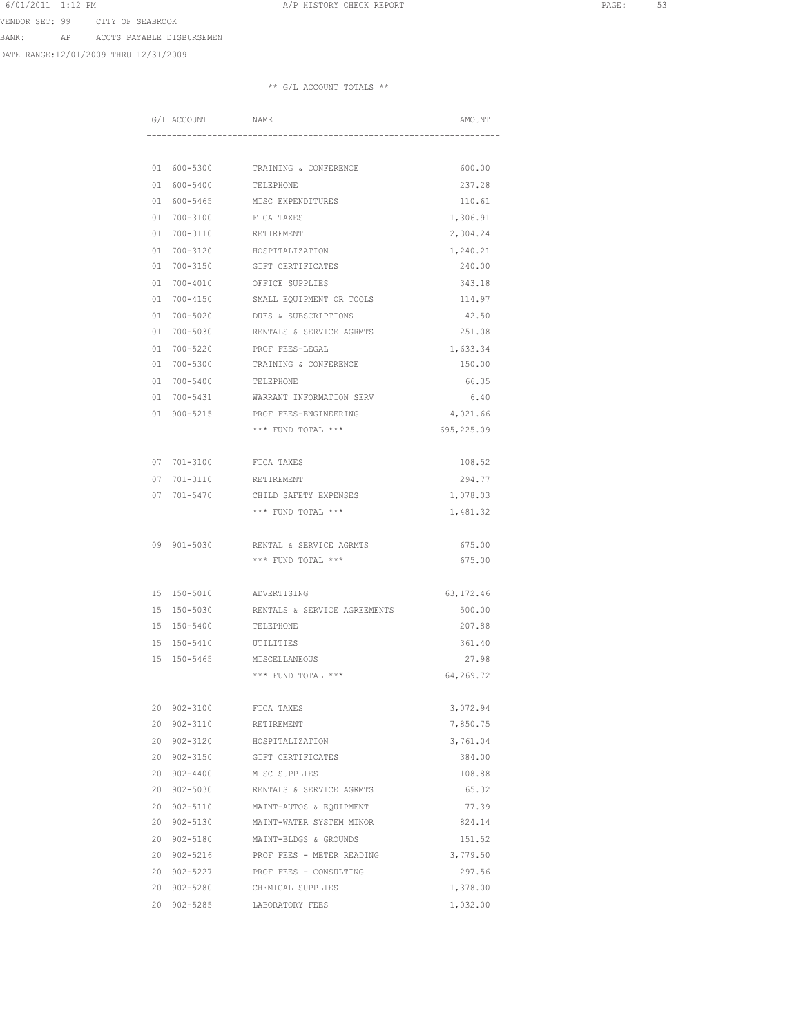VENDOR SET: 99 CITY OF SEABROOK

BANK: AP ACCTS PAYABLE DISBURSEMEN

DATE RANGE:12/01/2009 THRU 12/31/2009

** G/L ACCOUNT TOTALS **

| G/L ACCOUNT | NAME | AMOUNT |
|---|---|---|
| 01 600-5300 | TRAINING & CONFERENCE | 600.00 |
| 01 600-5400 | TELEPHONE | 237.28 |
| 01 600-5465 | MISC EXPENDITURES | 110.61 |
| 01 700-3100 | FICA TAXES | 1,306.91 |
| 01 700-3110 | RETIREMENT | 2,304.24 |
| 01 700-3120 | HOSPITALIZATION | 1,240.21 |
| 01 700-3150 | GIFT CERTIFICATES | 240.00 |
| 01 700-4010 | OFFICE SUPPLIES | 343.18 |
| 01 700-4150 | SMALL EQUIPMENT OR TOOLS | 114.97 |
| 01 700-5020 | DUES & SUBSCRIPTIONS | 42.50 |
| 01 700-5030 | RENTALS & SERVICE AGRMTS | 251.08 |
| 01 700-5220 | PROF FEES-LEGAL | 1,633.34 |
| 01 700-5300 | TRAINING & CONFERENCE | 150.00 |
| 01 700-5400 | TELEPHONE | 66.35 |
| 01 700-5431 | WARRANT INFORMATION SERV | 6.40 |
| 01 900-5215 | PROF FEES-ENGINEERING | 4,021.66 |
| | *** FUND TOTAL *** | 695,225.09 |
| 07 701-3100 | FICA TAXES | 108.52 |
| 07 701-3110 | RETIREMENT | 294.77 |
| 07 701-5470 | CHILD SAFETY EXPENSES | 1,078.03 |
| | *** FUND TOTAL *** | 1,481.32 |
| 09 901-5030 | RENTAL & SERVICE AGRMTS | 675.00 |
| | *** FUND TOTAL *** | 675.00 |
| 15 150-5010 | ADVERTISING | 63,172.46 |
| 15 150-5030 | RENTALS & SERVICE AGREEMENTS | 500.00 |
| 15 150-5400 | TELEPHONE | 207.88 |
| 15 150-5410 | UTILITIES | 361.40 |
| 15 150-5465 | MISCELLANEOUS | 27.98 |
| | *** FUND TOTAL *** | 64,269.72 |
| 20 902-3100 | FICA TAXES | 3,072.94 |
| 20 902-3110 | RETIREMENT | 7,850.75 |
| 20 902-3120 | HOSPITALIZATION | 3,761.04 |
| 20 902-3150 | GIFT CERTIFICATES | 384.00 |
| 20 902-4400 | MISC SUPPLIES | 108.88 |
| 20 902-5030 | RENTALS & SERVICE AGRMTS | 65.32 |
| 20 902-5110 | MAINT-AUTOS & EQUIPMENT | 77.39 |
| 20 902-5130 | MAINT-WATER SYSTEM MINOR | 824.14 |
| 20 902-5180 | MAINT-BLDGS & GROUNDS | 151.52 |
| 20 902-5216 | PROF FEES - METER READING | 3,779.50 |
| 20 902-5227 | PROF FEES - CONSULTING | 297.56 |
| 20 902-5280 | CHEMICAL SUPPLIES | 1,378.00 |
| 20 902-5285 | LABORATORY FEES | 1,032.00 |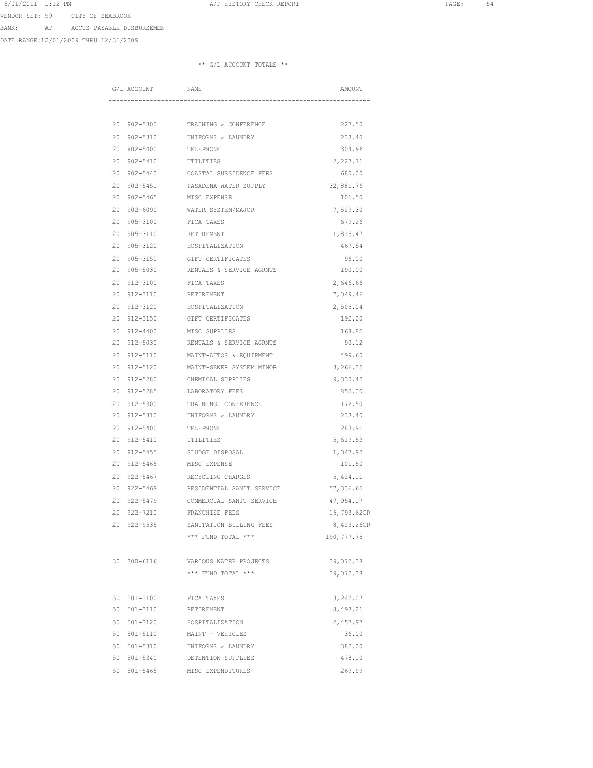VENDOR SET: 99 CITY OF SEABROOK

BANK: AP ACCTS PAYABLE DISBURSEMEN

DATE RANGE:12/01/2009 THRU 12/31/2009

** G/L ACCOUNT TOTALS **

| G/L ACCOUNT | NAME | AMOUNT |
|---|---|---|
| 20 902-5300 | TRAINING & CONFERENCE | 227.50 |
| 20 902-5310 | UNIFORMS & LAUNDRY | 233.40 |
| 20 902-5400 | TELEPHONE | 304.96 |
| 20 902-5410 | UTILITIES | 2,227.71 |
| 20 902-5440 | COASTAL SUBSIDENCE FEES | 680.00 |
| 20 902-5451 | PASADENA WATER SUPPLY | 32,881.76 |
| 20 902-5465 | MISC EXPENSE | 101.50 |
| 20 902-6090 | WATER SYSTEM/MAJOR | 7,529.30 |
| 20 905-3100 | FICA TAXES | 679.26 |
| 20 905-3110 | RETIREMENT | 1,815.47 |
| 20 905-3120 | HOSPITALIZATION | 467.54 |
| 20 905-3150 | GIFT CERTIFICATES | 96.00 |
| 20 905-5030 | RENTALS & SERVICE AGRMTS | 190.00 |
| 20 912-3100 | FICA TAXES | 2,646.66 |
| 20 912-3110 | RETIREMENT | 7,049.46 |
| 20 912-3120 | HOSPITALIZATION | 2,505.04 |
| 20 912-3150 | GIFT CERTIFICATES | 192.00 |
| 20 912-4400 | MISC SUPPLIES | 168.85 |
| 20 912-5030 | RENTALS & SERVICE AGRMTS | 90.12 |
| 20 912-5110 | MAINT-AUTOS & EQUIPMENT | 499.60 |
| 20 912-5120 | MAINT-SEWER SYSTEM MINOR | 3,266.35 |
| 20 912-5280 | CHEMICAL SUPPLIES | 9,330.42 |
| 20 912-5285 | LABORATORY FEES | 855.00 |
| 20 912-5300 | TRAINING CONFERENCE | 172.50 |
| 20 912-5310 | UNIFORMS & LAUNDRY | 233.40 |
| 20 912-5400 | TELEPHONE | 283.91 |
| 20 912-5410 | UTILITIES | 5,619.53 |
| 20 912-5455 | SLUDGE DISPOSAL | 1,047.92 |
| 20 912-5465 | MISC EXPENSE | 101.50 |
| 20 922-5467 | RECYCLING CHARGES | 5,424.11 |
| 20 922-5469 | RESIDENTIAL SANIT SERVICE | 57,336.65 |
| 20 922-5479 | COMMERCIAL SANIT SERVICE | 47,954.17 |
| 20 922-7210 | FRANCHISE FEES | 15,793.62CR |
| 20 922-9535 | SANITATION BILLING FEES | 8,423.26CR |
| | *** FUND TOTAL *** | 190,777.75 |
| 30 300-6116 | VARIOUS WATER PROJECTS | 39,072.38 |
| | *** FUND TOTAL *** | 39,072.38 |
| 50 501-3100 | FICA TAXES | 3,242.07 |
| 50 501-3110 | RETIREMENT | 8,493.21 |
| 50 501-3120 | HOSPITALIZATION | 2,457.97 |
| 50 501-5110 | MAINT - VEHICLES | 36.00 |
| 50 501-5310 | UNIFORMS & LAUNDRY | 382.00 |
| 50 501-5340 | DETENTION SUPPLIES | 478.10 |
| 50 501-5465 | MISC EXPENDITURES | 269.99 |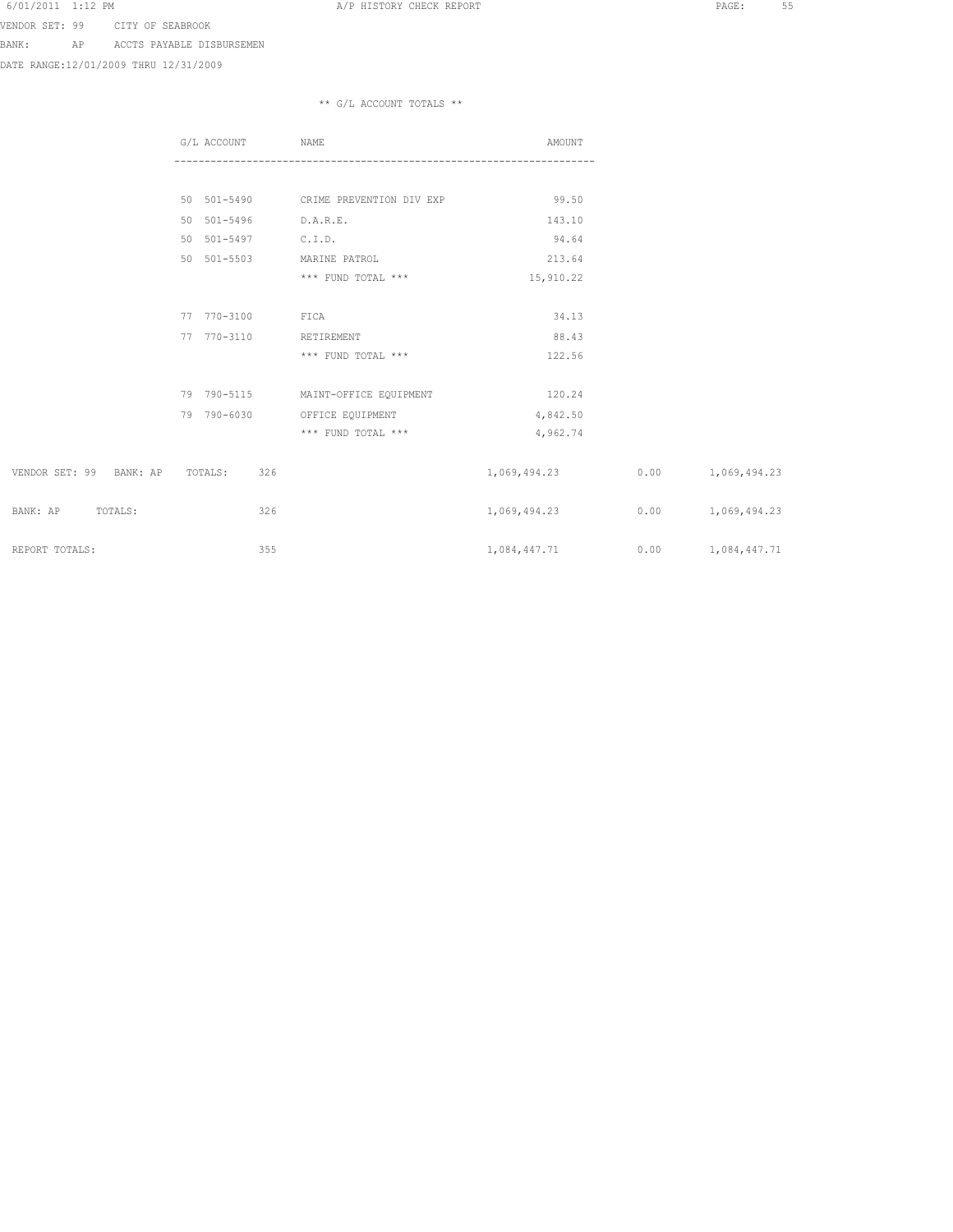VENDOR SET: 99 CITY OF SEABROOK
BANK: AP ACCTS PAYABLE DISBURSEMEN
DATE RANGE:12/01/2009 THRU 12/31/2009

** G/L ACCOUNT TOTALS **

| G/L ACCOUNT | NAME | AMOUNT |
|---|---|---|
| 50 501-5490 | CRIME PREVENTION DIV EXP | 99.50 |
| 50 501-5496 | D.A.R.E. | 143.10 |
| 50 501-5497 | C.I.D. | 94.64 |
| 50 501-5503 | MARINE PATROL | 213.64 |
| | *** FUND TOTAL *** | 15,910.22 |
| 77 770-3100 | FICA | 34.13 |
| 77 770-3110 | RETIREMENT | 88.43 |
| | *** FUND TOTAL *** | 122.56 |
| 79 790-5115 | MAINT-OFFICE EQUIPMENT | 120.24 |
| 79 790-6030 | OFFICE EQUIPMENT | 4,842.50 |
| | *** FUND TOTAL *** | 4,962.74 |

| | COUNT | | | |
|---|---|---|---|---|
| VENDOR SET: 99 BANK: AP TOTALS: | 326 | 1,069,494.23 | 0.00 | 1,069,494.23 |
| BANK: AP TOTALS: | 326 | 1,069,494.23 | 0.00 | 1,069,494.23 |
| REPORT TOTALS: | 355 | 1,084,447.71 | 0.00 | 1,084,447.71 |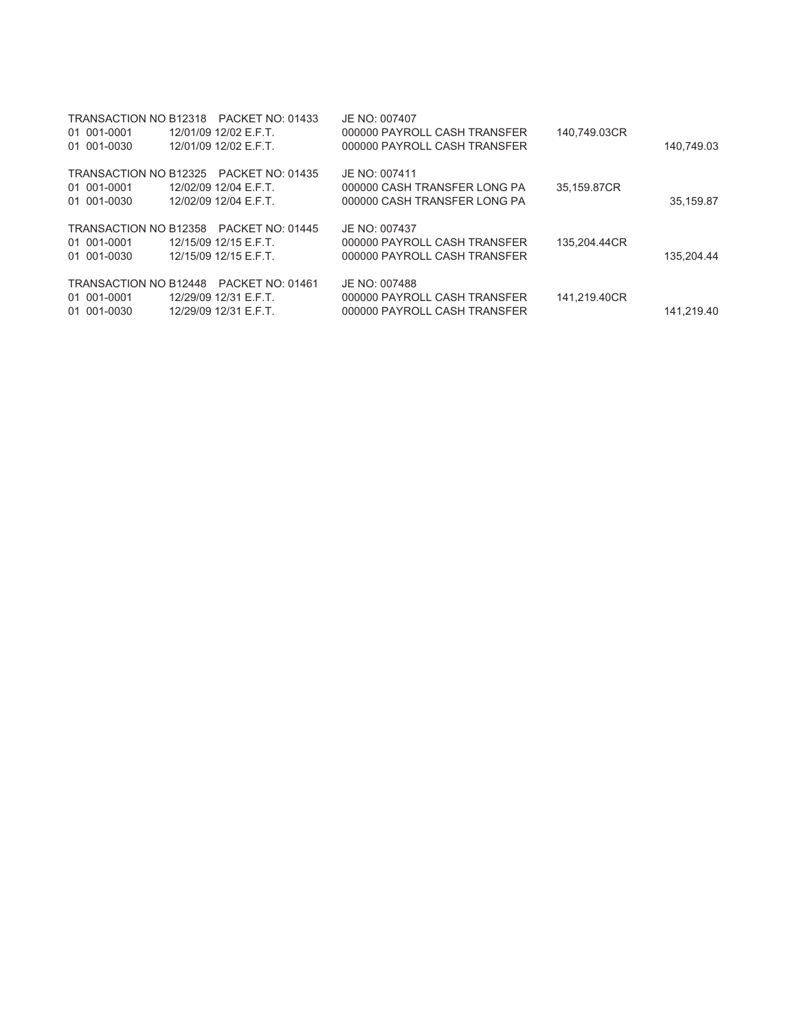| | | | | |
|---|---|---|---|---|
| TRANSACTION NO B12318 | PACKET NO: 01433 | JE NO: 007407 | | |
| 01 001-0001 | 12/01/09 12/02 E.F.T. | 000000 PAYROLL CASH TRANSFER | 140,749.03CR | |
| 01 001-0030 | 12/01/09 12/02 E.F.T. | 000000 PAYROLL CASH TRANSFER | | 140,749.03 |
| TRANSACTION NO B12325 | PACKET NO: 01435 | JE NO: 007411 | | |
| 01 001-0001 | 12/02/09 12/04 E.F.T. | 000000 CASH TRANSFER LONG PA | 35,159.87CR | |
| 01 001-0030 | 12/02/09 12/04 E.F.T. | 000000 CASH TRANSFER LONG PA | | 35,159.87 |
| TRANSACTION NO B12358 | PACKET NO: 01445 | JE NO: 007437 | | |
| 01 001-0001 | 12/15/09 12/15 E.F.T. | 000000 PAYROLL CASH TRANSFER | 135,204.44CR | |
| 01 001-0030 | 12/15/09 12/15 E.F.T. | 000000 PAYROLL CASH TRANSFER | | 135,204.44 |
| TRANSACTION NO B12448 | PACKET NO: 01461 | JE NO: 007488 | | |
| 01 001-0001 | 12/29/09 12/31 E.F.T. | 000000 PAYROLL CASH TRANSFER | 141,219.40CR | |
| 01 001-0030 | 12/29/09 12/31 E.F.T. | 000000 PAYROLL CASH TRANSFER | | 141,219.40 |